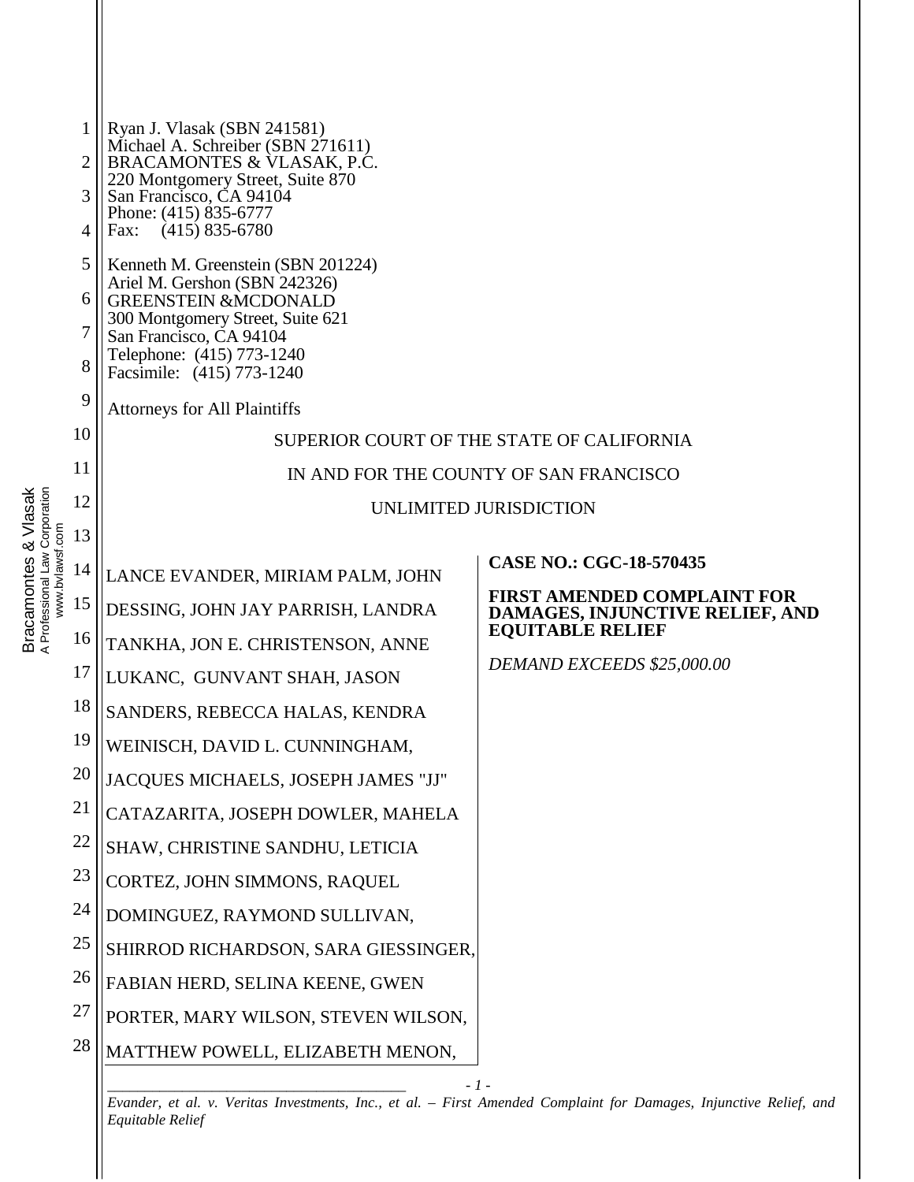Ryan J. Vlasak (SBN 241581)
Michael A. Schreiber (SBN 271611)
BRACAMONTES & VLASAK, P.C.
220 Montgomery Street, Suite 870
San Francisco, CA 94104
Phone: (415) 835-6777
Fax: (415) 835-6780

Kenneth M. Greenstein (SBN 201224)
Ariel M. Gershon (SBN 242326)
GREENSTEIN &MCDONALD
300 Montgomery Street, Suite 621
San Francisco, CA 94104
Telephone: (415) 773-1240
Facsimile: (415) 773-1240

Attorneys for All Plaintiffs

SUPERIOR COURT OF THE STATE OF CALIFORNIA

IN AND FOR THE COUNTY OF SAN FRANCISCO

UNLIMITED JURISDICTION

LANCE EVANDER, MIRIAM PALM, JOHN DESSING, JOHN JAY PARRISH, LANDRA TANKHA, JON E. CHRISTENSON, ANNE LUKANC, GUNVANT SHAH, JASON SANDERS, REBECCA HALAS, KENDRA WEINISCH, DAVID L. CUNNINGHAM, JACQUES MICHAELS, JOSEPH JAMES "JJ" CATAZARITA, JOSEPH DOWLER, MAHELA SHAW, CHRISTINE SANDHU, LETICIA CORTEZ, JOHN SIMMONS, RAQUEL DOMINGUEZ, RAYMOND SULLIVAN, SHIRROD RICHARDSON, SARA GIESSINGER, FABIAN HERD, SELINA KEENE, GWEN PORTER, MARY WILSON, STEVEN WILSON, MATTHEW POWELL, ELIZABETH MENON,

**CASE NO.: CGC-18-570435**

**FIRST AMENDED COMPLAINT FOR DAMAGES, INJUNCTIVE RELIEF, AND EQUITABLE RELIEF**

*DEMAND EXCEEDS $25,000.00*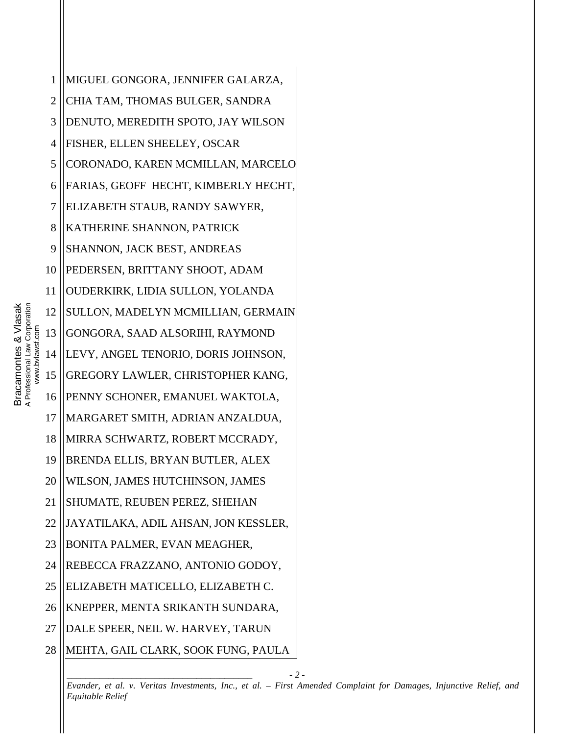MIGUEL GONGORA, JENNIFER GALARZA, CHIA TAM, THOMAS BULGER, SANDRA DENUTO, MEREDITH SPOTO, JAY WILSON FISHER, ELLEN SHEELEY, OSCAR CORONADO, KAREN MCMILLAN, MARCELO FARIAS, GEOFF HECHT, KIMBERLY HECHT, ELIZABETH STAUB, RANDY SAWYER, KATHERINE SHANNON, PATRICK SHANNON, JACK BEST, ANDREAS PEDERSEN, BRITTANY SHOOT, ADAM OUDERKIRK, LIDIA SULLON, YOLANDA SULLON, MADELYN MCMILLIAN, GERMAIN GONGORA, SAAD ALSORIHI, RAYMOND LEVY, ANGEL TENORIO, DORIS JOHNSON, GREGORY LAWLER, CHRISTOPHER KANG, PENNY SCHONER, EMANUEL WAKTOLA, MARGARET SMITH, ADRIAN ANZALDUA, MIRRA SCHWARTZ, ROBERT MCCRADY, BRENDA ELLIS, BRYAN BUTLER, ALEX WILSON, JAMES HUTCHINSON, JAMES SHUMATE, REUBEN PEREZ, SHEHAN JAYATILAKA, ADIL AHSAN, JON KESSLER, BONITA PALMER, EVAN MEAGHER, REBECCA FRAZZANO, ANTONIO GODOY, ELIZABETH MATICELLO, ELIZABETH C. KNEPPER, MENTA SRIKANTH SUNDARA, DALE SPEER, NEIL W. HARVEY, TARUN MEHTA, GAIL CLARK, SOOK FUNG, PAULA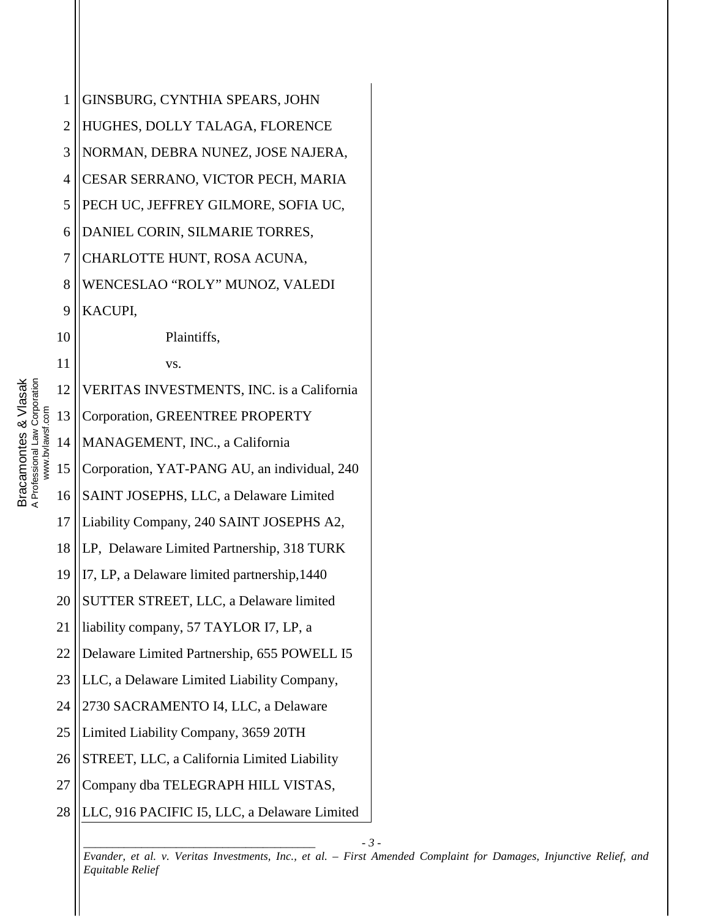GINSBURG, CYNTHIA SPEARS, JOHN HUGHES, DOLLY TALAGA, FLORENCE NORMAN, DEBRA NUNEZ, JOSE NAJERA, CESAR SERRANO, VICTOR PECH, MARIA PECH UC, JEFFREY GILMORE, SOFIA UC, DANIEL CORIN, SILMARIE TORRES, CHARLOTTE HUNT, ROSA ACUNA, WENCESLAO “ROLY” MUNOZ, VALEDI KACUPI,

Plaintiffs,

vs.

VERITAS INVESTMENTS, INC. is a California Corporation, GREENTREE PROPERTY MANAGEMENT, INC., a California Corporation, YAT-PANG AU, an individual, 240 SAINT JOSEPHS, LLC, a Delaware Limited Liability Company, 240 SAINT JOSEPHS A2, LP, Delaware Limited Partnership, 318 TURK I7, LP, a Delaware limited partnership,1440 SUTTER STREET, LLC, a Delaware limited liability company, 57 TAYLOR I7, LP, a Delaware Limited Partnership, 655 POWELL I5 LLC, a Delaware Limited Liability Company, 2730 SACRAMENTO I4, LLC, a Delaware Limited Liability Company, 3659 20TH STREET, LLC, a California Limited Liability Company dba TELEGRAPH HILL VISTAS, LLC, 916 PACIFIC I5, LLC, a Delaware Limited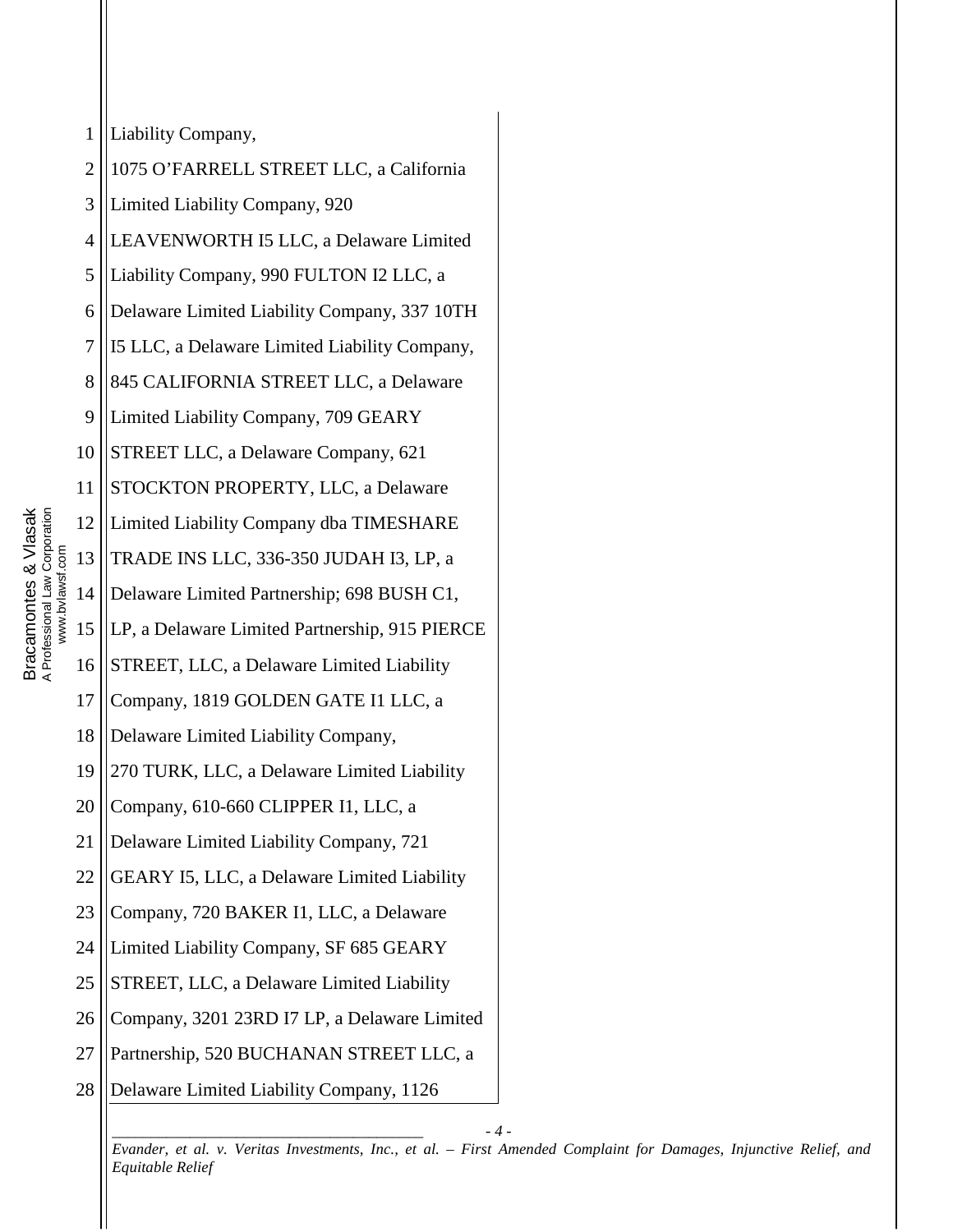Liability Company,
1075 O'FARRELL STREET LLC, a California Limited Liability Company, 920 LEAVENWORTH I5 LLC, a Delaware Limited Liability Company, 990 FULTON I2 LLC, a Delaware Limited Liability Company, 337 10TH I5 LLC, a Delaware Limited Liability Company, 845 CALIFORNIA STREET LLC, a Delaware Limited Liability Company, 709 GEARY STREET LLC, a Delaware Company, 621 STOCKTON PROPERTY, LLC, a Delaware Limited Liability Company dba TIMESHARE TRADE INS LLC, 336-350 JUDAH I3, LP, a Delaware Limited Partnership; 698 BUSH C1, LP, a Delaware Limited Partnership, 915 PIERCE STREET, LLC, a Delaware Limited Liability Company, 1819 GOLDEN GATE I1 LLC, a Delaware Limited Liability Company,
270 TURK, LLC, a Delaware Limited Liability Company, 610-660 CLIPPER I1, LLC, a Delaware Limited Liability Company, 721 GEARY I5, LLC, a Delaware Limited Liability Company, 720 BAKER I1, LLC, a Delaware Limited Liability Company, SF 685 GEARY STREET, LLC, a Delaware Limited Liability Company, 3201 23RD I7 LP, a Delaware Limited Partnership, 520 BUCHANAN STREET LLC, a Delaware Limited Liability Company, 1126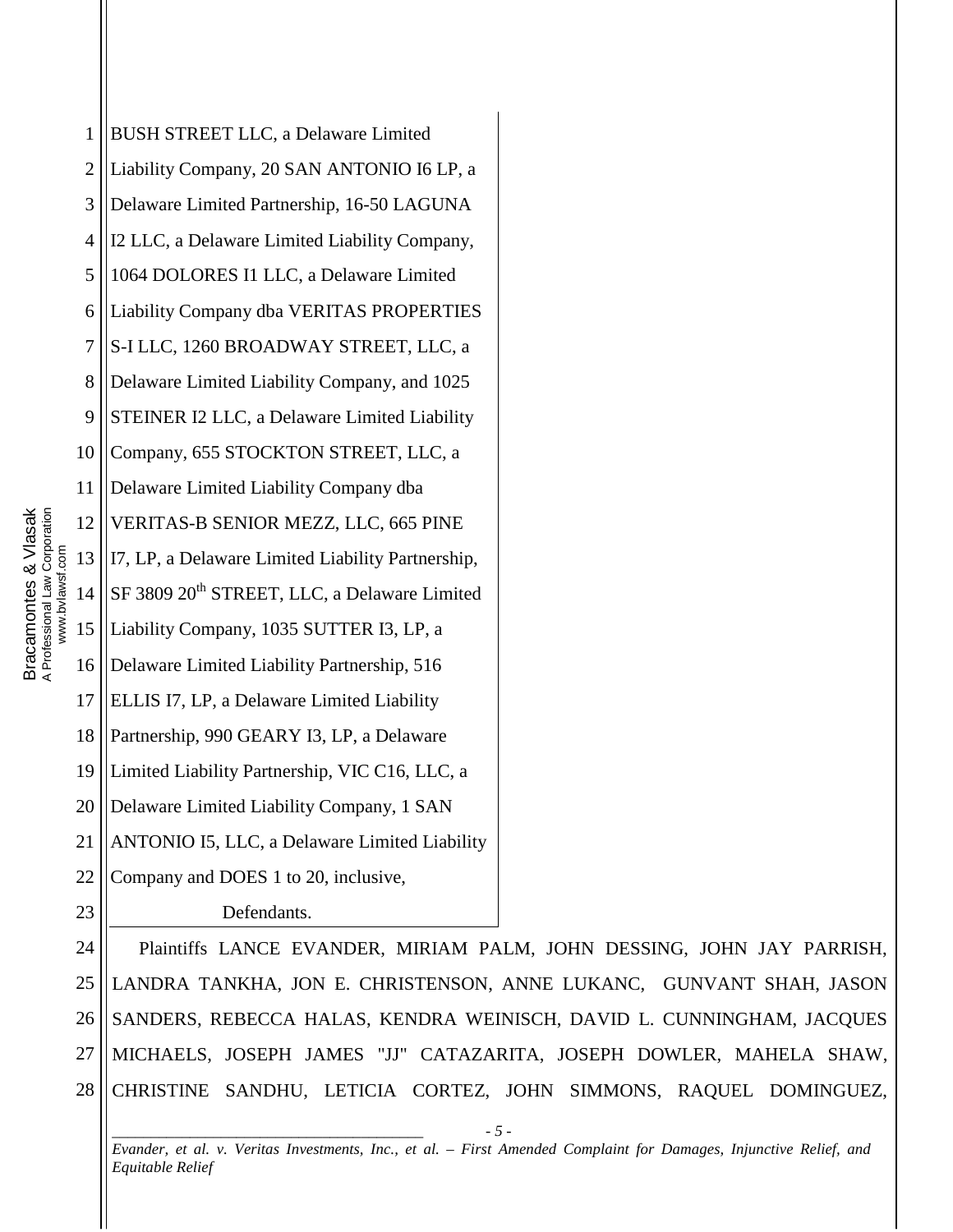BUSH STREET LLC, a Delaware Limited Liability Company, 20 SAN ANTONIO I6 LP, a Delaware Limited Partnership, 16-50 LAGUNA I2 LLC, a Delaware Limited Liability Company, 1064 DOLORES I1 LLC, a Delaware Limited Liability Company dba VERITAS PROPERTIES S-I LLC, 1260 BROADWAY STREET, LLC, a Delaware Limited Liability Company, and 1025 STEINER I2 LLC, a Delaware Limited Liability Company, 655 STOCKTON STREET, LLC, a Delaware Limited Liability Company dba VERITAS-B SENIOR MEZZ, LLC, 665 PINE I7, LP, a Delaware Limited Liability Partnership, SF 3809 20th STREET, LLC, a Delaware Limited Liability Company, 1035 SUTTER I3, LP, a Delaware Limited Liability Partnership, 516 ELLIS I7, LP, a Delaware Limited Liability Partnership, 990 GEARY I3, LP, a Delaware Limited Liability Partnership, VIC C16, LLC, a Delaware Limited Liability Company, 1 SAN ANTONIO I5, LLC, a Delaware Limited Liability Company and DOES 1 to 20, inclusive,

Defendants.

Plaintiffs LANCE EVANDER, MIRIAM PALM, JOHN DESSING, JOHN JAY PARRISH, LANDRA TANKHA, JON E. CHRISTENSON, ANNE LUKANC, GUNVANT SHAH, JASON SANDERS, REBECCA HALAS, KENDRA WEINISCH, DAVID L. CUNNINGHAM, JACQUES MICHAELS, JOSEPH JAMES "JJ" CATAZARITA, JOSEPH DOWLER, MAHELA SHAW, CHRISTINE SANDHU, LETICIA CORTEZ, JOHN SIMMONS, RAQUEL DOMINGUEZ,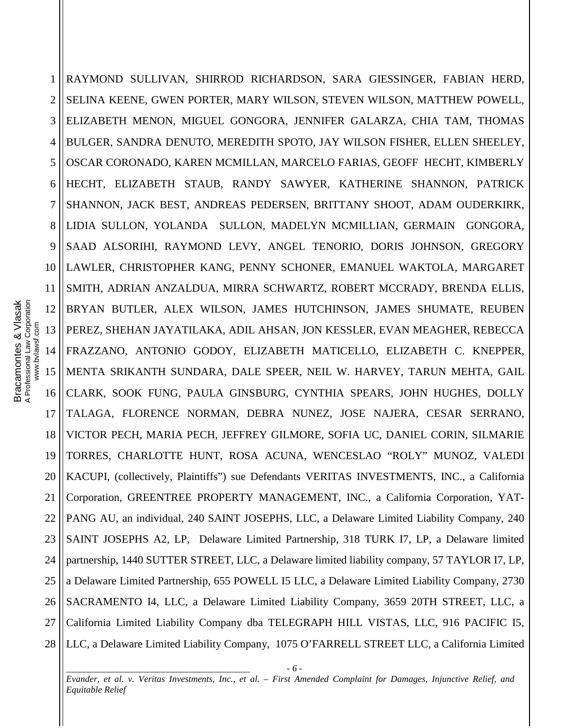RAYMOND SULLIVAN, SHIRROD RICHARDSON, SARA GIESSINGER, FABIAN HERD, SELINA KEENE, GWEN PORTER, MARY WILSON, STEVEN WILSON, MATTHEW POWELL, ELIZABETH MENON, MIGUEL GONGORA, JENNIFER GALARZA, CHIA TAM, THOMAS BULGER, SANDRA DENUTO, MEREDITH SPOTO, JAY WILSON FISHER, ELLEN SHEELEY, OSCAR CORONADO, KAREN MCMILLAN, MARCELO FARIAS, GEOFF HECHT, KIMBERLY HECHT, ELIZABETH STAUB, RANDY SAWYER, KATHERINE SHANNON, PATRICK SHANNON, JACK BEST, ANDREAS PEDERSEN, BRITTANY SHOOT, ADAM OUDERKIRK, LIDIA SULLON, YOLANDA SULLON, MADELYN MCMILLIAN, GERMAIN GONGORA, SAAD ALSORIHI, RAYMOND LEVY, ANGEL TENORIO, DORIS JOHNSON, GREGORY LAWLER, CHRISTOPHER KANG, PENNY SCHONER, EMANUEL WAKTOLA, MARGARET SMITH, ADRIAN ANZALDUA, MIRRA SCHWARTZ, ROBERT MCCRADY, BRENDA ELLIS, BRYAN BUTLER, ALEX WILSON, JAMES HUTCHINSON, JAMES SHUMATE, REUBEN PEREZ, SHEHAN JAYATILAKA, ADIL AHSAN, JON KESSLER, EVAN MEAGHER, REBECCA FRAZZANO, ANTONIO GODOY, ELIZABETH MATICELLO, ELIZABETH C. KNEPPER, MENTA SRIKANTH SUNDARA, DALE SPEER, NEIL W. HARVEY, TARUN MEHTA, GAIL CLARK, SOOK FUNG, PAULA GINSBURG, CYNTHIA SPEARS, JOHN HUGHES, DOLLY TALAGA, FLORENCE NORMAN, DEBRA NUNEZ, JOSE NAJERA, CESAR SERRANO, VICTOR PECH, MARIA PECH, JEFFREY GILMORE, SOFIA UC, DANIEL CORIN, SILMARIE TORRES, CHARLOTTE HUNT, ROSA ACUNA, WENCESLAO "ROLY" MUNOZ, VALEDI KACUPI, (collectively, Plaintiffs") sue Defendants VERITAS INVESTMENTS, INC., a California Corporation, GREENTREE PROPERTY MANAGEMENT, INC., a California Corporation, YAT-PANG AU, an individual, 240 SAINT JOSEPHS, LLC, a Delaware Limited Liability Company, 240 SAINT JOSEPHS A2, LP, Delaware Limited Partnership, 318 TURK I7, LP, a Delaware limited partnership, 1440 SUTTER STREET, LLC, a Delaware limited liability company, 57 TAYLOR I7, LP, a Delaware Limited Partnership, 655 POWELL I5 LLC, a Delaware Limited Liability Company, 2730 SACRAMENTO I4, LLC, a Delaware Limited Liability Company, 3659 20TH STREET, LLC, a California Limited Liability Company dba TELEGRAPH HILL VISTAS, LLC, 916 PACIFIC I5, LLC, a Delaware Limited Liability Company, 1075 O'FARRELL STREET LLC, a California Limited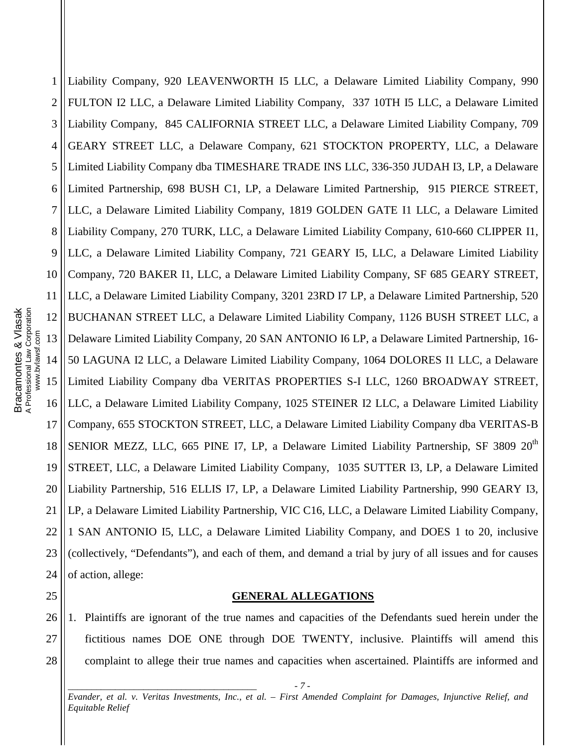Liability Company, 920 LEAVENWORTH I5 LLC, a Delaware Limited Liability Company, 990 FULTON I2 LLC, a Delaware Limited Liability Company, 337 10TH I5 LLC, a Delaware Limited Liability Company, 845 CALIFORNIA STREET LLC, a Delaware Limited Liability Company, 709 GEARY STREET LLC, a Delaware Company, 621 STOCKTON PROPERTY, LLC, a Delaware Limited Liability Company dba TIMESHARE TRADE INS LLC, 336-350 JUDAH I3, LP, a Delaware Limited Partnership, 698 BUSH C1, LP, a Delaware Limited Partnership, 915 PIERCE STREET, LLC, a Delaware Limited Liability Company, 1819 GOLDEN GATE I1 LLC, a Delaware Limited Liability Company, 270 TURK, LLC, a Delaware Limited Liability Company, 610-660 CLIPPER I1, LLC, a Delaware Limited Liability Company, 721 GEARY I5, LLC, a Delaware Limited Liability Company, 720 BAKER I1, LLC, a Delaware Limited Liability Company, SF 685 GEARY STREET, LLC, a Delaware Limited Liability Company, 3201 23RD I7 LP, a Delaware Limited Partnership, 520 BUCHANAN STREET LLC, a Delaware Limited Liability Company, 1126 BUSH STREET LLC, a Delaware Limited Liability Company, 20 SAN ANTONIO I6 LP, a Delaware Limited Partnership, 16-50 LAGUNA I2 LLC, a Delaware Limited Liability Company, 1064 DOLORES I1 LLC, a Delaware Limited Liability Company dba VERITAS PROPERTIES S-I LLC, 1260 BROADWAY STREET, LLC, a Delaware Limited Liability Company, 1025 STEINER I2 LLC, a Delaware Limited Liability Company, 655 STOCKTON STREET, LLC, a Delaware Limited Liability Company dba VERITAS-B SENIOR MEZZ, LLC, 665 PINE I7, LP, a Delaware Limited Liability Partnership, SF 3809 20th STREET, LLC, a Delaware Limited Liability Company, 1035 SUTTER I3, LP, a Delaware Limited Liability Partnership, 516 ELLIS I7, LP, a Delaware Limited Liability Partnership, 990 GEARY I3, LP, a Delaware Limited Liability Partnership, VIC C16, LLC, a Delaware Limited Liability Company, 1 SAN ANTONIO I5, LLC, a Delaware Limited Liability Company, and DOES 1 to 20, inclusive (collectively, "Defendants"), and each of them, and demand a trial by jury of all issues and for causes of action, allege:

## GENERAL ALLEGATIONS

1. Plaintiffs are ignorant of the true names and capacities of the Defendants sued herein under the fictitious names DOE ONE through DOE TWENTY, inclusive. Plaintiffs will amend this complaint to allege their true names and capacities when ascertained. Plaintiffs are informed and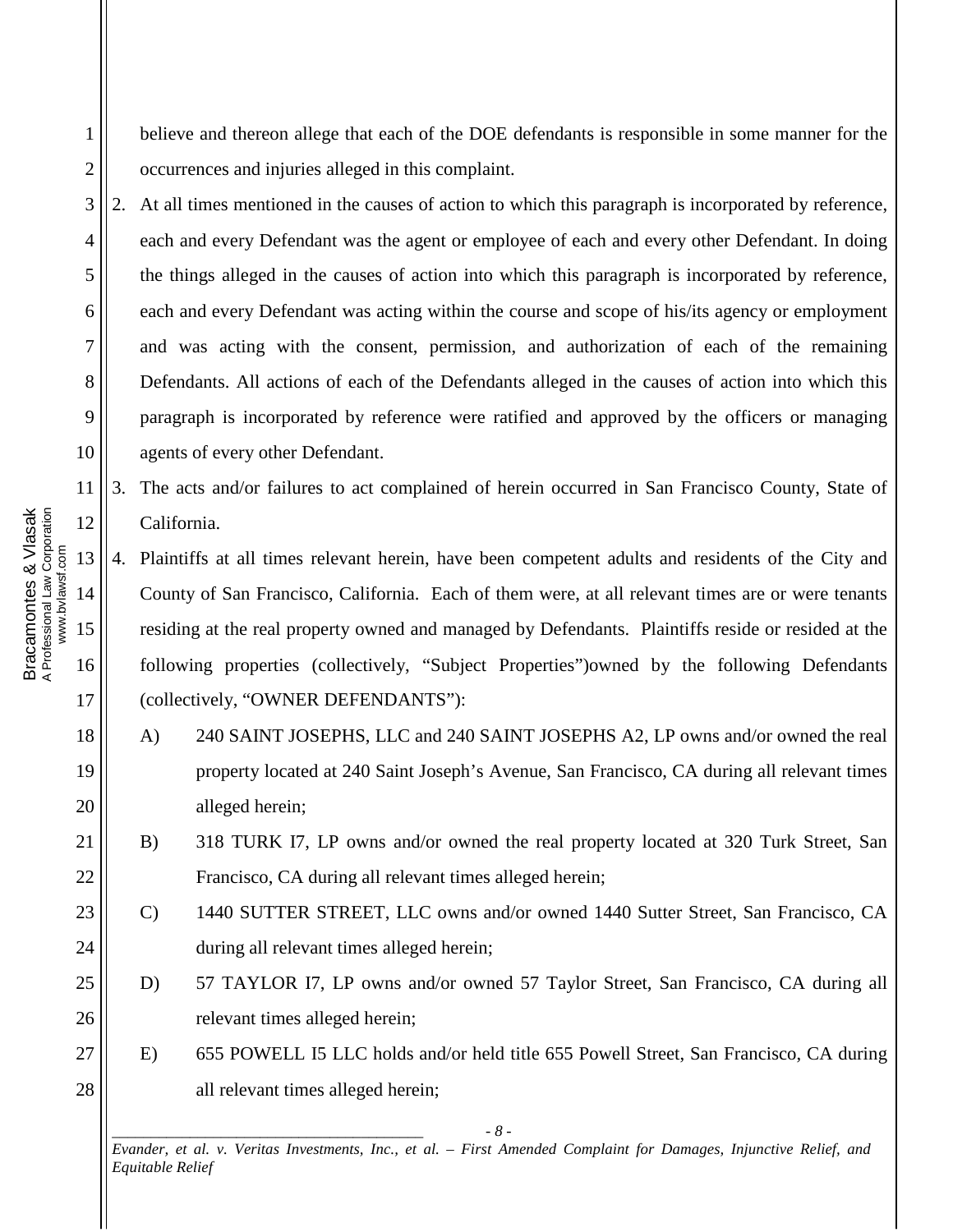believe and thereon allege that each of the DOE defendants is responsible in some manner for the occurrences and injuries alleged in this complaint.

2. At all times mentioned in the causes of action to which this paragraph is incorporated by reference, each and every Defendant was the agent or employee of each and every other Defendant. In doing the things alleged in the causes of action into which this paragraph is incorporated by reference, each and every Defendant was acting within the course and scope of his/its agency or employment and was acting with the consent, permission, and authorization of each of the remaining Defendants. All actions of each of the Defendants alleged in the causes of action into which this paragraph is incorporated by reference were ratified and approved by the officers or managing agents of every other Defendant.

3. The acts and/or failures to act complained of herein occurred in San Francisco County, State of California.

4. Plaintiffs at all times relevant herein, have been competent adults and residents of the City and County of San Francisco, California. Each of them were, at all relevant times are or were tenants residing at the real property owned and managed by Defendants. Plaintiffs reside or resided at the following properties (collectively, "Subject Properties")owned by the following Defendants (collectively, "OWNER DEFENDANTS"):

   A) 240 SAINT JOSEPHS, LLC and 240 SAINT JOSEPHS A2, LP owns and/or owned the real property located at 240 Saint Joseph's Avenue, San Francisco, CA during all relevant times alleged herein;

   B) 318 TURK I7, LP owns and/or owned the real property located at 320 Turk Street, San Francisco, CA during all relevant times alleged herein;

   C) 1440 SUTTER STREET, LLC owns and/or owned 1440 Sutter Street, San Francisco, CA during all relevant times alleged herein;

   D) 57 TAYLOR I7, LP owns and/or owned 57 Taylor Street, San Francisco, CA during all relevant times alleged herein;

   E) 655 POWELL I5 LLC holds and/or held title 655 Powell Street, San Francisco, CA during all relevant times alleged herein;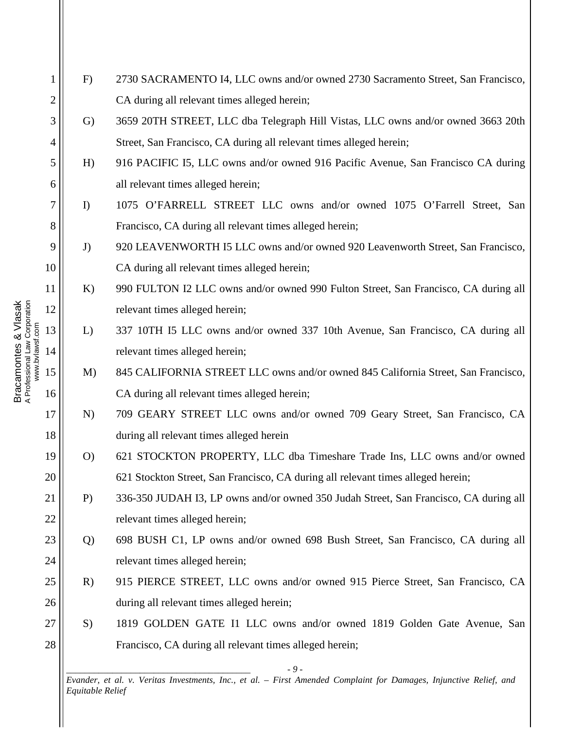F) 2730 SACRAMENTO I4, LLC owns and/or owned 2730 Sacramento Street, San Francisco, CA during all relevant times alleged herein;

G) 3659 20TH STREET, LLC dba Telegraph Hill Vistas, LLC owns and/or owned 3663 20th Street, San Francisco, CA during all relevant times alleged herein;

H) 916 PACIFIC I5, LLC owns and/or owned 916 Pacific Avenue, San Francisco CA during all relevant times alleged herein;

I) 1075 O'FARRELL STREET LLC owns and/or owned 1075 O'Farrell Street, San Francisco, CA during all relevant times alleged herein;

J) 920 LEAVENWORTH I5 LLC owns and/or owned 920 Leavenworth Street, San Francisco, CA during all relevant times alleged herein;

K) 990 FULTON I2 LLC owns and/or owned 990 Fulton Street, San Francisco, CA during all relevant times alleged herein;

L) 337 10TH I5 LLC owns and/or owned 337 10th Avenue, San Francisco, CA during all relevant times alleged herein;

M) 845 CALIFORNIA STREET LLC owns and/or owned 845 California Street, San Francisco, CA during all relevant times alleged herein;

N) 709 GEARY STREET LLC owns and/or owned 709 Geary Street, San Francisco, CA during all relevant times alleged herein

O) 621 STOCKTON PROPERTY, LLC dba Timeshare Trade Ins, LLC owns and/or owned 621 Stockton Street, San Francisco, CA during all relevant times alleged herein;

P) 336-350 JUDAH I3, LP owns and/or owned 350 Judah Street, San Francisco, CA during all relevant times alleged herein;

Q) 698 BUSH C1, LP owns and/or owned 698 Bush Street, San Francisco, CA during all relevant times alleged herein;

R) 915 PIERCE STREET, LLC owns and/or owned 915 Pierce Street, San Francisco, CA during all relevant times alleged herein;

S) 1819 GOLDEN GATE I1 LLC owns and/or owned 1819 Golden Gate Avenue, San Francisco, CA during all relevant times alleged herein;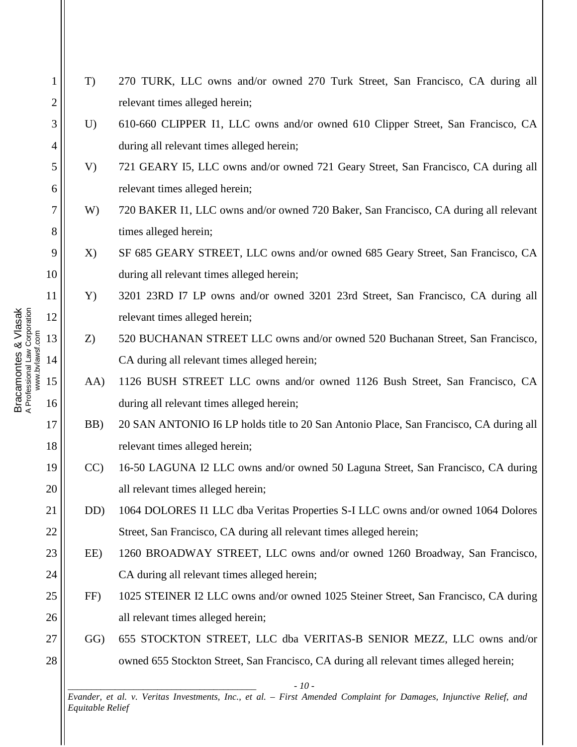T) 270 TURK, LLC owns and/or owned 270 Turk Street, San Francisco, CA during all relevant times alleged herein;

U) 610-660 CLIPPER I1, LLC owns and/or owned 610 Clipper Street, San Francisco, CA during all relevant times alleged herein;

V) 721 GEARY I5, LLC owns and/or owned 721 Geary Street, San Francisco, CA during all relevant times alleged herein;

W) 720 BAKER I1, LLC owns and/or owned 720 Baker, San Francisco, CA during all relevant times alleged herein;

X) SF 685 GEARY STREET, LLC owns and/or owned 685 Geary Street, San Francisco, CA during all relevant times alleged herein;

Y) 3201 23RD I7 LP owns and/or owned 3201 23rd Street, San Francisco, CA during all relevant times alleged herein;

Z) 520 BUCHANAN STREET LLC owns and/or owned 520 Buchanan Street, San Francisco, CA during all relevant times alleged herein;

AA) 1126 BUSH STREET LLC owns and/or owned 1126 Bush Street, San Francisco, CA during all relevant times alleged herein;

BB) 20 SAN ANTONIO I6 LP holds title to 20 San Antonio Place, San Francisco, CA during all relevant times alleged herein;

CC) 16-50 LAGUNA I2 LLC owns and/or owned 50 Laguna Street, San Francisco, CA during all relevant times alleged herein;

DD) 1064 DOLORES I1 LLC dba Veritas Properties S-I LLC owns and/or owned 1064 Dolores Street, San Francisco, CA during all relevant times alleged herein;

EE) 1260 BROADWAY STREET, LLC owns and/or owned 1260 Broadway, San Francisco, CA during all relevant times alleged herein;

FF) 1025 STEINER I2 LLC owns and/or owned 1025 Steiner Street, San Francisco, CA during all relevant times alleged herein;

GG) 655 STOCKTON STREET, LLC dba VERITAS-B SENIOR MEZZ, LLC owns and/or owned 655 Stockton Street, San Francisco, CA during all relevant times alleged herein;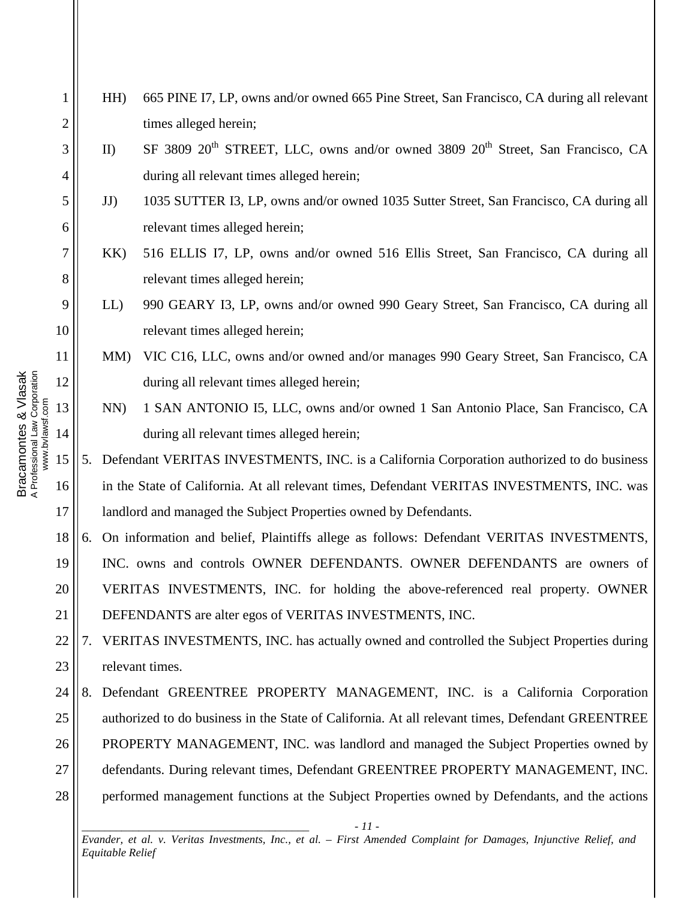HH) 665 PINE I7, LP, owns and/or owned 665 Pine Street, San Francisco, CA during all relevant times alleged herein;

II) SF 3809 20th STREET, LLC, owns and/or owned 3809 20th Street, San Francisco, CA during all relevant times alleged herein;

JJ) 1035 SUTTER I3, LP, owns and/or owned 1035 Sutter Street, San Francisco, CA during all relevant times alleged herein;

KK) 516 ELLIS I7, LP, owns and/or owned 516 Ellis Street, San Francisco, CA during all relevant times alleged herein;

LL) 990 GEARY I3, LP, owns and/or owned 990 Geary Street, San Francisco, CA during all relevant times alleged herein;

MM) VIC C16, LLC, owns and/or owned and/or manages 990 Geary Street, San Francisco, CA during all relevant times alleged herein;

NN) 1 SAN ANTONIO I5, LLC, owns and/or owned 1 San Antonio Place, San Francisco, CA during all relevant times alleged herein;

5. Defendant VERITAS INVESTMENTS, INC. is a California Corporation authorized to do business in the State of California. At all relevant times, Defendant VERITAS INVESTMENTS, INC. was landlord and managed the Subject Properties owned by Defendants.

6. On information and belief, Plaintiffs allege as follows: Defendant VERITAS INVESTMENTS, INC. owns and controls OWNER DEFENDANTS. OWNER DEFENDANTS are owners of VERITAS INVESTMENTS, INC. for holding the above-referenced real property. OWNER DEFENDANTS are alter egos of VERITAS INVESTMENTS, INC.

7. VERITAS INVESTMENTS, INC. has actually owned and controlled the Subject Properties during relevant times.

8. Defendant GREENTREE PROPERTY MANAGEMENT, INC. is a California Corporation authorized to do business in the State of California. At all relevant times, Defendant GREENTREE PROPERTY MANAGEMENT, INC. was landlord and managed the Subject Properties owned by defendants. During relevant times, Defendant GREENTREE PROPERTY MANAGEMENT, INC. performed management functions at the Subject Properties owned by Defendants, and the actions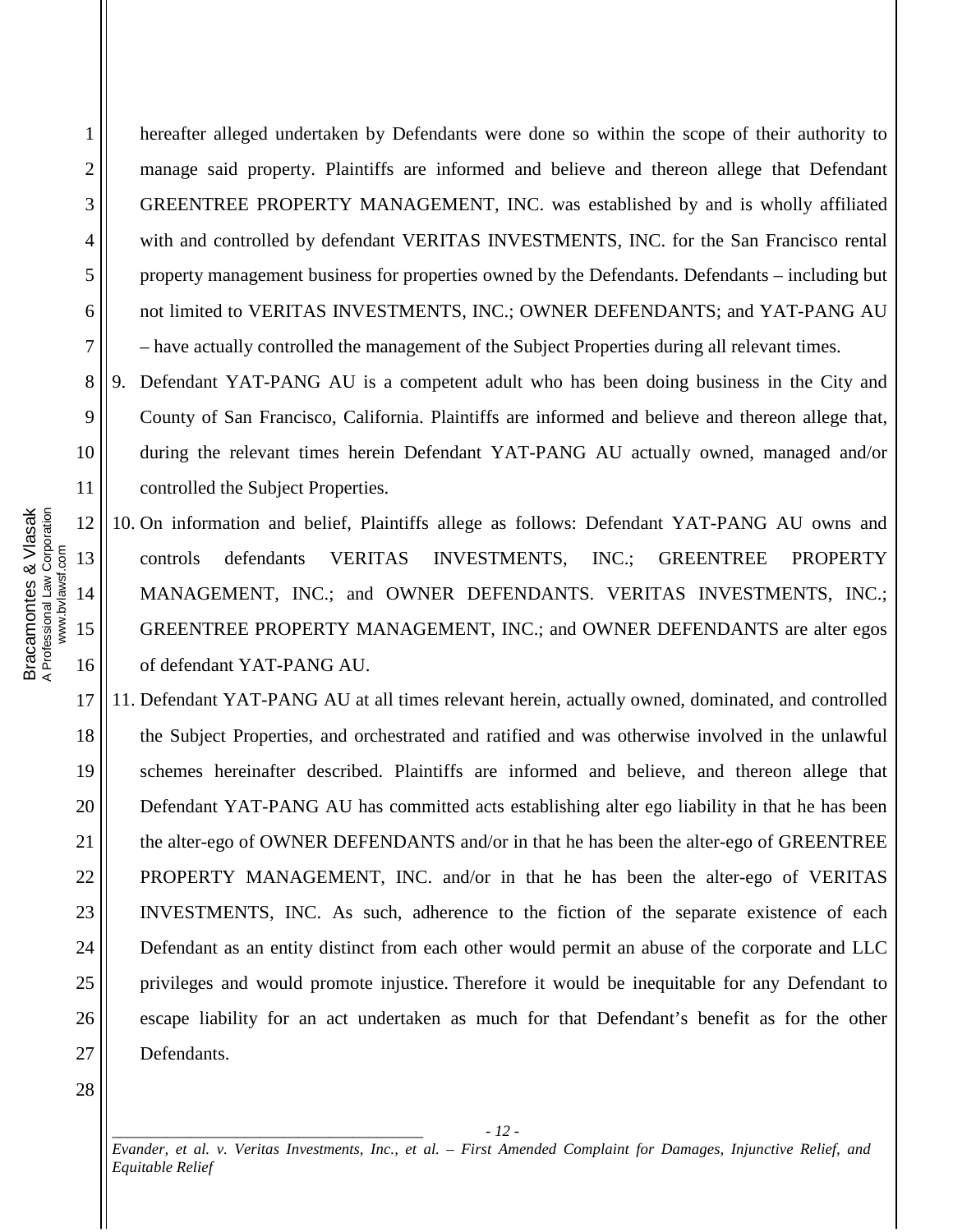hereafter alleged undertaken by Defendants were done so within the scope of their authority to manage said property. Plaintiffs are informed and believe and thereon allege that Defendant GREENTREE PROPERTY MANAGEMENT, INC. was established by and is wholly affiliated with and controlled by defendant VERITAS INVESTMENTS, INC. for the San Francisco rental property management business for properties owned by the Defendants. Defendants – including but not limited to VERITAS INVESTMENTS, INC.; OWNER DEFENDANTS; and YAT-PANG AU – have actually controlled the management of the Subject Properties during all relevant times.

9. Defendant YAT-PANG AU is a competent adult who has been doing business in the City and County of San Francisco, California. Plaintiffs are informed and believe and thereon allege that, during the relevant times herein Defendant YAT-PANG AU actually owned, managed and/or controlled the Subject Properties.

10. On information and belief, Plaintiffs allege as follows: Defendant YAT-PANG AU owns and controls defendants VERITAS INVESTMENTS, INC.; GREENTREE PROPERTY MANAGEMENT, INC.; and OWNER DEFENDANTS. VERITAS INVESTMENTS, INC.; GREENTREE PROPERTY MANAGEMENT, INC.; and OWNER DEFENDANTS are alter egos of defendant YAT-PANG AU.

11. Defendant YAT-PANG AU at all times relevant herein, actually owned, dominated, and controlled the Subject Properties, and orchestrated and ratified and was otherwise involved in the unlawful schemes hereinafter described. Plaintiffs are informed and believe, and thereon allege that Defendant YAT-PANG AU has committed acts establishing alter ego liability in that he has been the alter-ego of OWNER DEFENDANTS and/or in that he has been the alter-ego of GREENTREE PROPERTY MANAGEMENT, INC. and/or in that he has been the alter-ego of VERITAS INVESTMENTS, INC. As such, adherence to the fiction of the separate existence of each Defendant as an entity distinct from each other would permit an abuse of the corporate and LLC privileges and would promote injustice. Therefore it would be inequitable for any Defendant to escape liability for an act undertaken as much for that Defendant's benefit as for the other Defendants.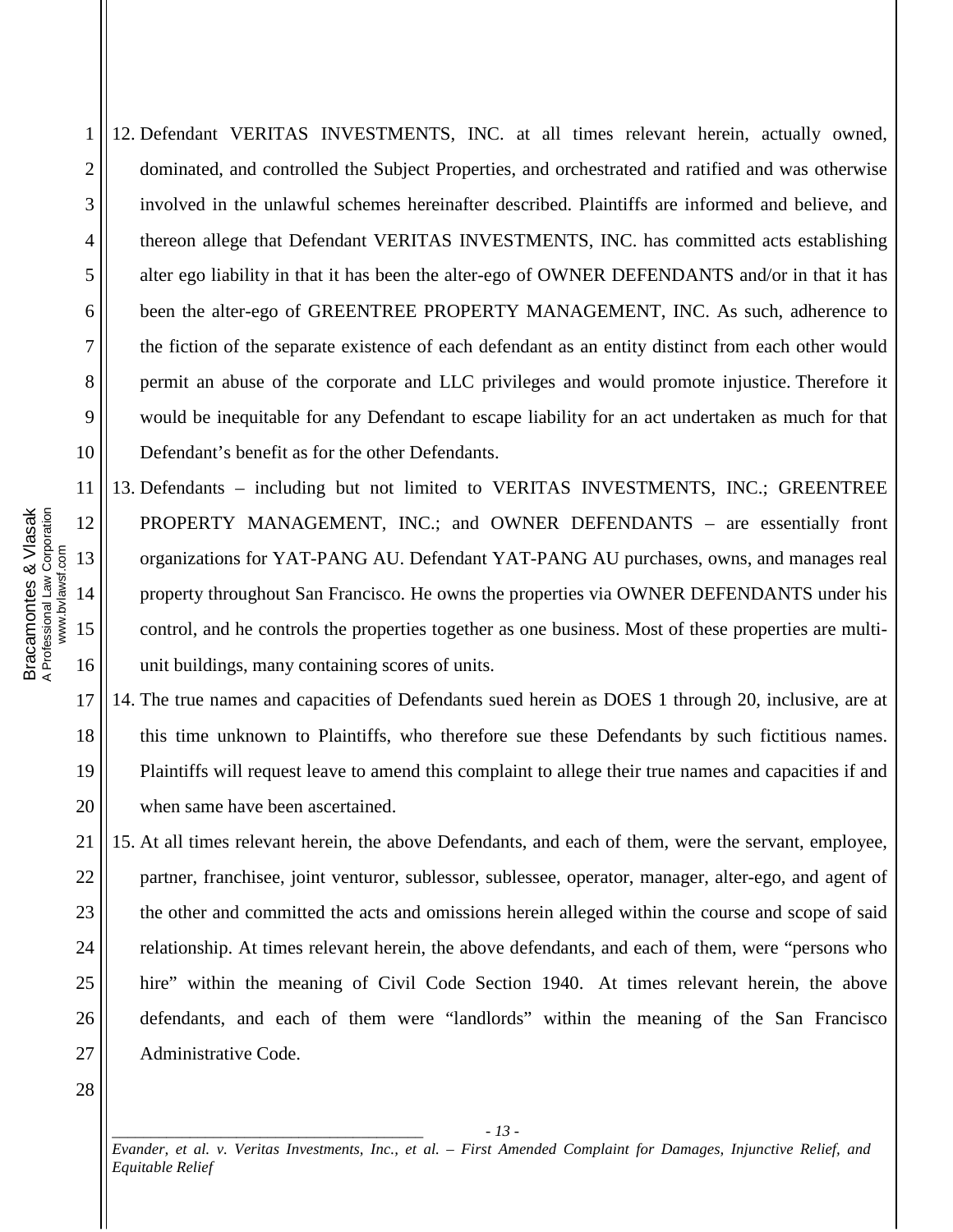12. Defendant VERITAS INVESTMENTS, INC. at all times relevant herein, actually owned, dominated, and controlled the Subject Properties, and orchestrated and ratified and was otherwise involved in the unlawful schemes hereinafter described. Plaintiffs are informed and believe, and thereon allege that Defendant VERITAS INVESTMENTS, INC. has committed acts establishing alter ego liability in that it has been the alter-ego of OWNER DEFENDANTS and/or in that it has been the alter-ego of GREENTREE PROPERTY MANAGEMENT, INC. As such, adherence to the fiction of the separate existence of each defendant as an entity distinct from each other would permit an abuse of the corporate and LLC privileges and would promote injustice. Therefore it would be inequitable for any Defendant to escape liability for an act undertaken as much for that Defendant's benefit as for the other Defendants.

13. Defendants – including but not limited to VERITAS INVESTMENTS, INC.; GREENTREE PROPERTY MANAGEMENT, INC.; and OWNER DEFENDANTS – are essentially front organizations for YAT-PANG AU. Defendant YAT-PANG AU purchases, owns, and manages real property throughout San Francisco. He owns the properties via OWNER DEFENDANTS under his control, and he controls the properties together as one business. Most of these properties are multi-unit buildings, many containing scores of units.

14. The true names and capacities of Defendants sued herein as DOES 1 through 20, inclusive, are at this time unknown to Plaintiffs, who therefore sue these Defendants by such fictitious names. Plaintiffs will request leave to amend this complaint to allege their true names and capacities if and when same have been ascertained.

15. At all times relevant herein, the above Defendants, and each of them, were the servant, employee, partner, franchisee, joint venturor, sublessor, sublessee, operator, manager, alter-ego, and agent of the other and committed the acts and omissions herein alleged within the course and scope of said relationship. At times relevant herein, the above defendants, and each of them, were "persons who hire" within the meaning of Civil Code Section 1940. At times relevant herein, the above defendants, and each of them were "landlords" within the meaning of the San Francisco Administrative Code.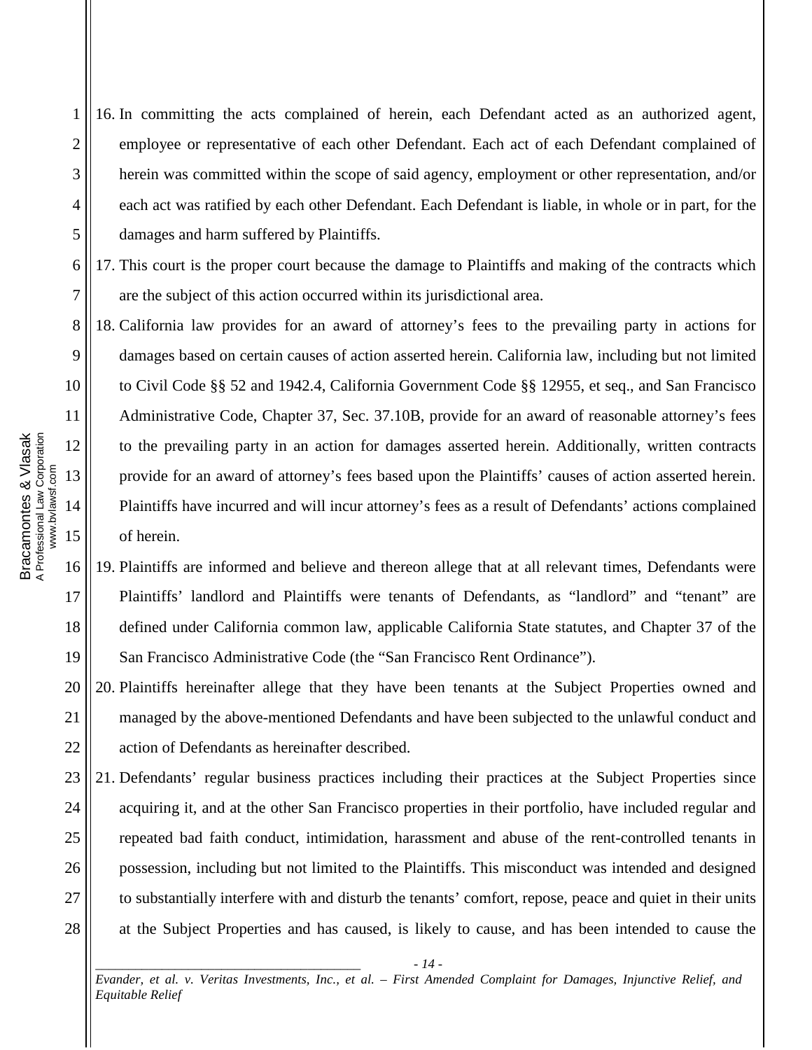16. In committing the acts complained of herein, each Defendant acted as an authorized agent, employee or representative of each other Defendant. Each act of each Defendant complained of herein was committed within the scope of said agency, employment or other representation, and/or each act was ratified by each other Defendant. Each Defendant is liable, in whole or in part, for the damages and harm suffered by Plaintiffs.

17. This court is the proper court because the damage to Plaintiffs and making of the contracts which are the subject of this action occurred within its jurisdictional area.

18. California law provides for an award of attorney's fees to the prevailing party in actions for damages based on certain causes of action asserted herein. California law, including but not limited to Civil Code §§ 52 and 1942.4, California Government Code §§ 12955, et seq., and San Francisco Administrative Code, Chapter 37, Sec. 37.10B, provide for an award of reasonable attorney's fees to the prevailing party in an action for damages asserted herein. Additionally, written contracts provide for an award of attorney's fees based upon the Plaintiffs' causes of action asserted herein. Plaintiffs have incurred and will incur attorney's fees as a result of Defendants' actions complained of herein.

19. Plaintiffs are informed and believe and thereon allege that at all relevant times, Defendants were Plaintiffs' landlord and Plaintiffs were tenants of Defendants, as "landlord" and "tenant" are defined under California common law, applicable California State statutes, and Chapter 37 of the San Francisco Administrative Code (the "San Francisco Rent Ordinance").

20. Plaintiffs hereinafter allege that they have been tenants at the Subject Properties owned and managed by the above-mentioned Defendants and have been subjected to the unlawful conduct and action of Defendants as hereinafter described.

21. Defendants' regular business practices including their practices at the Subject Properties since acquiring it, and at the other San Francisco properties in their portfolio, have included regular and repeated bad faith conduct, intimidation, harassment and abuse of the rent-controlled tenants in possession, including but not limited to the Plaintiffs. This misconduct was intended and designed to substantially interfere with and disturb the tenants' comfort, repose, peace and quiet in their units at the Subject Properties and has caused, is likely to cause, and has been intended to cause the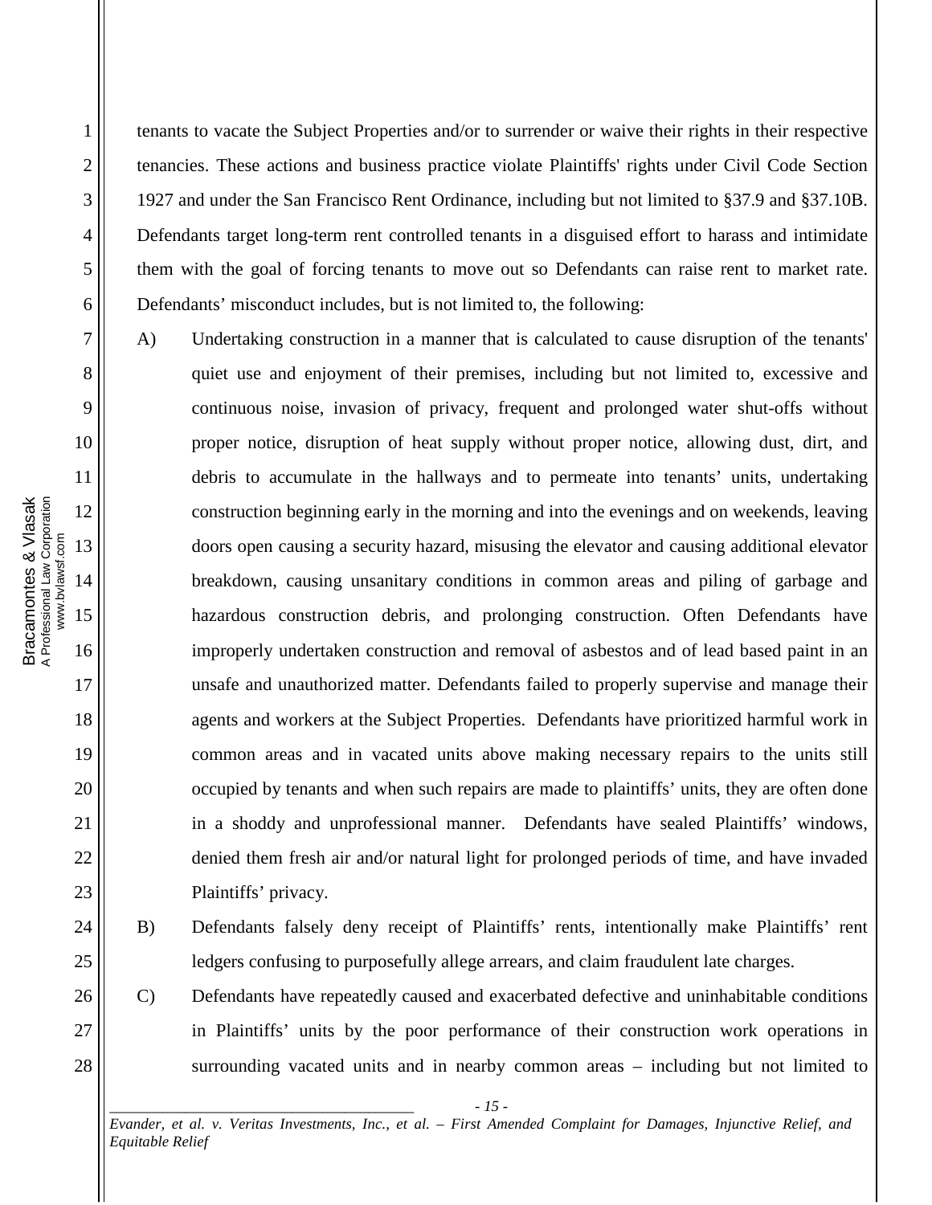tenants to vacate the Subject Properties and/or to surrender or waive their rights in their respective tenancies. These actions and business practice violate Plaintiffs' rights under Civil Code Section 1927 and under the San Francisco Rent Ordinance, including but not limited to §37.9 and §37.10B. Defendants target long-term rent controlled tenants in a disguised effort to harass and intimidate them with the goal of forcing tenants to move out so Defendants can raise rent to market rate. Defendants' misconduct includes, but is not limited to, the following:

A) Undertaking construction in a manner that is calculated to cause disruption of the tenants' quiet use and enjoyment of their premises, including but not limited to, excessive and continuous noise, invasion of privacy, frequent and prolonged water shut-offs without proper notice, disruption of heat supply without proper notice, allowing dust, dirt, and debris to accumulate in the hallways and to permeate into tenants' units, undertaking construction beginning early in the morning and into the evenings and on weekends, leaving doors open causing a security hazard, misusing the elevator and causing additional elevator breakdown, causing unsanitary conditions in common areas and piling of garbage and hazardous construction debris, and prolonging construction. Often Defendants have improperly undertaken construction and removal of asbestos and of lead based paint in an unsafe and unauthorized matter. Defendants failed to properly supervise and manage their agents and workers at the Subject Properties. Defendants have prioritized harmful work in common areas and in vacated units above making necessary repairs to the units still occupied by tenants and when such repairs are made to plaintiffs' units, they are often done in a shoddy and unprofessional manner. Defendants have sealed Plaintiffs' windows, denied them fresh air and/or natural light for prolonged periods of time, and have invaded Plaintiffs' privacy.

B) Defendants falsely deny receipt of Plaintiffs' rents, intentionally make Plaintiffs' rent ledgers confusing to purposefully allege arrears, and claim fraudulent late charges.

C) Defendants have repeatedly caused and exacerbated defective and uninhabitable conditions in Plaintiffs' units by the poor performance of their construction work operations in surrounding vacated units and in nearby common areas – including but not limited to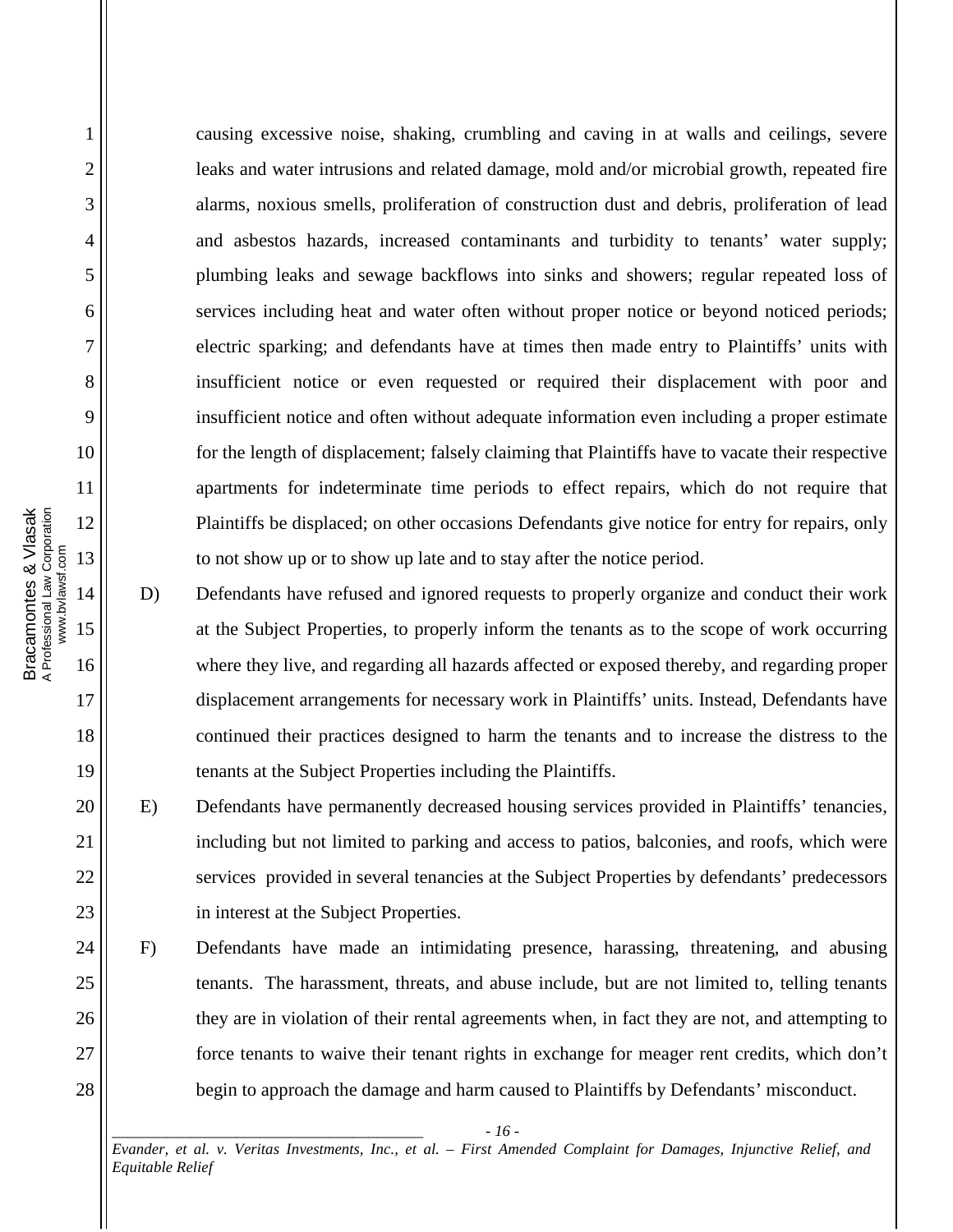causing excessive noise, shaking, crumbling and caving in at walls and ceilings, severe leaks and water intrusions and related damage, mold and/or microbial growth, repeated fire alarms, noxious smells, proliferation of construction dust and debris, proliferation of lead and asbestos hazards, increased contaminants and turbidity to tenants' water supply; plumbing leaks and sewage backflows into sinks and showers; regular repeated loss of services including heat and water often without proper notice or beyond noticed periods; electric sparking; and defendants have at times then made entry to Plaintiffs' units with insufficient notice or even requested or required their displacement with poor and insufficient notice and often without adequate information even including a proper estimate for the length of displacement; falsely claiming that Plaintiffs have to vacate their respective apartments for indeterminate time periods to effect repairs, which do not require that Plaintiffs be displaced; on other occasions Defendants give notice for entry for repairs, only to not show up or to show up late and to stay after the notice period.

D) Defendants have refused and ignored requests to properly organize and conduct their work at the Subject Properties, to properly inform the tenants as to the scope of work occurring where they live, and regarding all hazards affected or exposed thereby, and regarding proper displacement arrangements for necessary work in Plaintiffs' units. Instead, Defendants have continued their practices designed to harm the tenants and to increase the distress to the tenants at the Subject Properties including the Plaintiffs.

E) Defendants have permanently decreased housing services provided in Plaintiffs' tenancies, including but not limited to parking and access to patios, balconies, and roofs, which were services provided in several tenancies at the Subject Properties by defendants' predecessors in interest at the Subject Properties.

F) Defendants have made an intimidating presence, harassing, threatening, and abusing tenants. The harassment, threats, and abuse include, but are not limited to, telling tenants they are in violation of their rental agreements when, in fact they are not, and attempting to force tenants to waive their tenant rights in exchange for meager rent credits, which don't begin to approach the damage and harm caused to Plaintiffs by Defendants' misconduct.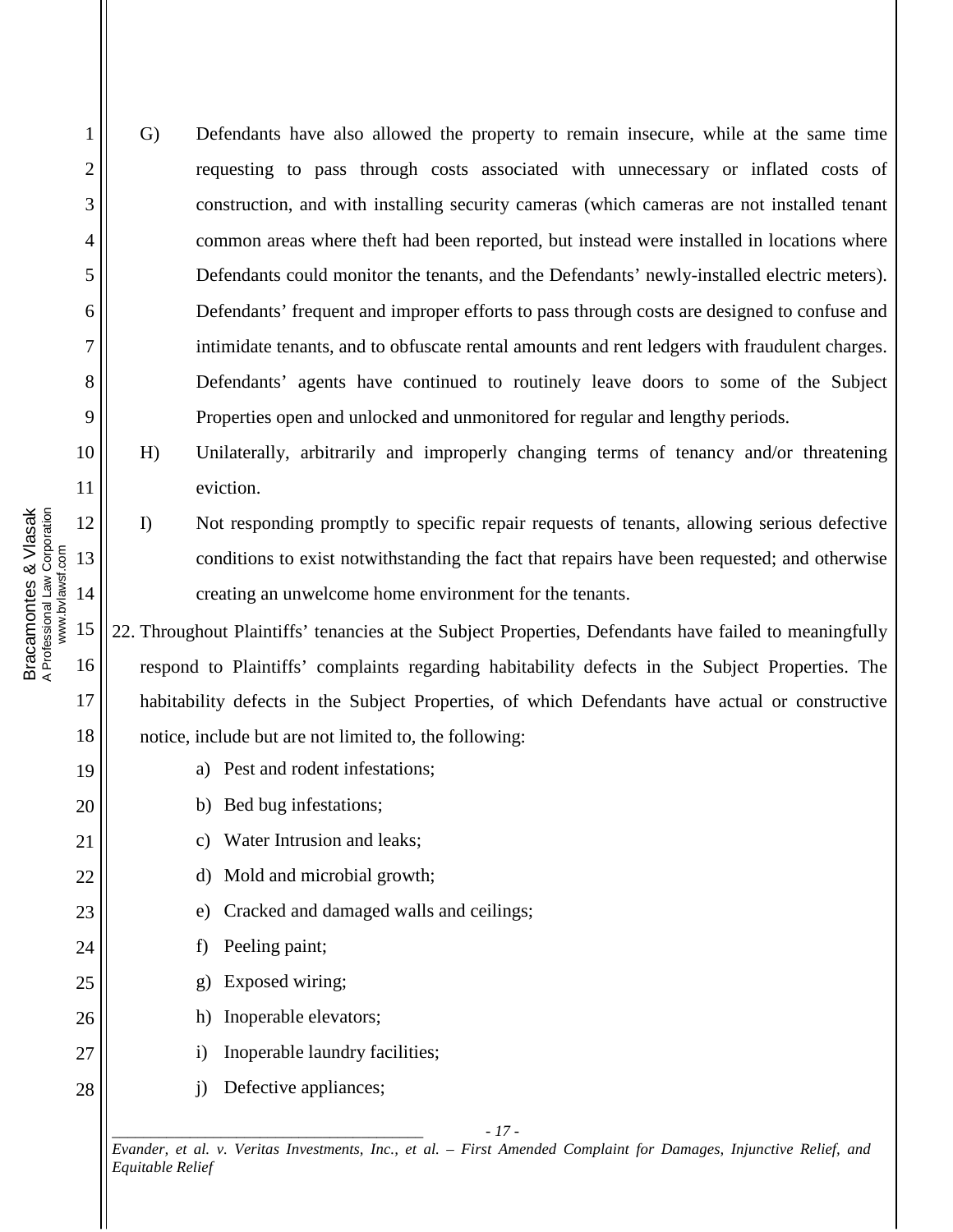G) Defendants have also allowed the property to remain insecure, while at the same time requesting to pass through costs associated with unnecessary or inflated costs of construction, and with installing security cameras (which cameras are not installed tenant common areas where theft had been reported, but instead were installed in locations where Defendants could monitor the tenants, and the Defendants' newly-installed electric meters). Defendants' frequent and improper efforts to pass through costs are designed to confuse and intimidate tenants, and to obfuscate rental amounts and rent ledgers with fraudulent charges. Defendants' agents have continued to routinely leave doors to some of the Subject Properties open and unlocked and unmonitored for regular and lengthy periods.

H) Unilaterally, arbitrarily and improperly changing terms of tenancy and/or threatening eviction.

I) Not responding promptly to specific repair requests of tenants, allowing serious defective conditions to exist notwithstanding the fact that repairs have been requested; and otherwise creating an unwelcome home environment for the tenants.

22. Throughout Plaintiffs' tenancies at the Subject Properties, Defendants have failed to meaningfully respond to Plaintiffs' complaints regarding habitability defects in the Subject Properties. The habitability defects in the Subject Properties, of which Defendants have actual or constructive notice, include but are not limited to, the following:

   a) Pest and rodent infestations;
   b) Bed bug infestations;
   c) Water Intrusion and leaks;
   d) Mold and microbial growth;
   e) Cracked and damaged walls and ceilings;
   f) Peeling paint;
   g) Exposed wiring;
   h) Inoperable elevators;
   i) Inoperable laundry facilities;
   j) Defective appliances;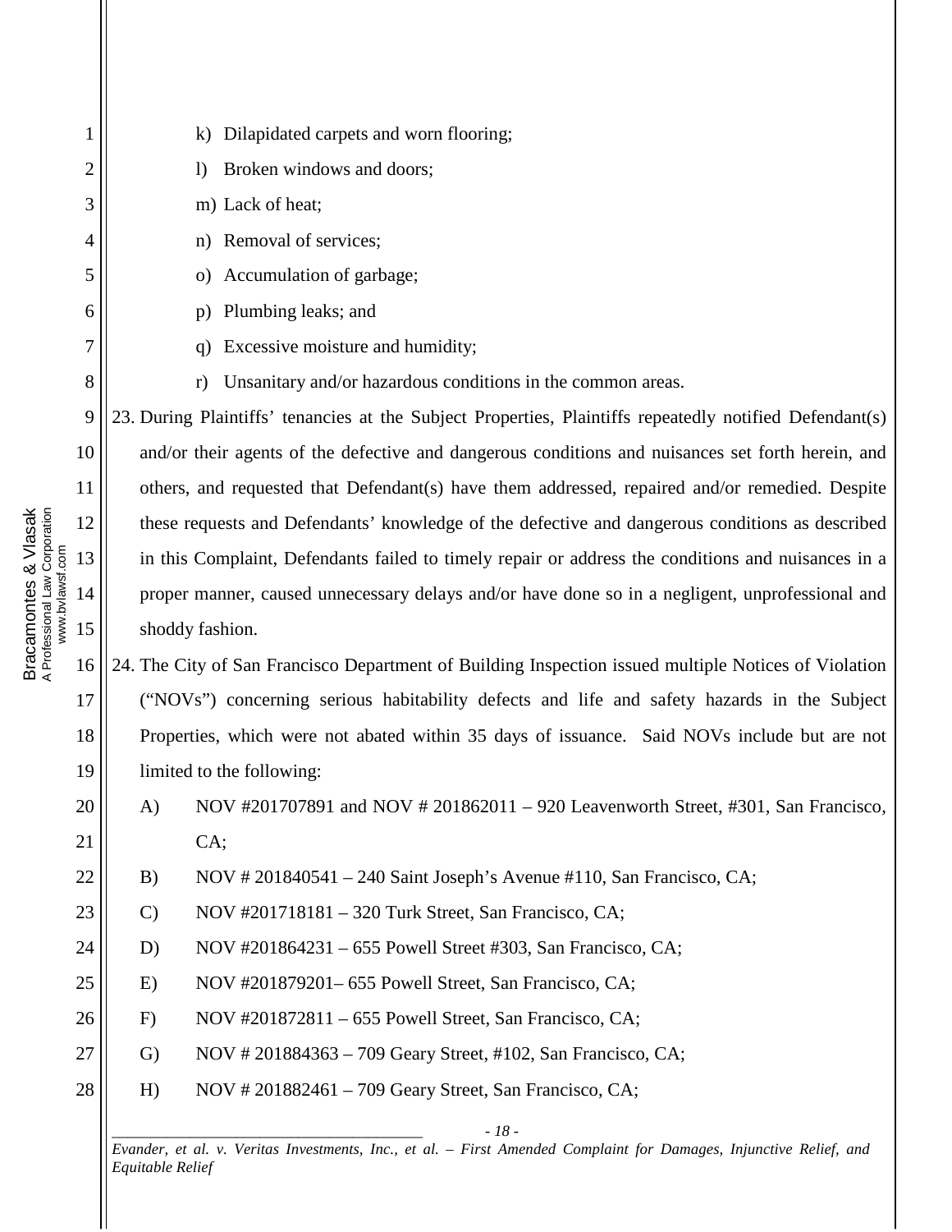k) Dilapidated carpets and worn flooring;

l) Broken windows and doors;

m) Lack of heat;

n) Removal of services;

o) Accumulation of garbage;

p) Plumbing leaks; and

q) Excessive moisture and humidity;

r) Unsanitary and/or hazardous conditions in the common areas.

23. During Plaintiffs' tenancies at the Subject Properties, Plaintiffs repeatedly notified Defendant(s) and/or their agents of the defective and dangerous conditions and nuisances set forth herein, and others, and requested that Defendant(s) have them addressed, repaired and/or remedied. Despite these requests and Defendants' knowledge of the defective and dangerous conditions as described in this Complaint, Defendants failed to timely repair or address the conditions and nuisances in a proper manner, caused unnecessary delays and/or have done so in a negligent, unprofessional and shoddy fashion.

24. The City of San Francisco Department of Building Inspection issued multiple Notices of Violation ("NOVs") concerning serious habitability defects and life and safety hazards in the Subject Properties, which were not abated within 35 days of issuance. Said NOVs include but are not limited to the following:

A) NOV #201707891 and NOV # 201862011 – 920 Leavenworth Street, #301, San Francisco, CA;

B) NOV # 201840541 – 240 Saint Joseph's Avenue #110, San Francisco, CA;

C) NOV #201718181 – 320 Turk Street, San Francisco, CA;

D) NOV #201864231 – 655 Powell Street #303, San Francisco, CA;

E) NOV #201879201– 655 Powell Street, San Francisco, CA;

F) NOV #201872811 – 655 Powell Street, San Francisco, CA;

G) NOV # 201884363 – 709 Geary Street, #102, San Francisco, CA;

H) NOV # 201882461 – 709 Geary Street, San Francisco, CA;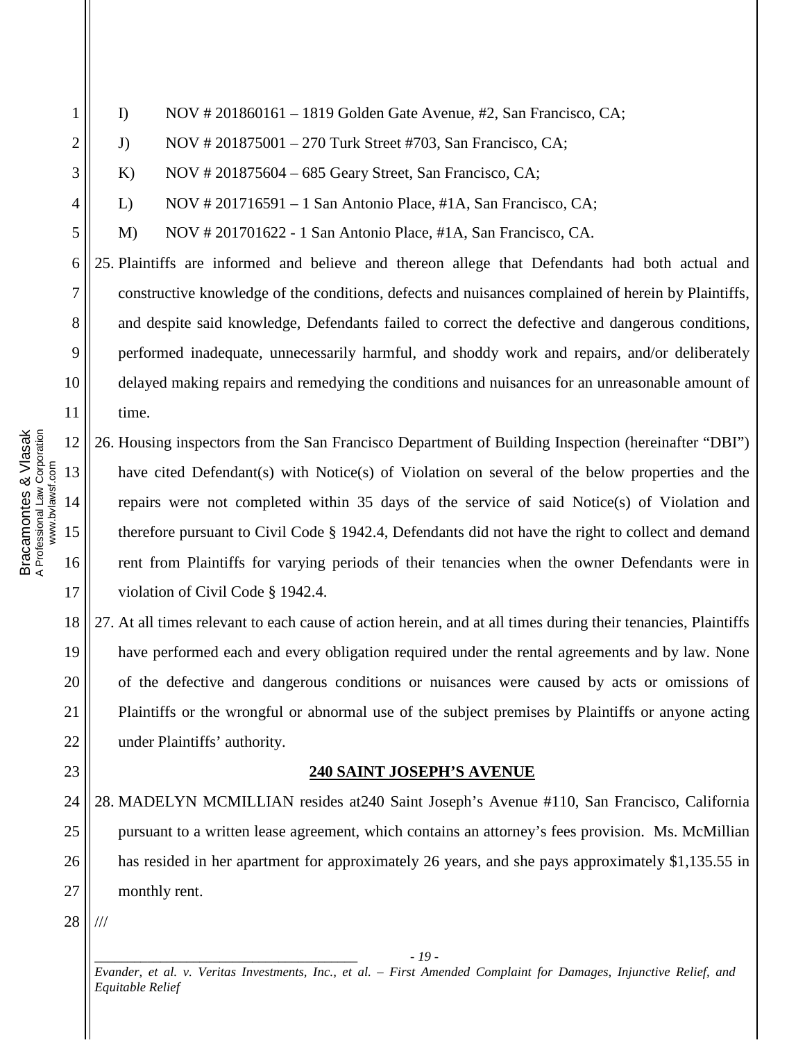I) NOV # 201860161 – 1819 Golden Gate Avenue, #2, San Francisco, CA;

J) NOV # 201875001 – 270 Turk Street #703, San Francisco, CA;

K) NOV # 201875604 – 685 Geary Street, San Francisco, CA;

L) NOV # 201716591 – 1 San Antonio Place, #1A, San Francisco, CA;

M) NOV # 201701622 - 1 San Antonio Place, #1A, San Francisco, CA.

25. Plaintiffs are informed and believe and thereon allege that Defendants had both actual and constructive knowledge of the conditions, defects and nuisances complained of herein by Plaintiffs, and despite said knowledge, Defendants failed to correct the defective and dangerous conditions, performed inadequate, unnecessarily harmful, and shoddy work and repairs, and/or deliberately delayed making repairs and remedying the conditions and nuisances for an unreasonable amount of time.

26. Housing inspectors from the San Francisco Department of Building Inspection (hereinafter "DBI") have cited Defendant(s) with Notice(s) of Violation on several of the below properties and the repairs were not completed within 35 days of the service of said Notice(s) of Violation and therefore pursuant to Civil Code § 1942.4, Defendants did not have the right to collect and demand rent from Plaintiffs for varying periods of their tenancies when the owner Defendants were in violation of Civil Code § 1942.4.

27. At all times relevant to each cause of action herein, and at all times during their tenancies, Plaintiffs have performed each and every obligation required under the rental agreements and by law. None of the defective and dangerous conditions or nuisances were caused by acts or omissions of Plaintiffs or the wrongful or abnormal use of the subject premises by Plaintiffs or anyone acting under Plaintiffs' authority.

**240 SAINT JOSEPH'S AVENUE**

28. MADELYN MCMILLIAN resides at240 Saint Joseph's Avenue #110, San Francisco, California pursuant to a written lease agreement, which contains an attorney's fees provision. Ms. McMillian has resided in her apartment for approximately 26 years, and she pays approximately $1,135.55 in monthly rent.

///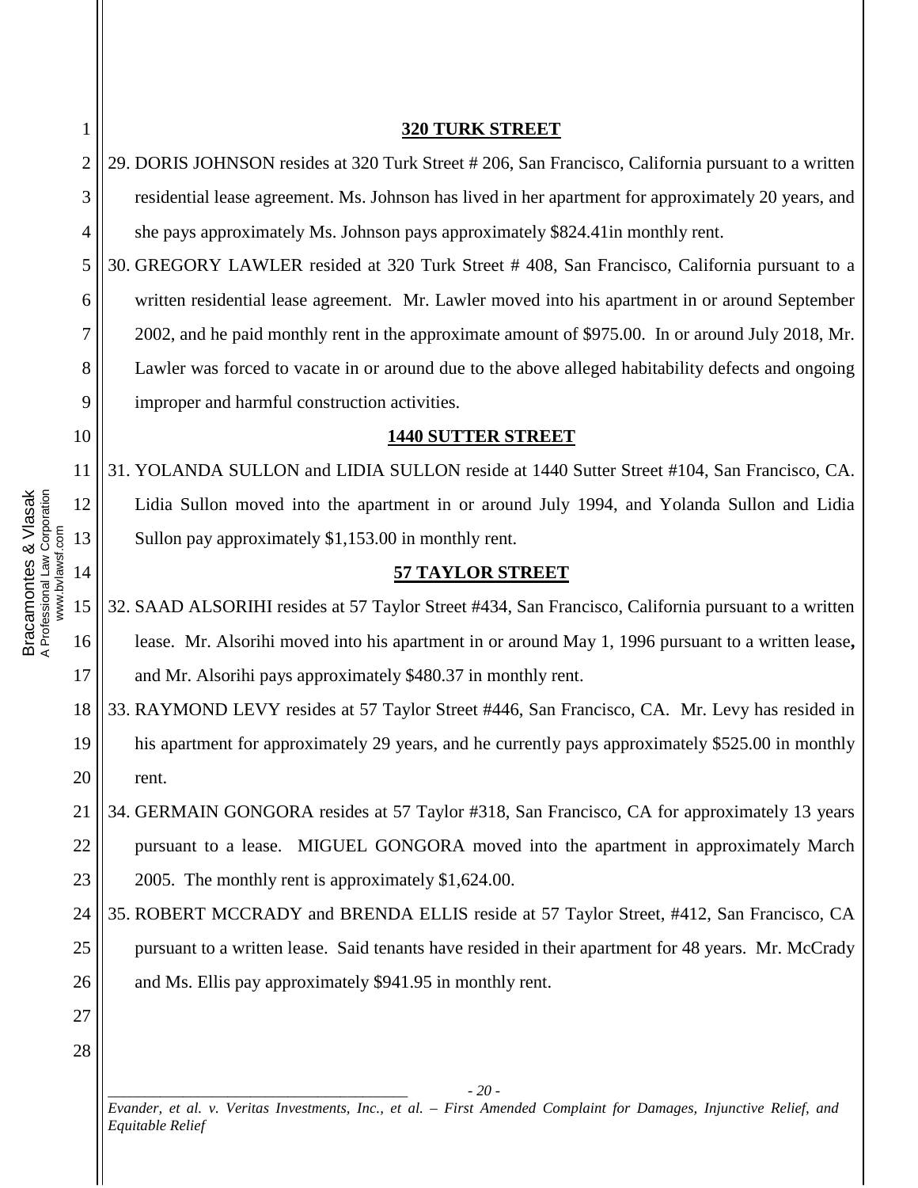**320 TURK STREET**

29. DORIS JOHNSON resides at 320 Turk Street # 206, San Francisco, California pursuant to a written residential lease agreement. Ms. Johnson has lived in her apartment for approximately 20 years, and she pays approximately Ms. Johnson pays approximately $824.41in monthly rent.

30. GREGORY LAWLER resided at 320 Turk Street # 408, San Francisco, California pursuant to a written residential lease agreement. Mr. Lawler moved into his apartment in or around September 2002, and he paid monthly rent in the approximate amount of $975.00. In or around July 2018, Mr. Lawler was forced to vacate in or around due to the above alleged habitability defects and ongoing improper and harmful construction activities.

**1440 SUTTER STREET**

31. YOLANDA SULLON and LIDIA SULLON reside at 1440 Sutter Street #104, San Francisco, CA. Lidia Sullon moved into the apartment in or around July 1994, and Yolanda Sullon and Lidia Sullon pay approximately $1,153.00 in monthly rent.

**57 TAYLOR STREET**

32. SAAD ALSORIHI resides at 57 Taylor Street #434, San Francisco, California pursuant to a written lease. Mr. Alsorihi moved into his apartment in or around May 1, 1996 pursuant to a written lease**,** and Mr. Alsorihi pays approximately $480.37 in monthly rent.

33. RAYMOND LEVY resides at 57 Taylor Street #446, San Francisco, CA. Mr. Levy has resided in his apartment for approximately 29 years, and he currently pays approximately $525.00 in monthly rent.

34. GERMAIN GONGORA resides at 57 Taylor #318, San Francisco, CA for approximately 13 years pursuant to a lease. MIGUEL GONGORA moved into the apartment in approximately March 2005. The monthly rent is approximately $1,624.00.

35. ROBERT MCCRADY and BRENDA ELLIS reside at 57 Taylor Street, #412, San Francisco, CA pursuant to a written lease. Said tenants have resided in their apartment for 48 years. Mr. McCrady and Ms. Ellis pay approximately $941.95 in monthly rent.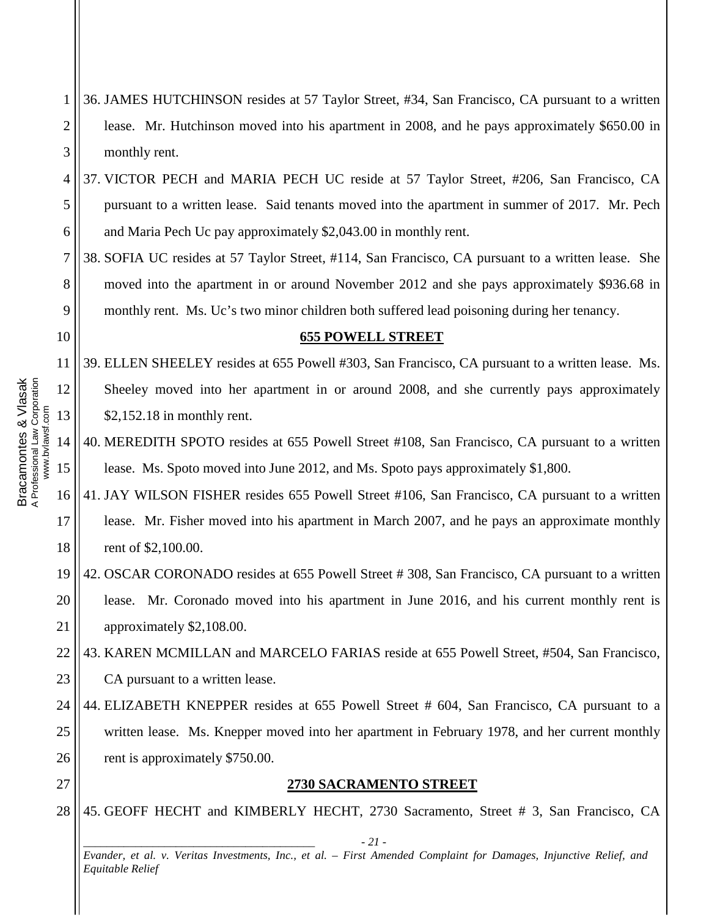36. JAMES HUTCHINSON resides at 57 Taylor Street, #34, San Francisco, CA pursuant to a written lease. Mr. Hutchinson moved into his apartment in 2008, and he pays approximately $650.00 in monthly rent.

37. VICTOR PECH and MARIA PECH UC reside at 57 Taylor Street, #206, San Francisco, CA pursuant to a written lease. Said tenants moved into the apartment in summer of 2017. Mr. Pech and Maria Pech Uc pay approximately $2,043.00 in monthly rent.

38. SOFIA UC resides at 57 Taylor Street, #114, San Francisco, CA pursuant to a written lease. She moved into the apartment in or around November 2012 and she pays approximately $936.68 in monthly rent. Ms. Uc's two minor children both suffered lead poisoning during her tenancy.

**655 POWELL STREET**

39. ELLEN SHEELEY resides at 655 Powell #303, San Francisco, CA pursuant to a written lease. Ms. Sheeley moved into her apartment in or around 2008, and she currently pays approximately $2,152.18 in monthly rent.

40. MEREDITH SPOTO resides at 655 Powell Street #108, San Francisco, CA pursuant to a written lease. Ms. Spoto moved into June 2012, and Ms. Spoto pays approximately $1,800.

41. JAY WILSON FISHER resides 655 Powell Street #106, San Francisco, CA pursuant to a written lease. Mr. Fisher moved into his apartment in March 2007, and he pays an approximate monthly rent of $2,100.00.

42. OSCAR CORONADO resides at 655 Powell Street # 308, San Francisco, CA pursuant to a written lease. Mr. Coronado moved into his apartment in June 2016, and his current monthly rent is approximately $2,108.00.

43. KAREN MCMILLAN and MARCELO FARIAS reside at 655 Powell Street, #504, San Francisco, CA pursuant to a written lease.

44. ELIZABETH KNEPPER resides at 655 Powell Street # 604, San Francisco, CA pursuant to a written lease. Ms. Knepper moved into her apartment in February 1978, and her current monthly rent is approximately $750.00.

**2730 SACRAMENTO STREET**

45. GEOFF HECHT and KIMBERLY HECHT, 2730 Sacramento, Street # 3, San Francisco, CA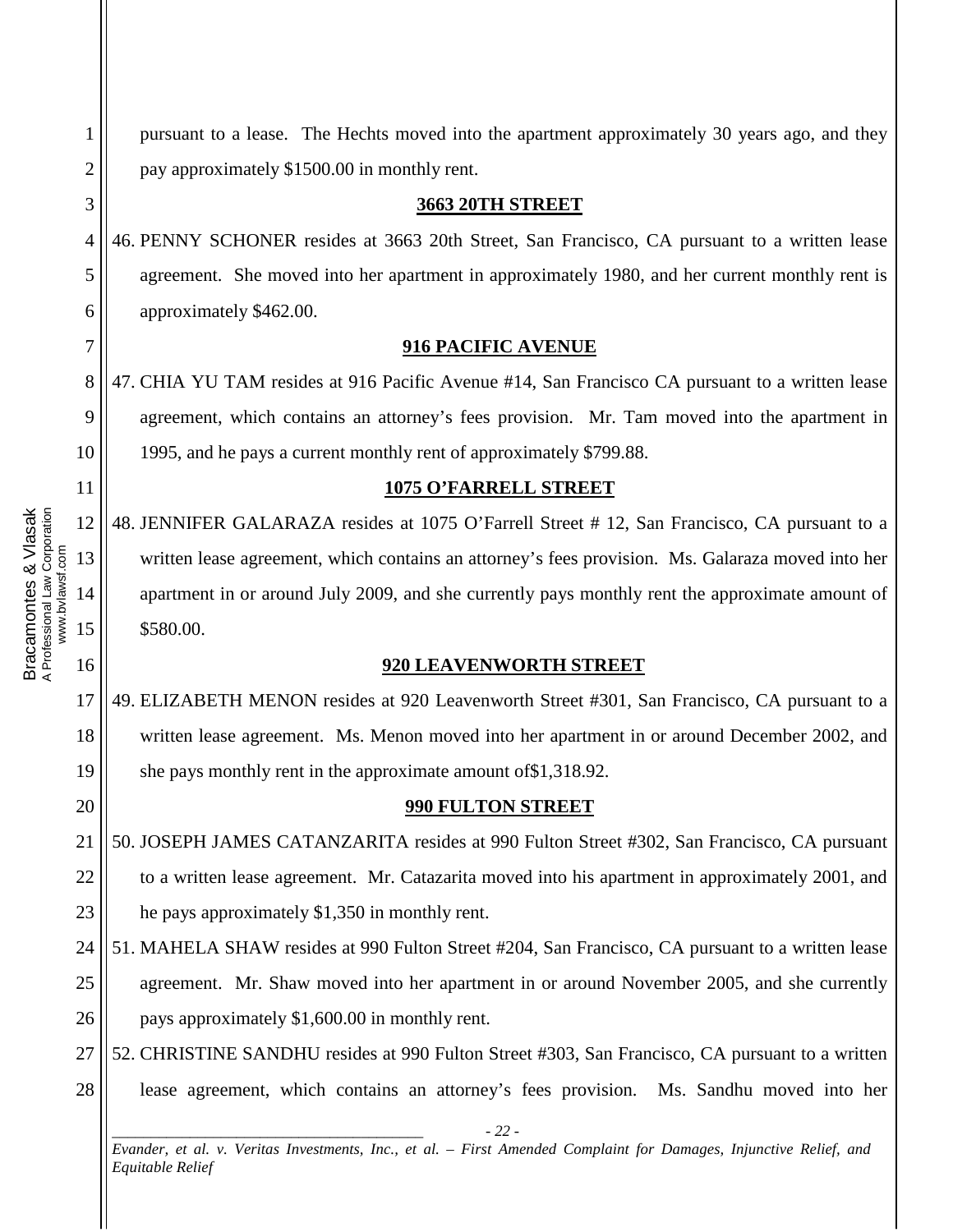pursuant to a lease. The Hechts moved into the apartment approximately 30 years ago, and they pay approximately $1500.00 in monthly rent.

**3663 20TH STREET**

46. PENNY SCHONER resides at 3663 20th Street, San Francisco, CA pursuant to a written lease agreement. She moved into her apartment in approximately 1980, and her current monthly rent is approximately $462.00.

**916 PACIFIC AVENUE**

47. CHIA YU TAM resides at 916 Pacific Avenue #14, San Francisco CA pursuant to a written lease agreement, which contains an attorney's fees provision. Mr. Tam moved into the apartment in 1995, and he pays a current monthly rent of approximately $799.88.

**1075 O'FARRELL STREET**

48. JENNIFER GALARAZA resides at 1075 O'Farrell Street # 12, San Francisco, CA pursuant to a written lease agreement, which contains an attorney's fees provision. Ms. Galaraza moved into her apartment in or around July 2009, and she currently pays monthly rent the approximate amount of $580.00.

**920 LEAVENWORTH STREET**

49. ELIZABETH MENON resides at 920 Leavenworth Street #301, San Francisco, CA pursuant to a written lease agreement. Ms. Menon moved into her apartment in or around December 2002, and she pays monthly rent in the approximate amount of$1,318.92.

**990 FULTON STREET**

50. JOSEPH JAMES CATANZARITA resides at 990 Fulton Street #302, San Francisco, CA pursuant to a written lease agreement. Mr. Catazarita moved into his apartment in approximately 2001, and he pays approximately $1,350 in monthly rent.

51. MAHELA SHAW resides at 990 Fulton Street #204, San Francisco, CA pursuant to a written lease agreement. Mr. Shaw moved into her apartment in or around November 2005, and she currently pays approximately $1,600.00 in monthly rent.

52. CHRISTINE SANDHU resides at 990 Fulton Street #303, San Francisco, CA pursuant to a written lease agreement, which contains an attorney's fees provision. Ms. Sandhu moved into her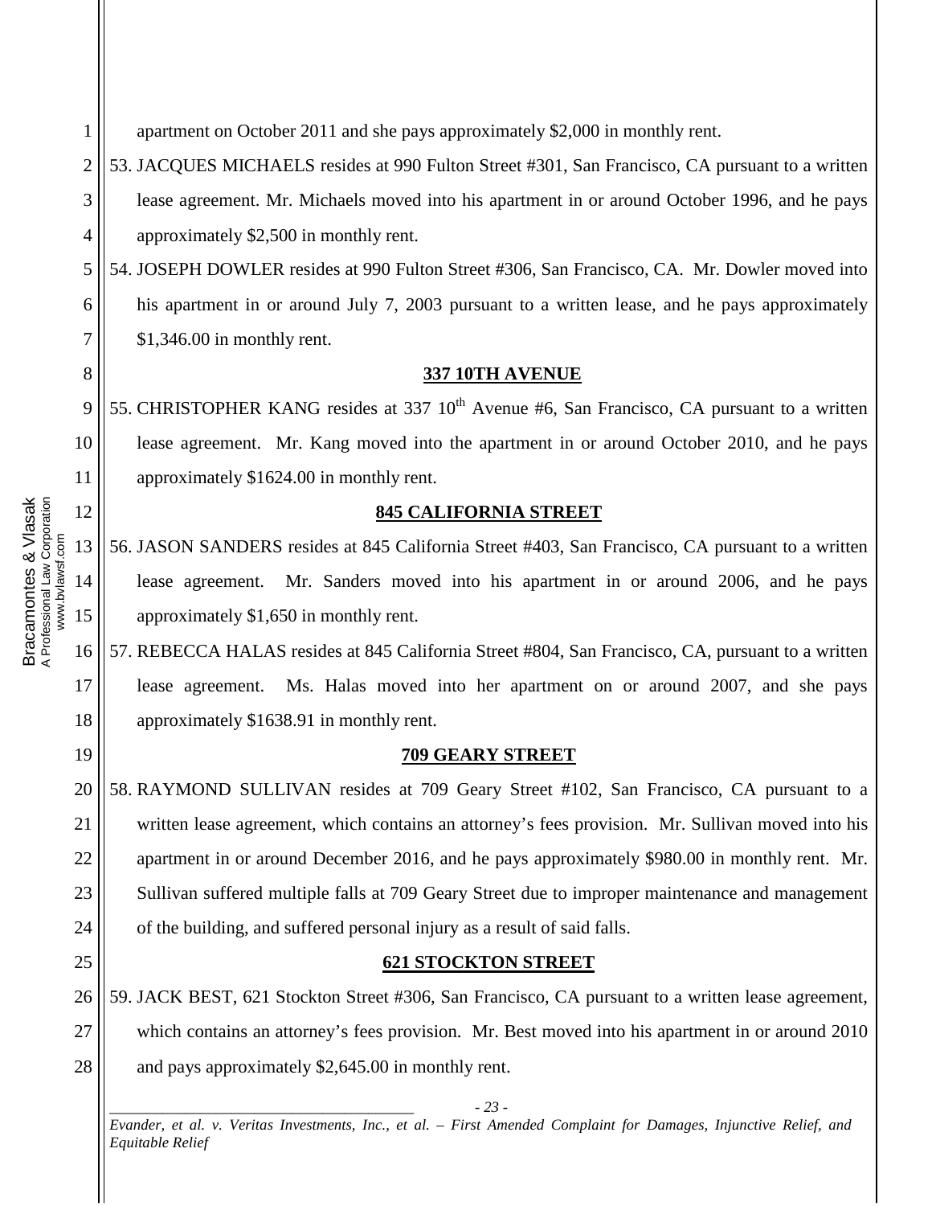apartment on October 2011 and she pays approximately $2,000 in monthly rent.

53. JACQUES MICHAELS resides at 990 Fulton Street #301, San Francisco, CA pursuant to a written lease agreement. Mr. Michaels moved into his apartment in or around October 1996, and he pays approximately $2,500 in monthly rent.

54. JOSEPH DOWLER resides at 990 Fulton Street #306, San Francisco, CA. Mr. Dowler moved into his apartment in or around July 7, 2003 pursuant to a written lease, and he pays approximately $1,346.00 in monthly rent.

**337 10TH AVENUE**

55. CHRISTOPHER KANG resides at 337 10th Avenue #6, San Francisco, CA pursuant to a written lease agreement. Mr. Kang moved into the apartment in or around October 2010, and he pays approximately $1624.00 in monthly rent.

**845 CALIFORNIA STREET**

56. JASON SANDERS resides at 845 California Street #403, San Francisco, CA pursuant to a written lease agreement. Mr. Sanders moved into his apartment in or around 2006, and he pays approximately $1,650 in monthly rent.

57. REBECCA HALAS resides at 845 California Street #804, San Francisco, CA, pursuant to a written lease agreement. Ms. Halas moved into her apartment on or around 2007, and she pays approximately $1638.91 in monthly rent.

**709 GEARY STREET**

58. RAYMOND SULLIVAN resides at 709 Geary Street #102, San Francisco, CA pursuant to a written lease agreement, which contains an attorney's fees provision. Mr. Sullivan moved into his apartment in or around December 2016, and he pays approximately $980.00 in monthly rent. Mr. Sullivan suffered multiple falls at 709 Geary Street due to improper maintenance and management of the building, and suffered personal injury as a result of said falls.

**621 STOCKTON STREET**

59. JACK BEST, 621 Stockton Street #306, San Francisco, CA pursuant to a written lease agreement, which contains an attorney's fees provision. Mr. Best moved into his apartment in or around 2010 and pays approximately $2,645.00 in monthly rent.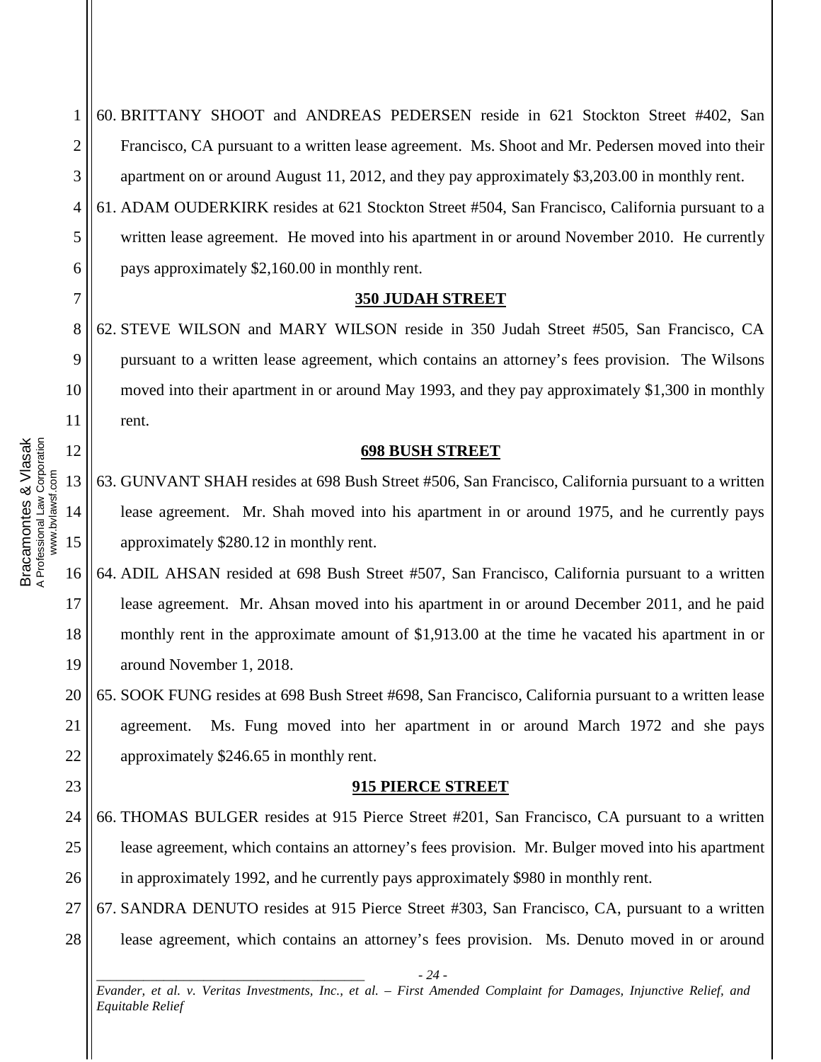60. BRITTANY SHOOT and ANDREAS PEDERSEN reside in 621 Stockton Street #402, San Francisco, CA pursuant to a written lease agreement. Ms. Shoot and Mr. Pedersen moved into their apartment on or around August 11, 2012, and they pay approximately $3,203.00 in monthly rent.

61. ADAM OUDERKIRK resides at 621 Stockton Street #504, San Francisco, California pursuant to a written lease agreement. He moved into his apartment in or around November 2010. He currently pays approximately $2,160.00 in monthly rent.

**350 JUDAH STREET**

62. STEVE WILSON and MARY WILSON reside in 350 Judah Street #505, San Francisco, CA pursuant to a written lease agreement, which contains an attorney's fees provision. The Wilsons moved into their apartment in or around May 1993, and they pay approximately $1,300 in monthly rent.

**698 BUSH STREET**

63. GUNVANT SHAH resides at 698 Bush Street #506, San Francisco, California pursuant to a written lease agreement. Mr. Shah moved into his apartment in or around 1975, and he currently pays approximately $280.12 in monthly rent.

64. ADIL AHSAN resided at 698 Bush Street #507, San Francisco, California pursuant to a written lease agreement. Mr. Ahsan moved into his apartment in or around December 2011, and he paid monthly rent in the approximate amount of $1,913.00 at the time he vacated his apartment in or around November 1, 2018.

65. SOOK FUNG resides at 698 Bush Street #698, San Francisco, California pursuant to a written lease agreement. Ms. Fung moved into her apartment in or around March 1972 and she pays approximately $246.65 in monthly rent.

**915 PIERCE STREET**

66. THOMAS BULGER resides at 915 Pierce Street #201, San Francisco, CA pursuant to a written lease agreement, which contains an attorney's fees provision. Mr. Bulger moved into his apartment in approximately 1992, and he currently pays approximately $980 in monthly rent.

67. SANDRA DENUTO resides at 915 Pierce Street #303, San Francisco, CA, pursuant to a written lease agreement, which contains an attorney's fees provision. Ms. Denuto moved in or around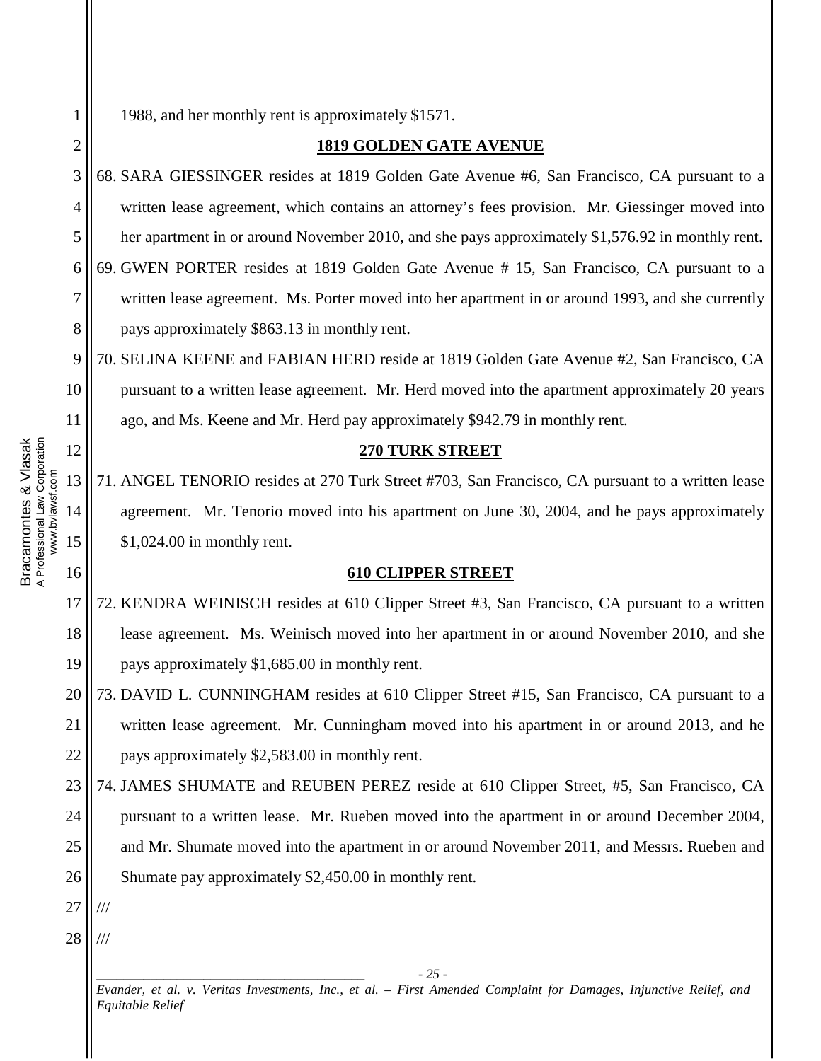1988, and her monthly rent is approximately $1571.

**1819 GOLDEN GATE AVENUE**

68. SARA GIESSINGER resides at 1819 Golden Gate Avenue #6, San Francisco, CA pursuant to a written lease agreement, which contains an attorney's fees provision. Mr. Giessinger moved into her apartment in or around November 2010, and she pays approximately $1,576.92 in monthly rent.

69. GWEN PORTER resides at 1819 Golden Gate Avenue # 15, San Francisco, CA pursuant to a written lease agreement. Ms. Porter moved into her apartment in or around 1993, and she currently pays approximately $863.13 in monthly rent.

70. SELINA KEENE and FABIAN HERD reside at 1819 Golden Gate Avenue #2, San Francisco, CA pursuant to a written lease agreement. Mr. Herd moved into the apartment approximately 20 years ago, and Ms. Keene and Mr. Herd pay approximately $942.79 in monthly rent.

**270 TURK STREET**

71. ANGEL TENORIO resides at 270 Turk Street #703, San Francisco, CA pursuant to a written lease agreement. Mr. Tenorio moved into his apartment on June 30, 2004, and he pays approximately $1,024.00 in monthly rent.

**610 CLIPPER STREET**

72. KENDRA WEINISCH resides at 610 Clipper Street #3, San Francisco, CA pursuant to a written lease agreement. Ms. Weinisch moved into her apartment in or around November 2010, and she pays approximately $1,685.00 in monthly rent.

73. DAVID L. CUNNINGHAM resides at 610 Clipper Street #15, San Francisco, CA pursuant to a written lease agreement. Mr. Cunningham moved into his apartment in or around 2013, and he pays approximately $2,583.00 in monthly rent.

74. JAMES SHUMATE and REUBEN PEREZ reside at 610 Clipper Street, #5, San Francisco, CA pursuant to a written lease. Mr. Rueben moved into the apartment in or around December 2004, and Mr. Shumate moved into the apartment in or around November 2011, and Messrs. Rueben and Shumate pay approximately $2,450.00 in monthly rent.

///

///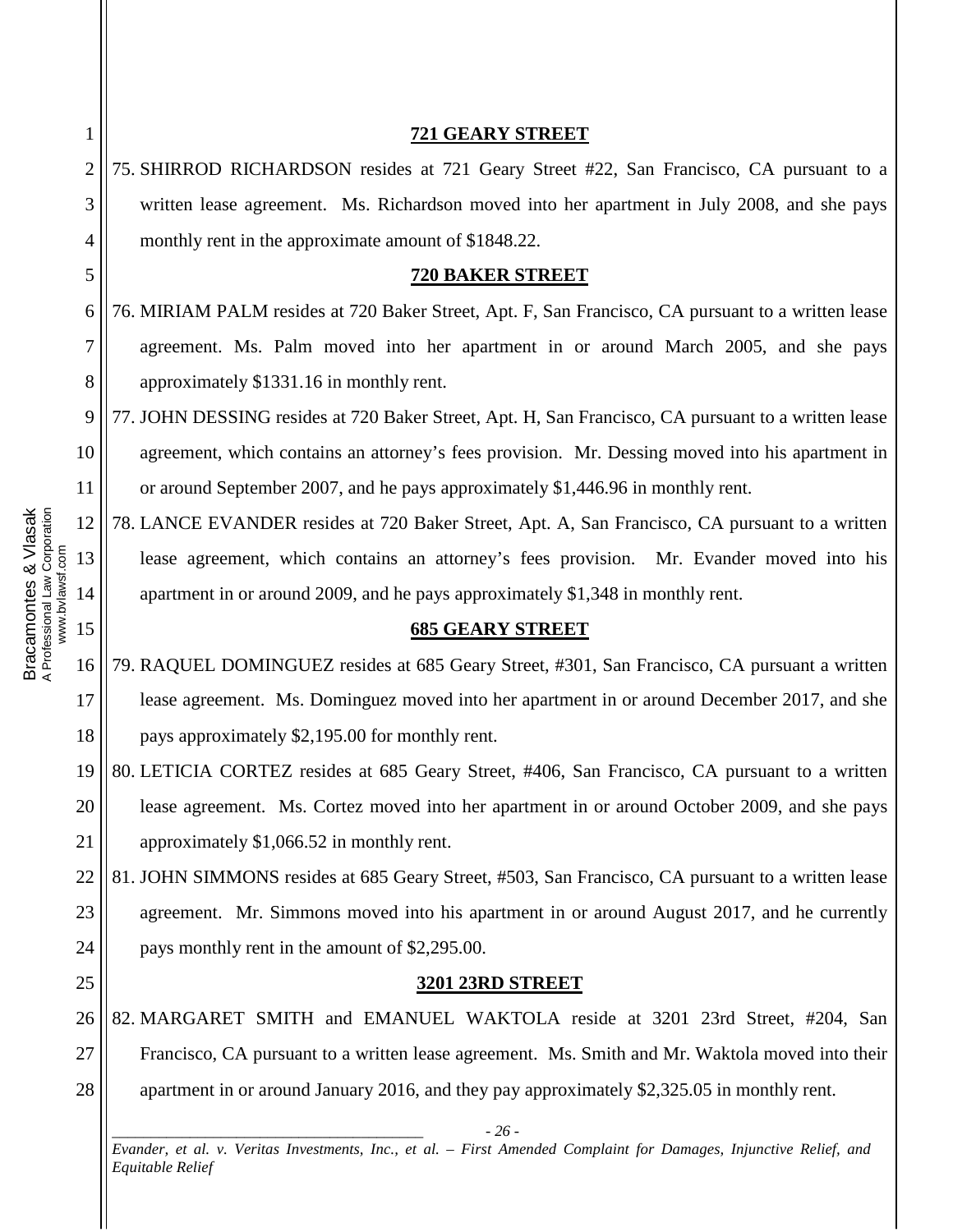**721 GEARY STREET**

75. SHIRROD RICHARDSON resides at 721 Geary Street #22, San Francisco, CA pursuant to a written lease agreement. Ms. Richardson moved into her apartment in July 2008, and she pays monthly rent in the approximate amount of $1848.22.

**720 BAKER STREET**

76. MIRIAM PALM resides at 720 Baker Street, Apt. F, San Francisco, CA pursuant to a written lease agreement. Ms. Palm moved into her apartment in or around March 2005, and she pays approximately $1331.16 in monthly rent.

77. JOHN DESSING resides at 720 Baker Street, Apt. H, San Francisco, CA pursuant to a written lease agreement, which contains an attorney's fees provision. Mr. Dessing moved into his apartment in or around September 2007, and he pays approximately $1,446.96 in monthly rent.

78. LANCE EVANDER resides at 720 Baker Street, Apt. A, San Francisco, CA pursuant to a written lease agreement, which contains an attorney's fees provision. Mr. Evander moved into his apartment in or around 2009, and he pays approximately $1,348 in monthly rent.

**685 GEARY STREET**

79. RAQUEL DOMINGUEZ resides at 685 Geary Street, #301, San Francisco, CA pursuant a written lease agreement. Ms. Dominguez moved into her apartment in or around December 2017, and she pays approximately $2,195.00 for monthly rent.

80. LETICIA CORTEZ resides at 685 Geary Street, #406, San Francisco, CA pursuant to a written lease agreement. Ms. Cortez moved into her apartment in or around October 2009, and she pays approximately $1,066.52 in monthly rent.

81. JOHN SIMMONS resides at 685 Geary Street, #503, San Francisco, CA pursuant to a written lease agreement. Mr. Simmons moved into his apartment in or around August 2017, and he currently pays monthly rent in the amount of $2,295.00.

**3201 23RD STREET**

82. MARGARET SMITH and EMANUEL WAKTOLA reside at 3201 23rd Street, #204, San Francisco, CA pursuant to a written lease agreement. Ms. Smith and Mr. Waktola moved into their apartment in or around January 2016, and they pay approximately $2,325.05 in monthly rent.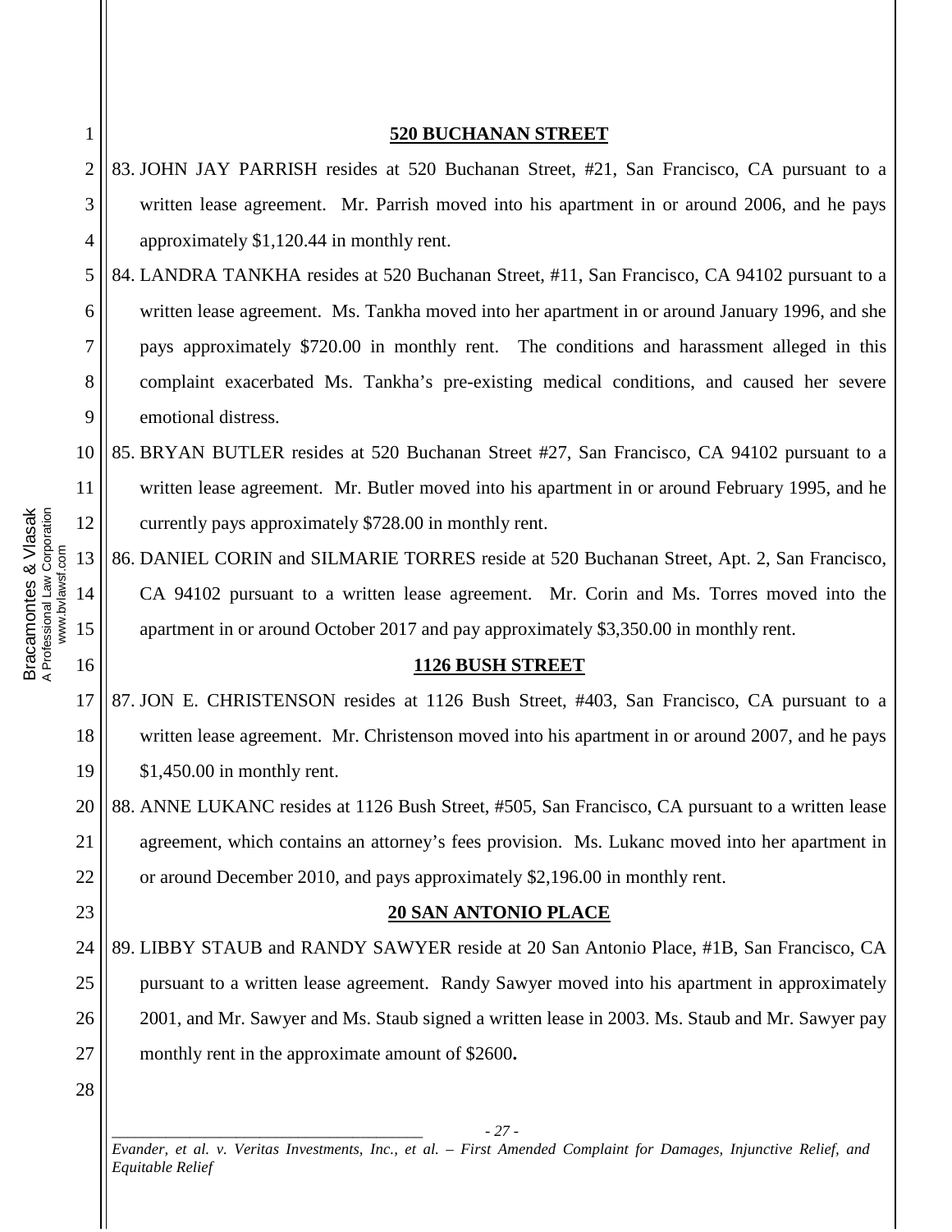**520 BUCHANAN STREET**

83. JOHN JAY PARRISH resides at 520 Buchanan Street, #21, San Francisco, CA pursuant to a written lease agreement. Mr. Parrish moved into his apartment in or around 2006, and he pays approximately $1,120.44 in monthly rent.

84. LANDRA TANKHA resides at 520 Buchanan Street, #11, San Francisco, CA 94102 pursuant to a written lease agreement. Ms. Tankha moved into her apartment in or around January 1996, and she pays approximately $720.00 in monthly rent. The conditions and harassment alleged in this complaint exacerbated Ms. Tankha's pre-existing medical conditions, and caused her severe emotional distress.

85. BRYAN BUTLER resides at 520 Buchanan Street #27, San Francisco, CA 94102 pursuant to a written lease agreement. Mr. Butler moved into his apartment in or around February 1995, and he currently pays approximately $728.00 in monthly rent.

86. DANIEL CORIN and SILMARIE TORRES reside at 520 Buchanan Street, Apt. 2, San Francisco, CA 94102 pursuant to a written lease agreement. Mr. Corin and Ms. Torres moved into the apartment in or around October 2017 and pay approximately $3,350.00 in monthly rent.

**1126 BUSH STREET**

87. JON E. CHRISTENSON resides at 1126 Bush Street, #403, San Francisco, CA pursuant to a written lease agreement. Mr. Christenson moved into his apartment in or around 2007, and he pays $1,450.00 in monthly rent.

88. ANNE LUKANC resides at 1126 Bush Street, #505, San Francisco, CA pursuant to a written lease agreement, which contains an attorney's fees provision. Ms. Lukanc moved into her apartment in or around December 2010, and pays approximately $2,196.00 in monthly rent.

**20 SAN ANTONIO PLACE**

89. LIBBY STAUB and RANDY SAWYER reside at 20 San Antonio Place, #1B, San Francisco, CA pursuant to a written lease agreement. Randy Sawyer moved into his apartment in approximately 2001, and Mr. Sawyer and Ms. Staub signed a written lease in 2003. Ms. Staub and Mr. Sawyer pay monthly rent in the approximate amount of $2600**.**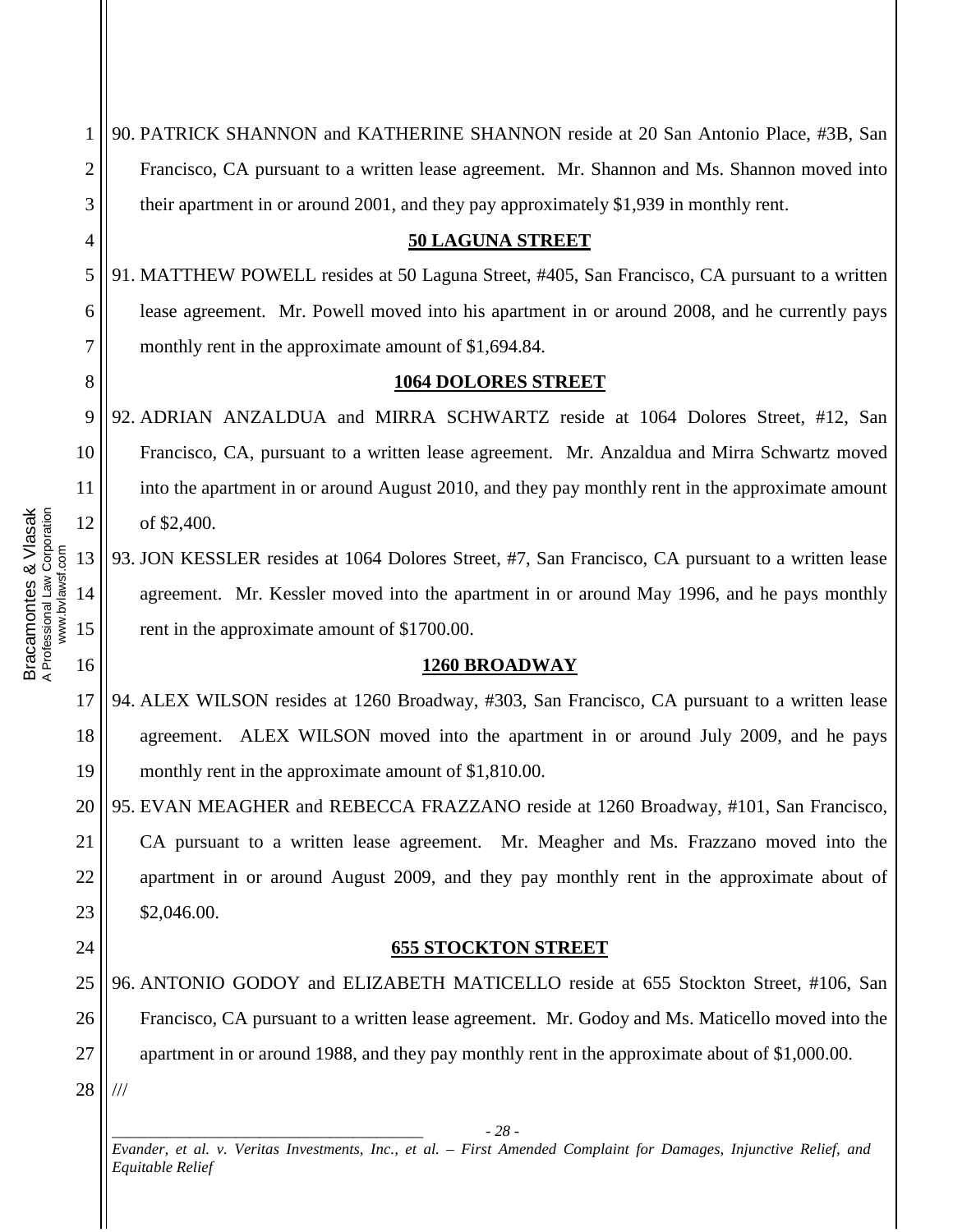90. PATRICK SHANNON and KATHERINE SHANNON reside at 20 San Antonio Place, #3B, San Francisco, CA pursuant to a written lease agreement. Mr. Shannon and Ms. Shannon moved into their apartment in or around 2001, and they pay approximately $1,939 in monthly rent.

**50 LAGUNA STREET**

91. MATTHEW POWELL resides at 50 Laguna Street, #405, San Francisco, CA pursuant to a written lease agreement. Mr. Powell moved into his apartment in or around 2008, and he currently pays monthly rent in the approximate amount of $1,694.84.

**1064 DOLORES STREET**

92. ADRIAN ANZALDUA and MIRRA SCHWARTZ reside at 1064 Dolores Street, #12, San Francisco, CA, pursuant to a written lease agreement. Mr. Anzaldua and Mirra Schwartz moved into the apartment in or around August 2010, and they pay monthly rent in the approximate amount of $2,400.

93. JON KESSLER resides at 1064 Dolores Street, #7, San Francisco, CA pursuant to a written lease agreement. Mr. Kessler moved into the apartment in or around May 1996, and he pays monthly rent in the approximate amount of $1700.00.

**1260 BROADWAY**

94. ALEX WILSON resides at 1260 Broadway, #303, San Francisco, CA pursuant to a written lease agreement. ALEX WILSON moved into the apartment in or around July 2009, and he pays monthly rent in the approximate amount of $1,810.00.

95. EVAN MEAGHER and REBECCA FRAZZANO reside at 1260 Broadway, #101, San Francisco, CA pursuant to a written lease agreement. Mr. Meagher and Ms. Frazzano moved into the apartment in or around August 2009, and they pay monthly rent in the approximate about of $2,046.00.

**655 STOCKTON STREET**

96. ANTONIO GODOY and ELIZABETH MATICELLO reside at 655 Stockton Street, #106, San Francisco, CA pursuant to a written lease agreement. Mr. Godoy and Ms. Maticello moved into the apartment in or around 1988, and they pay monthly rent in the approximate about of $1,000.00.

///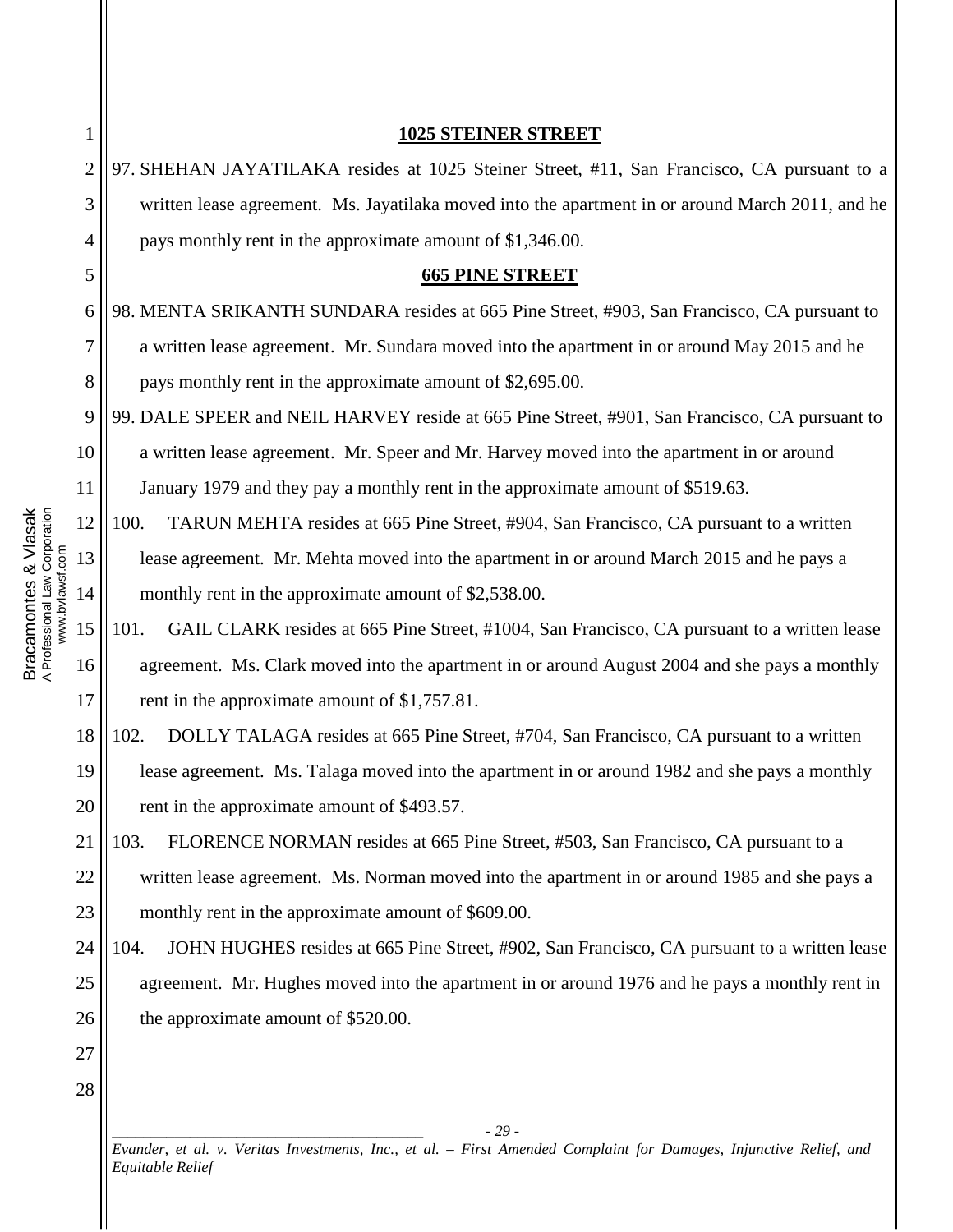**1025 STEINER STREET**

97. SHEHAN JAYATILAKA resides at 1025 Steiner Street, #11, San Francisco, CA pursuant to a written lease agreement. Ms. Jayatilaka moved into the apartment in or around March 2011, and he pays monthly rent in the approximate amount of $1,346.00.

**665 PINE STREET**

98. MENTA SRIKANTH SUNDARA resides at 665 Pine Street, #903, San Francisco, CA pursuant to a written lease agreement. Mr. Sundara moved into the apartment in or around May 2015 and he pays monthly rent in the approximate amount of $2,695.00.

99. DALE SPEER and NEIL HARVEY reside at 665 Pine Street, #901, San Francisco, CA pursuant to a written lease agreement. Mr. Speer and Mr. Harvey moved into the apartment in or around January 1979 and they pay a monthly rent in the approximate amount of $519.63.

100. TARUN MEHTA resides at 665 Pine Street, #904, San Francisco, CA pursuant to a written lease agreement. Mr. Mehta moved into the apartment in or around March 2015 and he pays a monthly rent in the approximate amount of $2,538.00.

101. GAIL CLARK resides at 665 Pine Street, #1004, San Francisco, CA pursuant to a written lease agreement. Ms. Clark moved into the apartment in or around August 2004 and she pays a monthly rent in the approximate amount of $1,757.81.

102. DOLLY TALAGA resides at 665 Pine Street, #704, San Francisco, CA pursuant to a written lease agreement. Ms. Talaga moved into the apartment in or around 1982 and she pays a monthly rent in the approximate amount of $493.57.

103. FLORENCE NORMAN resides at 665 Pine Street, #503, San Francisco, CA pursuant to a written lease agreement. Ms. Norman moved into the apartment in or around 1985 and she pays a monthly rent in the approximate amount of $609.00.

104. JOHN HUGHES resides at 665 Pine Street, #902, San Francisco, CA pursuant to a written lease agreement. Mr. Hughes moved into the apartment in or around 1976 and he pays a monthly rent in the approximate amount of $520.00.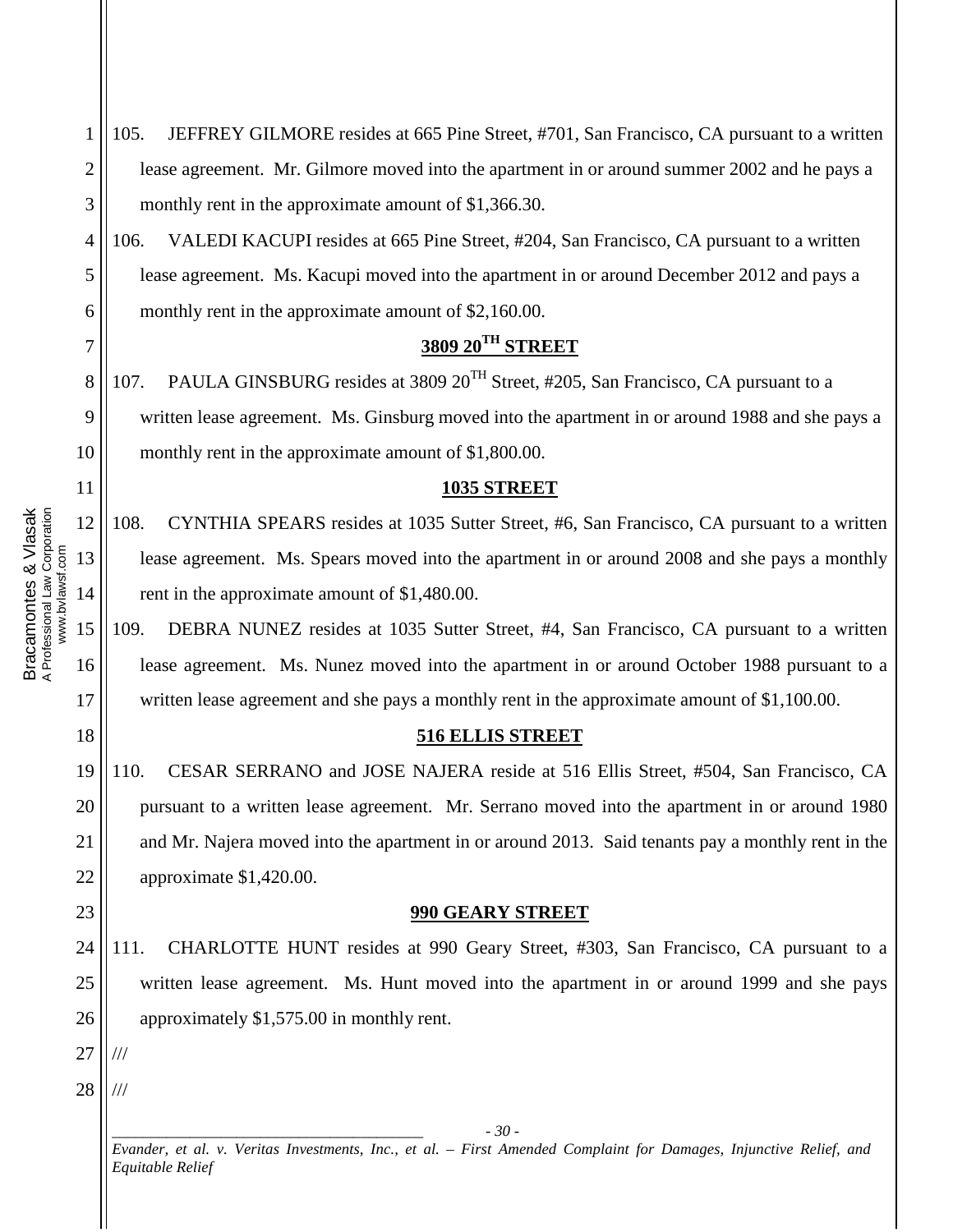105. JEFFREY GILMORE resides at 665 Pine Street, #701, San Francisco, CA pursuant to a written lease agreement. Mr. Gilmore moved into the apartment in or around summer 2002 and he pays a monthly rent in the approximate amount of $1,366.30.

106. VALEDI KACUPI resides at 665 Pine Street, #204, San Francisco, CA pursuant to a written lease agreement. Ms. Kacupi moved into the apartment in or around December 2012 and pays a monthly rent in the approximate amount of $2,160.00.

**3809 20TH STREET**

107. PAULA GINSBURG resides at 3809 20TH Street, #205, San Francisco, CA pursuant to a written lease agreement. Ms. Ginsburg moved into the apartment in or around 1988 and she pays a monthly rent in the approximate amount of $1,800.00.

**1035 STREET**

108. CYNTHIA SPEARS resides at 1035 Sutter Street, #6, San Francisco, CA pursuant to a written lease agreement. Ms. Spears moved into the apartment in or around 2008 and she pays a monthly rent in the approximate amount of $1,480.00.

109. DEBRA NUNEZ resides at 1035 Sutter Street, #4, San Francisco, CA pursuant to a written lease agreement. Ms. Nunez moved into the apartment in or around October 1988 pursuant to a written lease agreement and she pays a monthly rent in the approximate amount of $1,100.00.

**516 ELLIS STREET**

110. CESAR SERRANO and JOSE NAJERA reside at 516 Ellis Street, #504, San Francisco, CA pursuant to a written lease agreement. Mr. Serrano moved into the apartment in or around 1980 and Mr. Najera moved into the apartment in or around 2013. Said tenants pay a monthly rent in the approximate $1,420.00.

**990 GEARY STREET**

111. CHARLOTTE HUNT resides at 990 Geary Street, #303, San Francisco, CA pursuant to a written lease agreement. Ms. Hunt moved into the apartment in or around 1999 and she pays approximately $1,575.00 in monthly rent.

///

///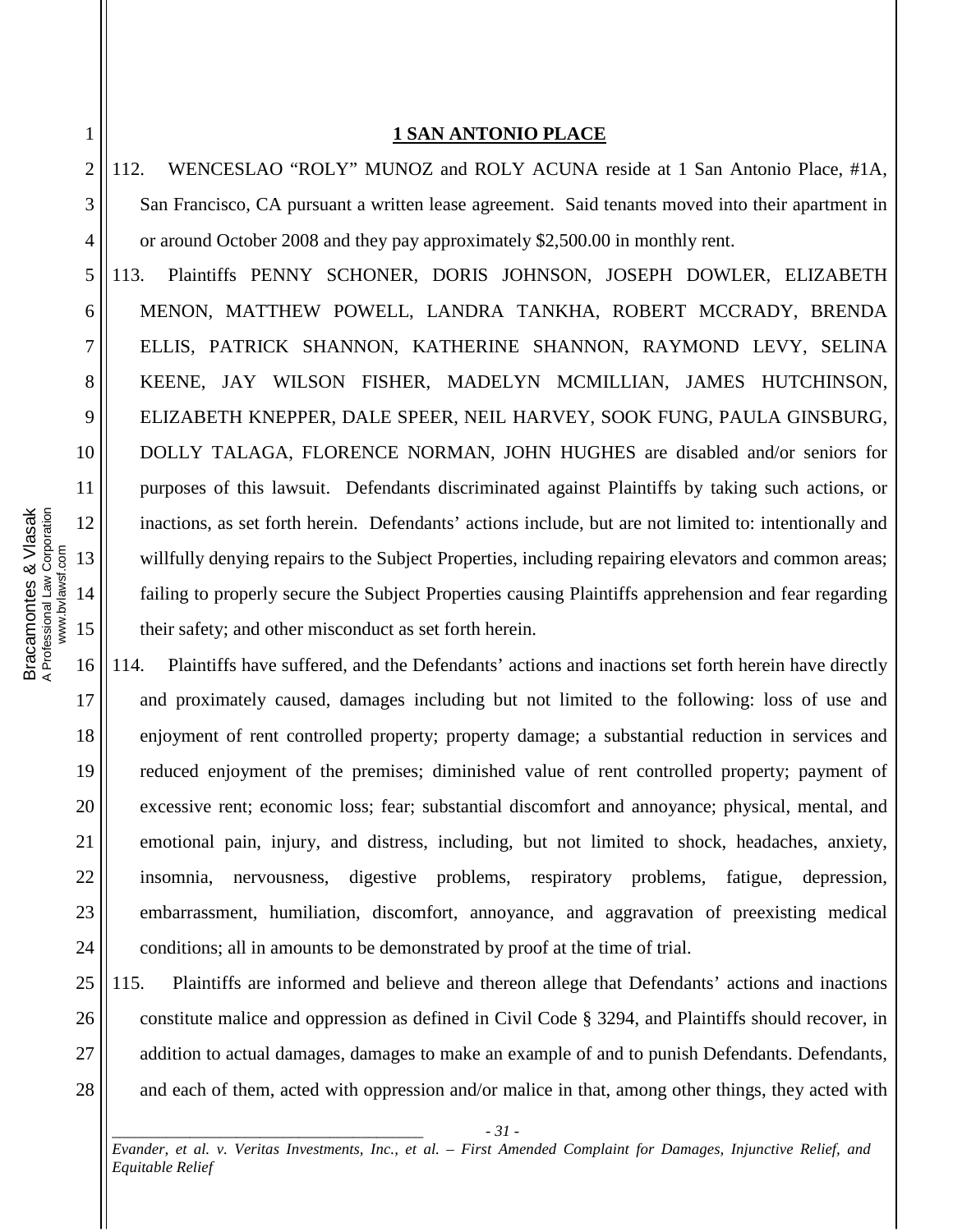**1 SAN ANTONIO PLACE**

112. WENCESLAO "ROLY" MUNOZ and ROLY ACUNA reside at 1 San Antonio Place, #1A, San Francisco, CA pursuant a written lease agreement. Said tenants moved into their apartment in or around October 2008 and they pay approximately $2,500.00 in monthly rent.

113. Plaintiffs PENNY SCHONER, DORIS JOHNSON, JOSEPH DOWLER, ELIZABETH MENON, MATTHEW POWELL, LANDRA TANKHA, ROBERT MCCRADY, BRENDA ELLIS, PATRICK SHANNON, KATHERINE SHANNON, RAYMOND LEVY, SELINA KEENE, JAY WILSON FISHER, MADELYN MCMILLIAN, JAMES HUTCHINSON, ELIZABETH KNEPPER, DALE SPEER, NEIL HARVEY, SOOK FUNG, PAULA GINSBURG, DOLLY TALAGA, FLORENCE NORMAN, JOHN HUGHES are disabled and/or seniors for purposes of this lawsuit. Defendants discriminated against Plaintiffs by taking such actions, or inactions, as set forth herein. Defendants' actions include, but are not limited to: intentionally and willfully denying repairs to the Subject Properties, including repairing elevators and common areas; failing to properly secure the Subject Properties causing Plaintiffs apprehension and fear regarding their safety; and other misconduct as set forth herein.

114. Plaintiffs have suffered, and the Defendants' actions and inactions set forth herein have directly and proximately caused, damages including but not limited to the following: loss of use and enjoyment of rent controlled property; property damage; a substantial reduction in services and reduced enjoyment of the premises; diminished value of rent controlled property; payment of excessive rent; economic loss; fear; substantial discomfort and annoyance; physical, mental, and emotional pain, injury, and distress, including, but not limited to shock, headaches, anxiety, insomnia, nervousness, digestive problems, respiratory problems, fatigue, depression, embarrassment, humiliation, discomfort, annoyance, and aggravation of preexisting medical conditions; all in amounts to be demonstrated by proof at the time of trial.

115. Plaintiffs are informed and believe and thereon allege that Defendants' actions and inactions constitute malice and oppression as defined in Civil Code § 3294, and Plaintiffs should recover, in addition to actual damages, damages to make an example of and to punish Defendants. Defendants, and each of them, acted with oppression and/or malice in that, among other things, they acted with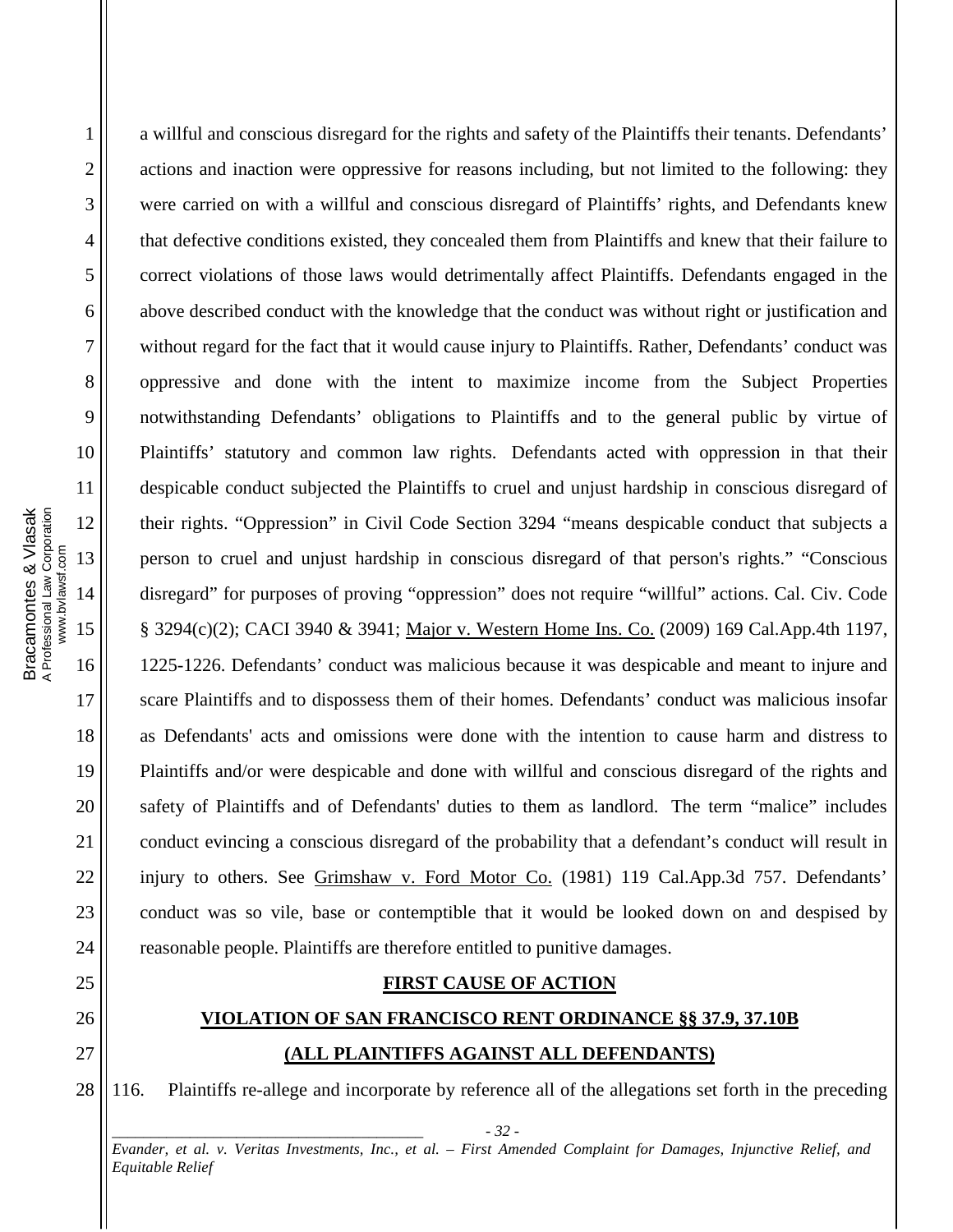a willful and conscious disregard for the rights and safety of the Plaintiffs their tenants. Defendants' actions and inaction were oppressive for reasons including, but not limited to the following: they were carried on with a willful and conscious disregard of Plaintiffs' rights, and Defendants knew that defective conditions existed, they concealed them from Plaintiffs and knew that their failure to correct violations of those laws would detrimentally affect Plaintiffs. Defendants engaged in the above described conduct with the knowledge that the conduct was without right or justification and without regard for the fact that it would cause injury to Plaintiffs. Rather, Defendants' conduct was oppressive and done with the intent to maximize income from the Subject Properties notwithstanding Defendants' obligations to Plaintiffs and to the general public by virtue of Plaintiffs' statutory and common law rights. Defendants acted with oppression in that their despicable conduct subjected the Plaintiffs to cruel and unjust hardship in conscious disregard of their rights. "Oppression" in Civil Code Section 3294 "means despicable conduct that subjects a person to cruel and unjust hardship in conscious disregard of that person's rights." "Conscious disregard" for purposes of proving "oppression" does not require "willful" actions. Cal. Civ. Code § 3294(c)(2); CACI 3940 & 3941; Major v. Western Home Ins. Co. (2009) 169 Cal.App.4th 1197, 1225-1226. Defendants' conduct was malicious because it was despicable and meant to injure and scare Plaintiffs and to dispossess them of their homes. Defendants' conduct was malicious insofar as Defendants' acts and omissions were done with the intention to cause harm and distress to Plaintiffs and/or were despicable and done with willful and conscious disregard of the rights and safety of Plaintiffs and of Defendants' duties to them as landlord. The term "malice" includes conduct evincing a conscious disregard of the probability that a defendant's conduct will result in injury to others. See Grimshaw v. Ford Motor Co. (1981) 119 Cal.App.3d 757. Defendants' conduct was so vile, base or contemptible that it would be looked down on and despised by reasonable people. Plaintiffs are therefore entitled to punitive damages.

**FIRST CAUSE OF ACTION**

**VIOLATION OF SAN FRANCISCO RENT ORDINANCE §§ 37.9, 37.10B**

**(ALL PLAINTIFFS AGAINST ALL DEFENDANTS)**

116. Plaintiffs re-allege and incorporate by reference all of the allegations set forth in the preceding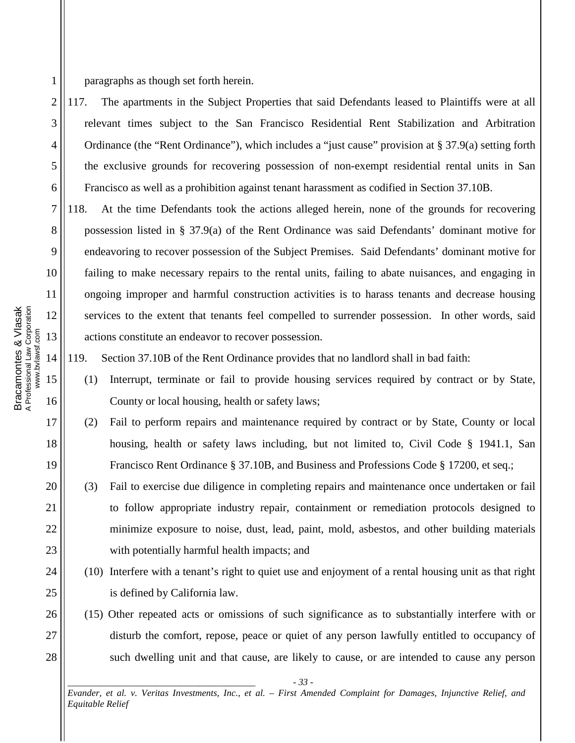paragraphs as though set forth herein.

117. The apartments in the Subject Properties that said Defendants leased to Plaintiffs were at all relevant times subject to the San Francisco Residential Rent Stabilization and Arbitration Ordinance (the "Rent Ordinance"), which includes a "just cause" provision at § 37.9(a) setting forth the exclusive grounds for recovering possession of non-exempt residential rental units in San Francisco as well as a prohibition against tenant harassment as codified in Section 37.10B.

118. At the time Defendants took the actions alleged herein, none of the grounds for recovering possession listed in § 37.9(a) of the Rent Ordinance was said Defendants' dominant motive for endeavoring to recover possession of the Subject Premises. Said Defendants' dominant motive for failing to make necessary repairs to the rental units, failing to abate nuisances, and engaging in ongoing improper and harmful construction activities is to harass tenants and decrease housing services to the extent that tenants feel compelled to surrender possession. In other words, said actions constitute an endeavor to recover possession.

119. Section 37.10B of the Rent Ordinance provides that no landlord shall in bad faith:

(1) Interrupt, terminate or fail to provide housing services required by contract or by State, County or local housing, health or safety laws;

(2) Fail to perform repairs and maintenance required by contract or by State, County or local housing, health or safety laws including, but not limited to, Civil Code § 1941.1, San Francisco Rent Ordinance § 37.10B, and Business and Professions Code § 17200, et seq.;

(3) Fail to exercise due diligence in completing repairs and maintenance once undertaken or fail to follow appropriate industry repair, containment or remediation protocols designed to minimize exposure to noise, dust, lead, paint, mold, asbestos, and other building materials with potentially harmful health impacts; and

(10) Interfere with a tenant's right to quiet use and enjoyment of a rental housing unit as that right is defined by California law.

(15) Other repeated acts or omissions of such significance as to substantially interfere with or disturb the comfort, repose, peace or quiet of any person lawfully entitled to occupancy of such dwelling unit and that cause, are likely to cause, or are intended to cause any person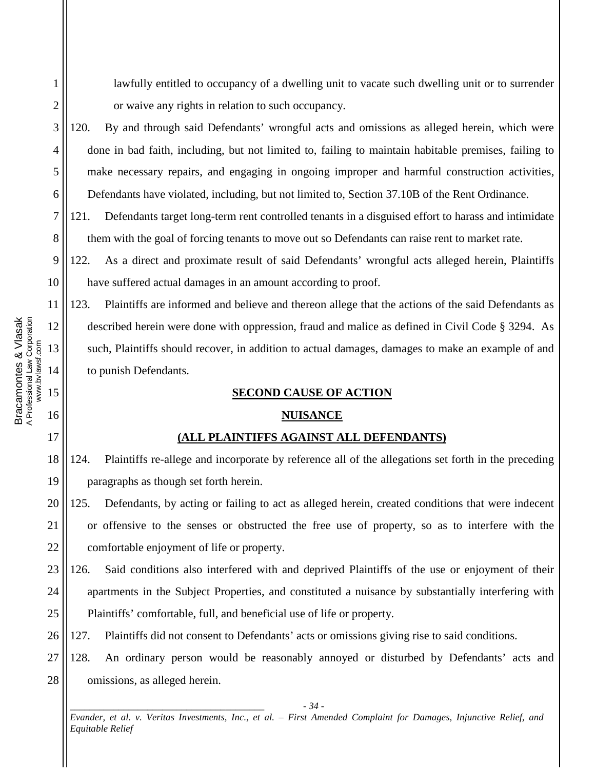lawfully entitled to occupancy of a dwelling unit to vacate such dwelling unit or to surrender or waive any rights in relation to such occupancy.

120. By and through said Defendants' wrongful acts and omissions as alleged herein, which were done in bad faith, including, but not limited to, failing to maintain habitable premises, failing to make necessary repairs, and engaging in ongoing improper and harmful construction activities, Defendants have violated, including, but not limited to, Section 37.10B of the Rent Ordinance.

121. Defendants target long-term rent controlled tenants in a disguised effort to harass and intimidate them with the goal of forcing tenants to move out so Defendants can raise rent to market rate.

122. As a direct and proximate result of said Defendants' wrongful acts alleged herein, Plaintiffs have suffered actual damages in an amount according to proof.

123. Plaintiffs are informed and believe and thereon allege that the actions of the said Defendants as described herein were done with oppression, fraud and malice as defined in Civil Code § 3294. As such, Plaintiffs should recover, in addition to actual damages, damages to make an example of and to punish Defendants.

**SECOND CAUSE OF ACTION**

**NUISANCE**

**(ALL PLAINTIFFS AGAINST ALL DEFENDANTS)**

124. Plaintiffs re-allege and incorporate by reference all of the allegations set forth in the preceding paragraphs as though set forth herein.

125. Defendants, by acting or failing to act as alleged herein, created conditions that were indecent or offensive to the senses or obstructed the free use of property, so as to interfere with the comfortable enjoyment of life or property.

126. Said conditions also interfered with and deprived Plaintiffs of the use or enjoyment of their apartments in the Subject Properties, and constituted a nuisance by substantially interfering with Plaintiffs' comfortable, full, and beneficial use of life or property.

127. Plaintiffs did not consent to Defendants' acts or omissions giving rise to said conditions.

128. An ordinary person would be reasonably annoyed or disturbed by Defendants' acts and omissions, as alleged herein.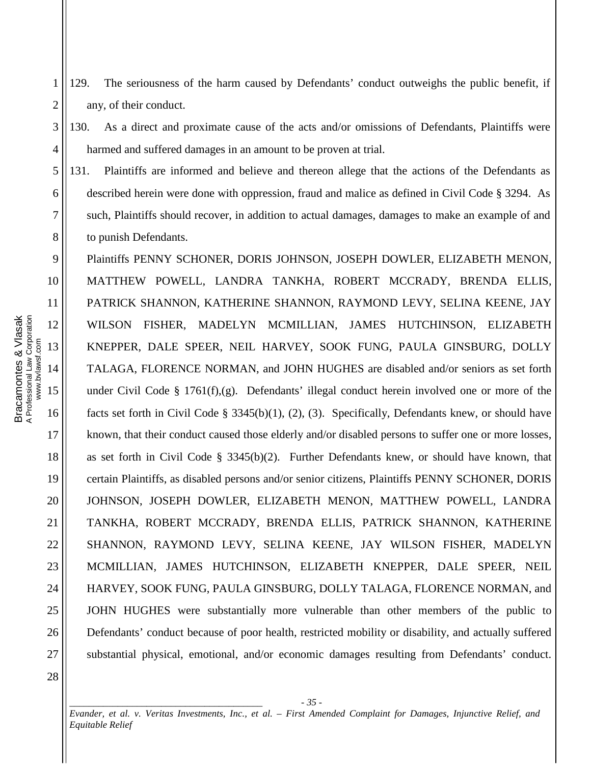129. The seriousness of the harm caused by Defendants' conduct outweighs the public benefit, if any, of their conduct.

130. As a direct and proximate cause of the acts and/or omissions of Defendants, Plaintiffs were harmed and suffered damages in an amount to be proven at trial.

131. Plaintiffs are informed and believe and thereon allege that the actions of the Defendants as described herein were done with oppression, fraud and malice as defined in Civil Code § 3294. As such, Plaintiffs should recover, in addition to actual damages, damages to make an example of and to punish Defendants.

Plaintiffs PENNY SCHONER, DORIS JOHNSON, JOSEPH DOWLER, ELIZABETH MENON, MATTHEW POWELL, LANDRA TANKHA, ROBERT MCCRADY, BRENDA ELLIS, PATRICK SHANNON, KATHERINE SHANNON, RAYMOND LEVY, SELINA KEENE, JAY WILSON FISHER, MADELYN MCMILLIAN, JAMES HUTCHINSON, ELIZABETH KNEPPER, DALE SPEER, NEIL HARVEY, SOOK FUNG, PAULA GINSBURG, DOLLY TALAGA, FLORENCE NORMAN, and JOHN HUGHES are disabled and/or seniors as set forth under Civil Code § 1761(f),(g). Defendants' illegal conduct herein involved one or more of the facts set forth in Civil Code § 3345(b)(1), (2), (3). Specifically, Defendants knew, or should have known, that their conduct caused those elderly and/or disabled persons to suffer one or more losses, as set forth in Civil Code § 3345(b)(2). Further Defendants knew, or should have known, that certain Plaintiffs, as disabled persons and/or senior citizens, Plaintiffs PENNY SCHONER, DORIS JOHNSON, JOSEPH DOWLER, ELIZABETH MENON, MATTHEW POWELL, LANDRA TANKHA, ROBERT MCCRADY, BRENDA ELLIS, PATRICK SHANNON, KATHERINE SHANNON, RAYMOND LEVY, SELINA KEENE, JAY WILSON FISHER, MADELYN MCMILLIAN, JAMES HUTCHINSON, ELIZABETH KNEPPER, DALE SPEER, NEIL HARVEY, SOOK FUNG, PAULA GINSBURG, DOLLY TALAGA, FLORENCE NORMAN, and JOHN HUGHES were substantially more vulnerable than other members of the public to Defendants' conduct because of poor health, restricted mobility or disability, and actually suffered substantial physical, emotional, and/or economic damages resulting from Defendants' conduct.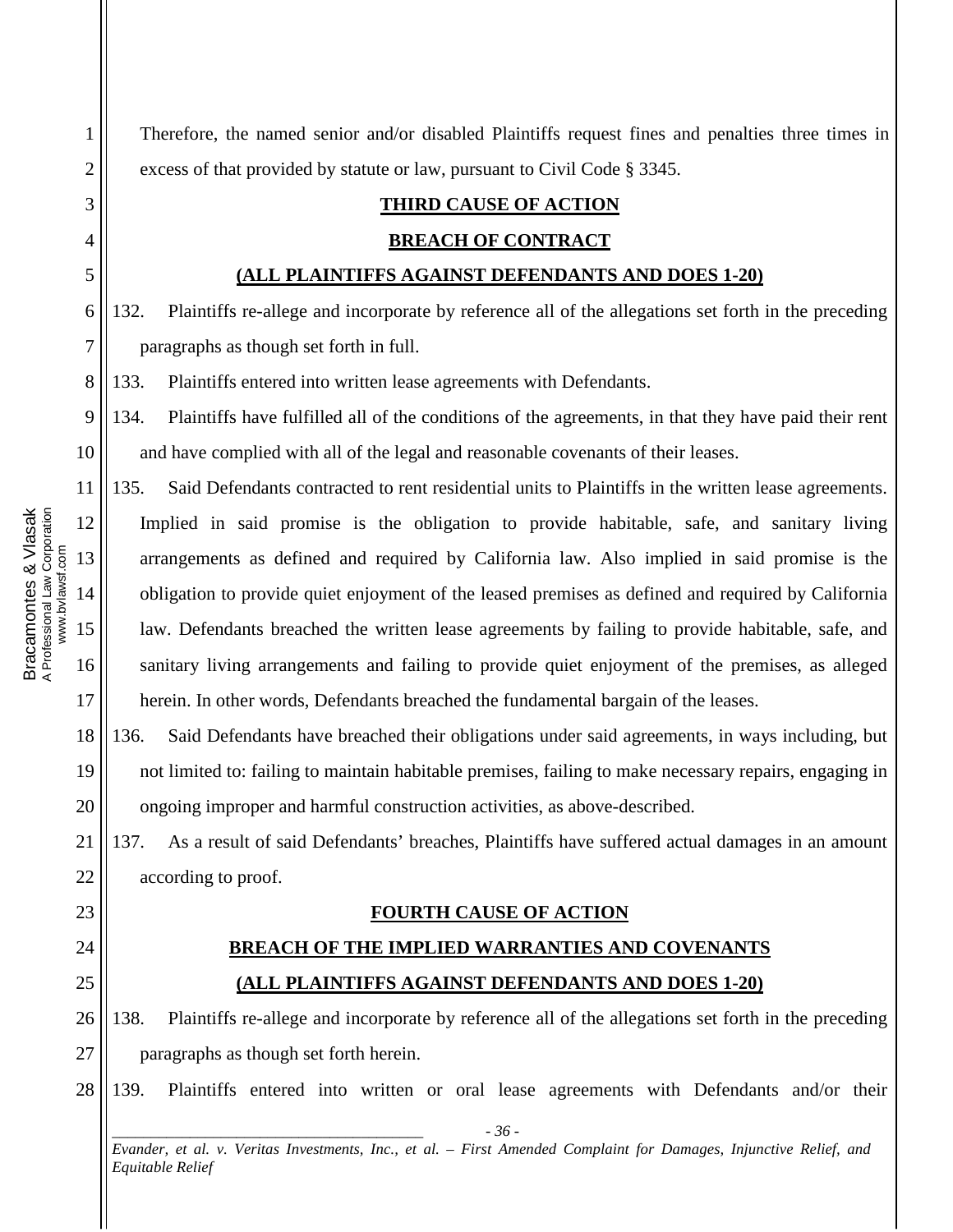Therefore, the named senior and/or disabled Plaintiffs request fines and penalties three times in excess of that provided by statute or law, pursuant to Civil Code § 3345.

**THIRD CAUSE OF ACTION**

**BREACH OF CONTRACT**

**(ALL PLAINTIFFS AGAINST DEFENDANTS AND DOES 1-20)**

132. Plaintiffs re-allege and incorporate by reference all of the allegations set forth in the preceding paragraphs as though set forth in full.

133. Plaintiffs entered into written lease agreements with Defendants.

134. Plaintiffs have fulfilled all of the conditions of the agreements, in that they have paid their rent and have complied with all of the legal and reasonable covenants of their leases.

135. Said Defendants contracted to rent residential units to Plaintiffs in the written lease agreements. Implied in said promise is the obligation to provide habitable, safe, and sanitary living arrangements as defined and required by California law. Also implied in said promise is the obligation to provide quiet enjoyment of the leased premises as defined and required by California law. Defendants breached the written lease agreements by failing to provide habitable, safe, and sanitary living arrangements and failing to provide quiet enjoyment of the premises, as alleged herein. In other words, Defendants breached the fundamental bargain of the leases.

136. Said Defendants have breached their obligations under said agreements, in ways including, but not limited to: failing to maintain habitable premises, failing to make necessary repairs, engaging in ongoing improper and harmful construction activities, as above-described.

137. As a result of said Defendants' breaches, Plaintiffs have suffered actual damages in an amount according to proof.

**FOURTH CAUSE OF ACTION**

**BREACH OF THE IMPLIED WARRANTIES AND COVENANTS**

**(ALL PLAINTIFFS AGAINST DEFENDANTS AND DOES 1-20)**

138. Plaintiffs re-allege and incorporate by reference all of the allegations set forth in the preceding paragraphs as though set forth herein.

139. Plaintiffs entered into written or oral lease agreements with Defendants and/or their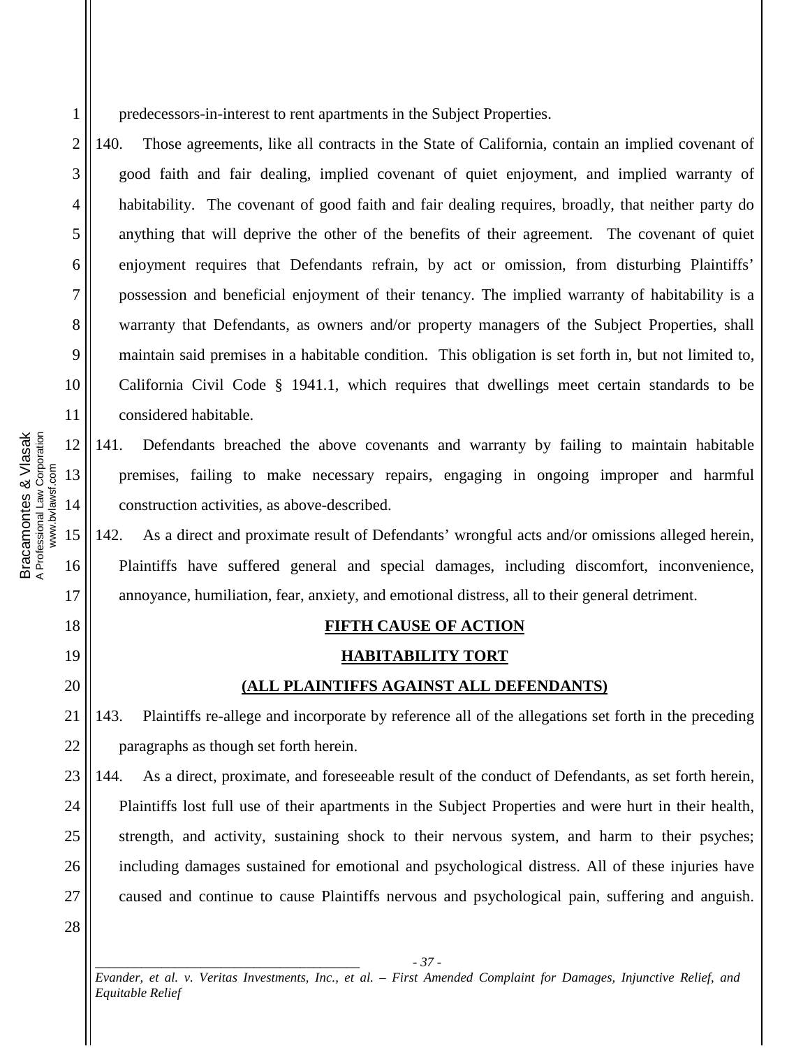predecessors-in-interest to rent apartments in the Subject Properties.

140. Those agreements, like all contracts in the State of California, contain an implied covenant of good faith and fair dealing, implied covenant of quiet enjoyment, and implied warranty of habitability. The covenant of good faith and fair dealing requires, broadly, that neither party do anything that will deprive the other of the benefits of their agreement. The covenant of quiet enjoyment requires that Defendants refrain, by act or omission, from disturbing Plaintiffs' possession and beneficial enjoyment of their tenancy. The implied warranty of habitability is a warranty that Defendants, as owners and/or property managers of the Subject Properties, shall maintain said premises in a habitable condition. This obligation is set forth in, but not limited to, California Civil Code § 1941.1, which requires that dwellings meet certain standards to be considered habitable.

141. Defendants breached the above covenants and warranty by failing to maintain habitable premises, failing to make necessary repairs, engaging in ongoing improper and harmful construction activities, as above-described.

142. As a direct and proximate result of Defendants' wrongful acts and/or omissions alleged herein, Plaintiffs have suffered general and special damages, including discomfort, inconvenience, annoyance, humiliation, fear, anxiety, and emotional distress, all to their general detriment.

**FIFTH CAUSE OF ACTION**

**HABITABILITY TORT**

**(ALL PLAINTIFFS AGAINST ALL DEFENDANTS)**

143. Plaintiffs re-allege and incorporate by reference all of the allegations set forth in the preceding paragraphs as though set forth herein.

144. As a direct, proximate, and foreseeable result of the conduct of Defendants, as set forth herein, Plaintiffs lost full use of their apartments in the Subject Properties and were hurt in their health, strength, and activity, sustaining shock to their nervous system, and harm to their psyches; including damages sustained for emotional and psychological distress. All of these injuries have caused and continue to cause Plaintiffs nervous and psychological pain, suffering and anguish.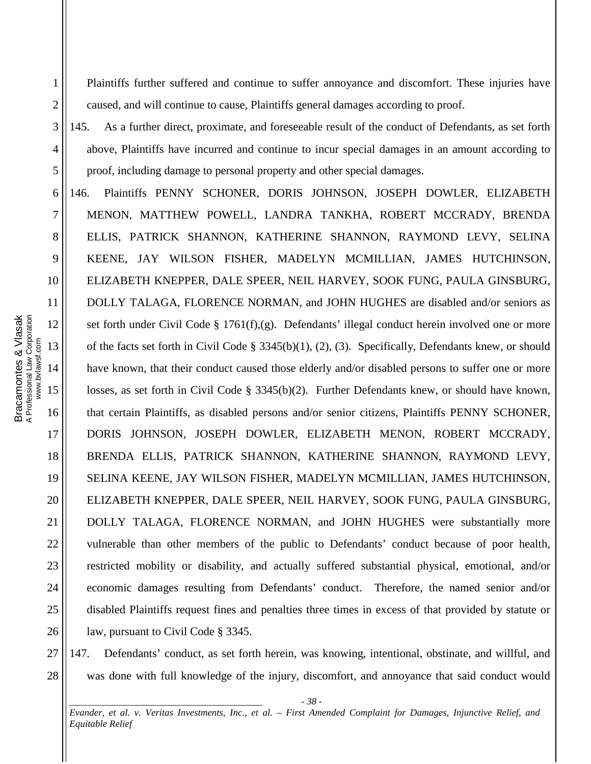Plaintiffs further suffered and continue to suffer annoyance and discomfort. These injuries have caused, and will continue to cause, Plaintiffs general damages according to proof.

145. As a further direct, proximate, and foreseeable result of the conduct of Defendants, as set forth above, Plaintiffs have incurred and continue to incur special damages in an amount according to proof, including damage to personal property and other special damages.

146. Plaintiffs PENNY SCHONER, DORIS JOHNSON, JOSEPH DOWLER, ELIZABETH MENON, MATTHEW POWELL, LANDRA TANKHA, ROBERT MCCRADY, BRENDA ELLIS, PATRICK SHANNON, KATHERINE SHANNON, RAYMOND LEVY, SELINA KEENE, JAY WILSON FISHER, MADELYN MCMILLIAN, JAMES HUTCHINSON, ELIZABETH KNEPPER, DALE SPEER, NEIL HARVEY, SOOK FUNG, PAULA GINSBURG, DOLLY TALAGA, FLORENCE NORMAN, and JOHN HUGHES are disabled and/or seniors as set forth under Civil Code § 1761(f),(g). Defendants' illegal conduct herein involved one or more of the facts set forth in Civil Code § 3345(b)(1), (2), (3). Specifically, Defendants knew, or should have known, that their conduct caused those elderly and/or disabled persons to suffer one or more losses, as set forth in Civil Code § 3345(b)(2). Further Defendants knew, or should have known, that certain Plaintiffs, as disabled persons and/or senior citizens, Plaintiffs PENNY SCHONER, DORIS JOHNSON, JOSEPH DOWLER, ELIZABETH MENON, ROBERT MCCRADY, BRENDA ELLIS, PATRICK SHANNON, KATHERINE SHANNON, RAYMOND LEVY, SELINA KEENE, JAY WILSON FISHER, MADELYN MCMILLIAN, JAMES HUTCHINSON, ELIZABETH KNEPPER, DALE SPEER, NEIL HARVEY, SOOK FUNG, PAULA GINSBURG, DOLLY TALAGA, FLORENCE NORMAN, and JOHN HUGHES were substantially more vulnerable than other members of the public to Defendants' conduct because of poor health, restricted mobility or disability, and actually suffered substantial physical, emotional, and/or economic damages resulting from Defendants' conduct. Therefore, the named senior and/or disabled Plaintiffs request fines and penalties three times in excess of that provided by statute or law, pursuant to Civil Code § 3345.

147. Defendants' conduct, as set forth herein, was knowing, intentional, obstinate, and willful, and was done with full knowledge of the injury, discomfort, and annoyance that said conduct would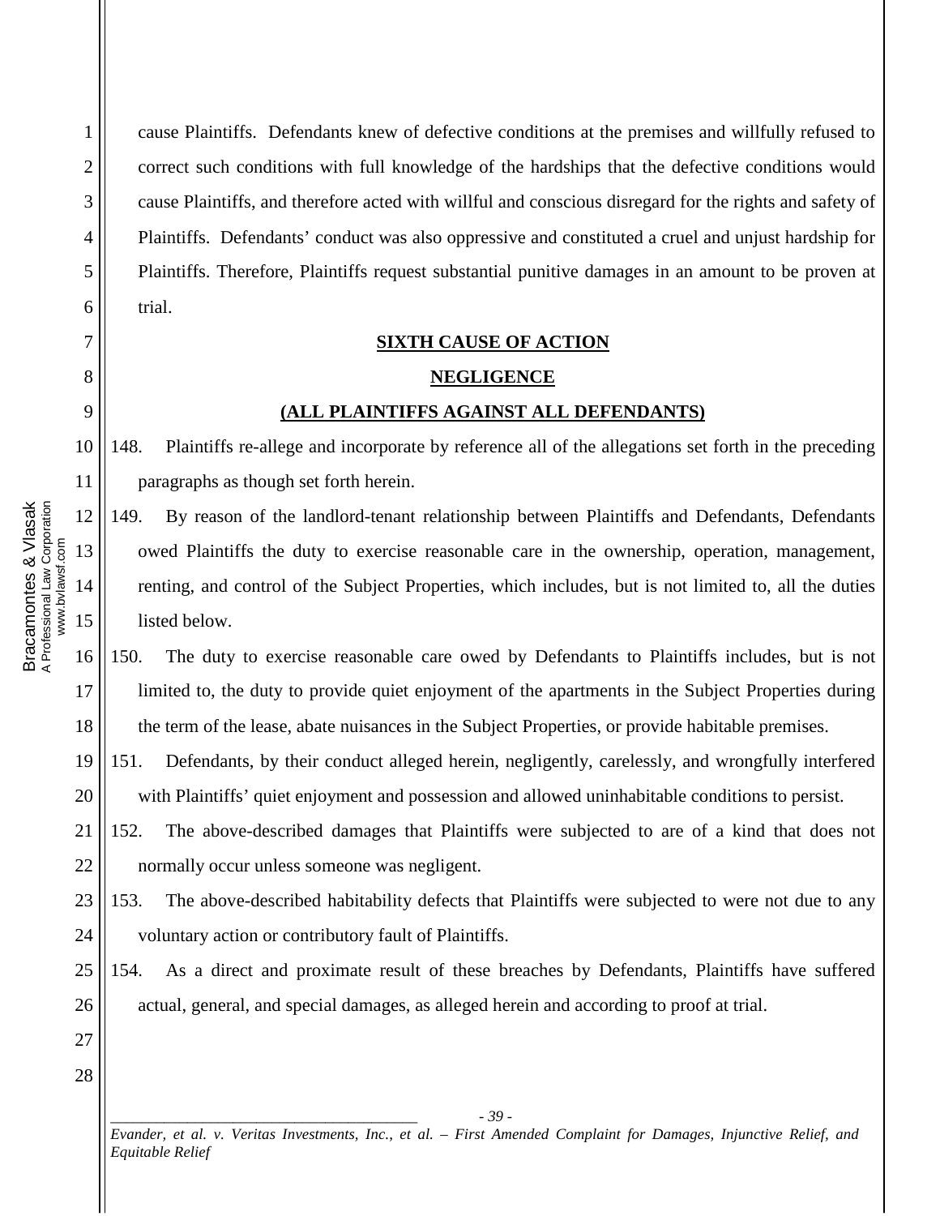cause Plaintiffs. Defendants knew of defective conditions at the premises and willfully refused to correct such conditions with full knowledge of the hardships that the defective conditions would cause Plaintiffs, and therefore acted with willful and conscious disregard for the rights and safety of Plaintiffs. Defendants' conduct was also oppressive and constituted a cruel and unjust hardship for Plaintiffs. Therefore, Plaintiffs request substantial punitive damages in an amount to be proven at trial.

**SIXTH CAUSE OF ACTION**

**NEGLIGENCE**

**(ALL PLAINTIFFS AGAINST ALL DEFENDANTS)**

148. Plaintiffs re-allege and incorporate by reference all of the allegations set forth in the preceding paragraphs as though set forth herein.

149. By reason of the landlord-tenant relationship between Plaintiffs and Defendants, Defendants owed Plaintiffs the duty to exercise reasonable care in the ownership, operation, management, renting, and control of the Subject Properties, which includes, but is not limited to, all the duties listed below.

150. The duty to exercise reasonable care owed by Defendants to Plaintiffs includes, but is not limited to, the duty to provide quiet enjoyment of the apartments in the Subject Properties during the term of the lease, abate nuisances in the Subject Properties, or provide habitable premises.

151. Defendants, by their conduct alleged herein, negligently, carelessly, and wrongfully interfered with Plaintiffs' quiet enjoyment and possession and allowed uninhabitable conditions to persist.

152. The above-described damages that Plaintiffs were subjected to are of a kind that does not normally occur unless someone was negligent.

153. The above-described habitability defects that Plaintiffs were subjected to were not due to any voluntary action or contributory fault of Plaintiffs.

154. As a direct and proximate result of these breaches by Defendants, Plaintiffs have suffered actual, general, and special damages, as alleged herein and according to proof at trial.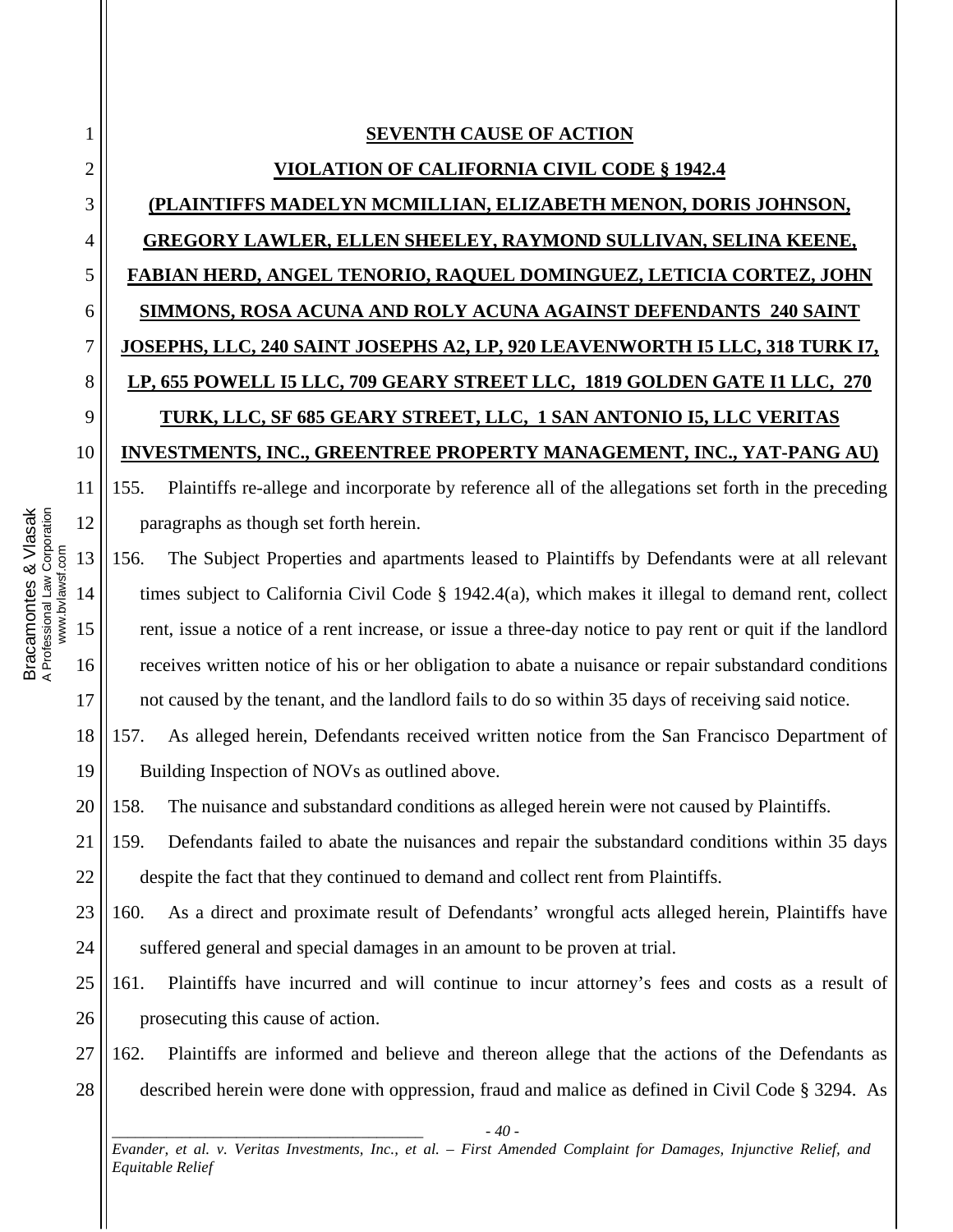**SEVENTH CAUSE OF ACTION**

**VIOLATION OF CALIFORNIA CIVIL CODE § 1942.4**

**(PLAINTIFFS MADELYN MCMILLIAN, ELIZABETH MENON, DORIS JOHNSON, GREGORY LAWLER, ELLEN SHEELEY, RAYMOND SULLIVAN, SELINA KEENE, FABIAN HERD, ANGEL TENORIO, RAQUEL DOMINGUEZ, LETICIA CORTEZ, JOHN SIMMONS, ROSA ACUNA AND ROLY ACUNA AGAINST DEFENDANTS 240 SAINT JOSEPHS, LLC, 240 SAINT JOSEPHS A2, LP, 920 LEAVENWORTH I5 LLC, 318 TURK I7, LP, 655 POWELL I5 LLC, 709 GEARY STREET LLC, 1819 GOLDEN GATE I1 LLC, 270 TURK, LLC, SF 685 GEARY STREET, LLC, 1 SAN ANTONIO I5, LLC VERITAS INVESTMENTS, INC., GREENTREE PROPERTY MANAGEMENT, INC., YAT-PANG AU)**

155. Plaintiffs re-allege and incorporate by reference all of the allegations set forth in the preceding paragraphs as though set forth herein.

156. The Subject Properties and apartments leased to Plaintiffs by Defendants were at all relevant times subject to California Civil Code § 1942.4(a), which makes it illegal to demand rent, collect rent, issue a notice of a rent increase, or issue a three-day notice to pay rent or quit if the landlord receives written notice of his or her obligation to abate a nuisance or repair substandard conditions not caused by the tenant, and the landlord fails to do so within 35 days of receiving said notice.

157. As alleged herein, Defendants received written notice from the San Francisco Department of Building Inspection of NOVs as outlined above.

158. The nuisance and substandard conditions as alleged herein were not caused by Plaintiffs.

159. Defendants failed to abate the nuisances and repair the substandard conditions within 35 days despite the fact that they continued to demand and collect rent from Plaintiffs.

160. As a direct and proximate result of Defendants' wrongful acts alleged herein, Plaintiffs have suffered general and special damages in an amount to be proven at trial.

161. Plaintiffs have incurred and will continue to incur attorney's fees and costs as a result of prosecuting this cause of action.

162. Plaintiffs are informed and believe and thereon allege that the actions of the Defendants as described herein were done with oppression, fraud and malice as defined in Civil Code § 3294. As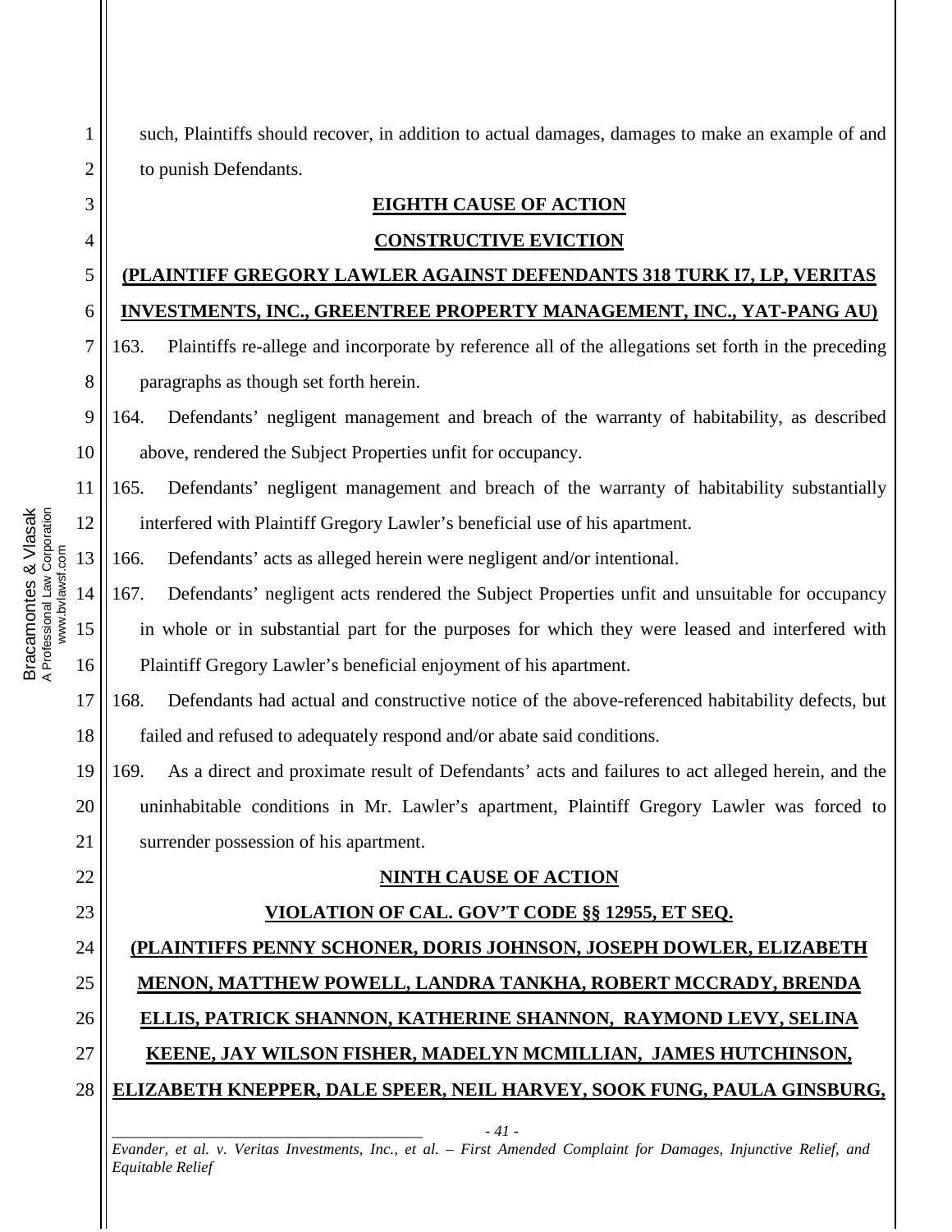such, Plaintiffs should recover, in addition to actual damages, damages to make an example of and to punish Defendants.

**EIGHTH CAUSE OF ACTION**

**CONSTRUCTIVE EVICTION**

**(PLAINTIFF GREGORY LAWLER AGAINST DEFENDANTS 318 TURK I7, LP, VERITAS INVESTMENTS, INC., GREENTREE PROPERTY MANAGEMENT, INC., YAT-PANG AU)**

163. Plaintiffs re-allege and incorporate by reference all of the allegations set forth in the preceding paragraphs as though set forth herein.

164. Defendants' negligent management and breach of the warranty of habitability, as described above, rendered the Subject Properties unfit for occupancy.

165. Defendants' negligent management and breach of the warranty of habitability substantially interfered with Plaintiff Gregory Lawler's beneficial use of his apartment.

166. Defendants' acts as alleged herein were negligent and/or intentional.

167. Defendants' negligent acts rendered the Subject Properties unfit and unsuitable for occupancy in whole or in substantial part for the purposes for which they were leased and interfered with Plaintiff Gregory Lawler's beneficial enjoyment of his apartment.

168. Defendants had actual and constructive notice of the above-referenced habitability defects, but failed and refused to adequately respond and/or abate said conditions.

169. As a direct and proximate result of Defendants' acts and failures to act alleged herein, and the uninhabitable conditions in Mr. Lawler's apartment, Plaintiff Gregory Lawler was forced to surrender possession of his apartment.

**NINTH CAUSE OF ACTION**

**VIOLATION OF CAL. GOV'T CODE §§ 12955, ET SEQ.**

**(PLAINTIFFS PENNY SCHONER, DORIS JOHNSON, JOSEPH DOWLER, ELIZABETH MENON, MATTHEW POWELL, LANDRA TANKHA, ROBERT MCCRADY, BRENDA ELLIS, PATRICK SHANNON, KATHERINE SHANNON, RAYMOND LEVY, SELINA KEENE, JAY WILSON FISHER, MADELYN MCMILLIAN, JAMES HUTCHINSON, ELIZABETH KNEPPER, DALE SPEER, NEIL HARVEY, SOOK FUNG, PAULA GINSBURG,**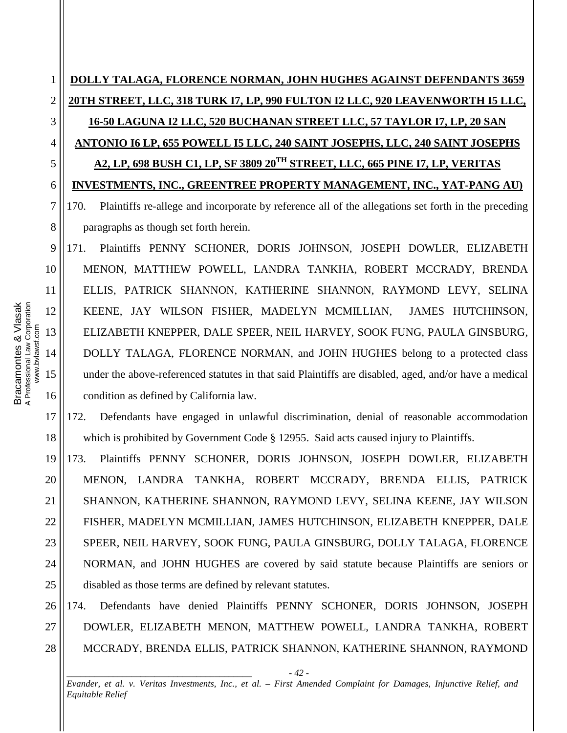**DOLLY TALAGA, FLORENCE NORMAN, JOHN HUGHES AGAINST DEFENDANTS 3659 20TH STREET, LLC, 318 TURK I7, LP, 990 FULTON I2 LLC, 920 LEAVENWORTH I5 LLC, 16-50 LAGUNA I2 LLC, 520 BUCHANAN STREET LLC, 57 TAYLOR I7, LP, 20 SAN ANTONIO I6 LP, 655 POWELL I5 LLC, 240 SAINT JOSEPHS, LLC, 240 SAINT JOSEPHS A2, LP, 698 BUSH C1, LP, SF 3809 20TH STREET, LLC, 665 PINE I7, LP, VERITAS INVESTMENTS, INC., GREENTREE PROPERTY MANAGEMENT, INC., YAT-PANG AU)**

170. Plaintiffs re-allege and incorporate by reference all of the allegations set forth in the preceding paragraphs as though set forth herein.

171. Plaintiffs PENNY SCHONER, DORIS JOHNSON, JOSEPH DOWLER, ELIZABETH MENON, MATTHEW POWELL, LANDRA TANKHA, ROBERT MCCRADY, BRENDA ELLIS, PATRICK SHANNON, KATHERINE SHANNON, RAYMOND LEVY, SELINA KEENE, JAY WILSON FISHER, MADELYN MCMILLIAN, JAMES HUTCHINSON, ELIZABETH KNEPPER, DALE SPEER, NEIL HARVEY, SOOK FUNG, PAULA GINSBURG, DOLLY TALAGA, FLORENCE NORMAN, and JOHN HUGHES belong to a protected class under the above-referenced statutes in that said Plaintiffs are disabled, aged, and/or have a medical condition as defined by California law.

172. Defendants have engaged in unlawful discrimination, denial of reasonable accommodation which is prohibited by Government Code § 12955. Said acts caused injury to Plaintiffs.

173. Plaintiffs PENNY SCHONER, DORIS JOHNSON, JOSEPH DOWLER, ELIZABETH MENON, LANDRA TANKHA, ROBERT MCCRADY, BRENDA ELLIS, PATRICK SHANNON, KATHERINE SHANNON, RAYMOND LEVY, SELINA KEENE, JAY WILSON FISHER, MADELYN MCMILLIAN, JAMES HUTCHINSON, ELIZABETH KNEPPER, DALE SPEER, NEIL HARVEY, SOOK FUNG, PAULA GINSBURG, DOLLY TALAGA, FLORENCE NORMAN, and JOHN HUGHES are covered by said statute because Plaintiffs are seniors or disabled as those terms are defined by relevant statutes.

174. Defendants have denied Plaintiffs PENNY SCHONER, DORIS JOHNSON, JOSEPH DOWLER, ELIZABETH MENON, MATTHEW POWELL, LANDRA TANKHA, ROBERT MCCRADY, BRENDA ELLIS, PATRICK SHANNON, KATHERINE SHANNON, RAYMOND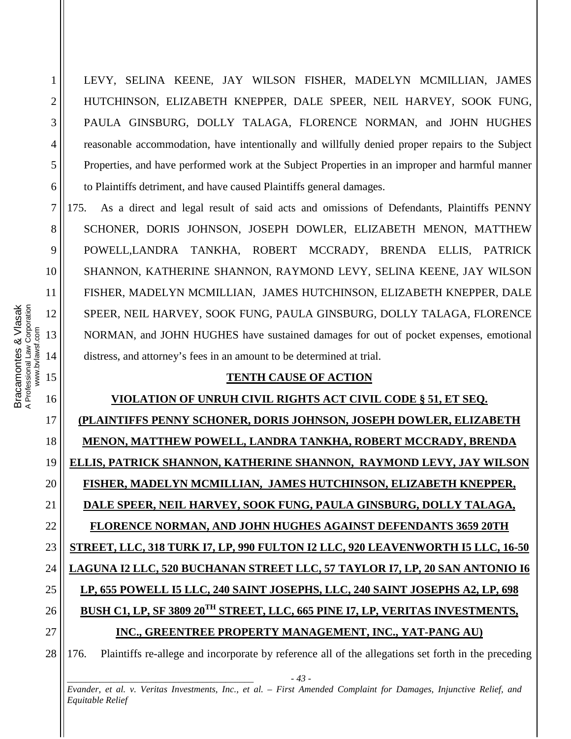LEVY, SELINA KEENE, JAY WILSON FISHER, MADELYN MCMILLIAN, JAMES HUTCHINSON, ELIZABETH KNEPPER, DALE SPEER, NEIL HARVEY, SOOK FUNG, PAULA GINSBURG, DOLLY TALAGA, FLORENCE NORMAN, and JOHN HUGHES reasonable accommodation, have intentionally and willfully denied proper repairs to the Subject Properties, and have performed work at the Subject Properties in an improper and harmful manner to Plaintiffs detriment, and have caused Plaintiffs general damages.

175. As a direct and legal result of said acts and omissions of Defendants, Plaintiffs PENNY SCHONER, DORIS JOHNSON, JOSEPH DOWLER, ELIZABETH MENON, MATTHEW POWELL,LANDRA TANKHA, ROBERT MCCRADY, BRENDA ELLIS, PATRICK SHANNON, KATHERINE SHANNON, RAYMOND LEVY, SELINA KEENE, JAY WILSON FISHER, MADELYN MCMILLIAN, JAMES HUTCHINSON, ELIZABETH KNEPPER, DALE SPEER, NEIL HARVEY, SOOK FUNG, PAULA GINSBURG, DOLLY TALAGA, FLORENCE NORMAN, and JOHN HUGHES have sustained damages for out of pocket expenses, emotional distress, and attorney's fees in an amount to be determined at trial.

## TENTH CAUSE OF ACTION

## VIOLATION OF UNRUH CIVIL RIGHTS ACT CIVIL CODE § 51, ET SEQ.

**(PLAINTIFFS PENNY SCHONER, DORIS JOHNSON, JOSEPH DOWLER, ELIZABETH MENON, MATTHEW POWELL, LANDRA TANKHA, ROBERT MCCRADY, BRENDA ELLIS, PATRICK SHANNON, KATHERINE SHANNON, RAYMOND LEVY, JAY WILSON FISHER, MADELYN MCMILLIAN, JAMES HUTCHINSON, ELIZABETH KNEPPER, DALE SPEER, NEIL HARVEY, SOOK FUNG, PAULA GINSBURG, DOLLY TALAGA, FLORENCE NORMAN, AND JOHN HUGHES AGAINST DEFENDANTS 3659 20TH STREET, LLC, 318 TURK I7, LP, 990 FULTON I2 LLC, 920 LEAVENWORTH I5 LLC, 16-50 LAGUNA I2 LLC, 520 BUCHANAN STREET LLC, 57 TAYLOR I7, LP, 20 SAN ANTONIO I6 LP, 655 POWELL I5 LLC, 240 SAINT JOSEPHS, LLC, 240 SAINT JOSEPHS A2, LP, 698 BUSH C1, LP, SF 3809 20TH STREET, LLC, 665 PINE I7, LP, VERITAS INVESTMENTS, INC., GREENTREE PROPERTY MANAGEMENT, INC., YAT-PANG AU)**

176. Plaintiffs re-allege and incorporate by reference all of the allegations set forth in the preceding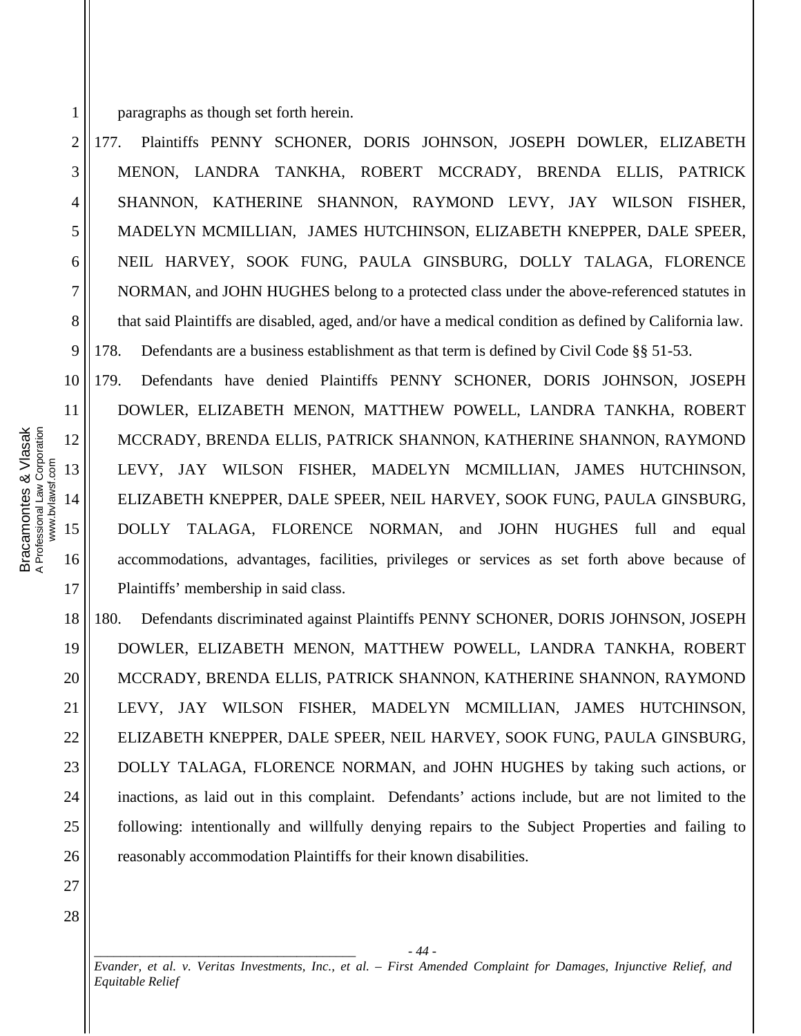paragraphs as though set forth herein.

177. Plaintiffs PENNY SCHONER, DORIS JOHNSON, JOSEPH DOWLER, ELIZABETH MENON, LANDRA TANKHA, ROBERT MCCRADY, BRENDA ELLIS, PATRICK SHANNON, KATHERINE SHANNON, RAYMOND LEVY, JAY WILSON FISHER, MADELYN MCMILLIAN, JAMES HUTCHINSON, ELIZABETH KNEPPER, DALE SPEER, NEIL HARVEY, SOOK FUNG, PAULA GINSBURG, DOLLY TALAGA, FLORENCE NORMAN, and JOHN HUGHES belong to a protected class under the above-referenced statutes in that said Plaintiffs are disabled, aged, and/or have a medical condition as defined by California law.

178. Defendants are a business establishment as that term is defined by Civil Code §§ 51-53.

179. Defendants have denied Plaintiffs PENNY SCHONER, DORIS JOHNSON, JOSEPH DOWLER, ELIZABETH MENON, MATTHEW POWELL, LANDRA TANKHA, ROBERT MCCRADY, BRENDA ELLIS, PATRICK SHANNON, KATHERINE SHANNON, RAYMOND LEVY, JAY WILSON FISHER, MADELYN MCMILLIAN, JAMES HUTCHINSON, ELIZABETH KNEPPER, DALE SPEER, NEIL HARVEY, SOOK FUNG, PAULA GINSBURG, DOLLY TALAGA, FLORENCE NORMAN, and JOHN HUGHES full and equal accommodations, advantages, facilities, privileges or services as set forth above because of Plaintiffs' membership in said class.

180. Defendants discriminated against Plaintiffs PENNY SCHONER, DORIS JOHNSON, JOSEPH DOWLER, ELIZABETH MENON, MATTHEW POWELL, LANDRA TANKHA, ROBERT MCCRADY, BRENDA ELLIS, PATRICK SHANNON, KATHERINE SHANNON, RAYMOND LEVY, JAY WILSON FISHER, MADELYN MCMILLIAN, JAMES HUTCHINSON, ELIZABETH KNEPPER, DALE SPEER, NEIL HARVEY, SOOK FUNG, PAULA GINSBURG, DOLLY TALAGA, FLORENCE NORMAN, and JOHN HUGHES by taking such actions, or inactions, as laid out in this complaint. Defendants' actions include, but are not limited to the following: intentionally and willfully denying repairs to the Subject Properties and failing to reasonably accommodation Plaintiffs for their known disabilities.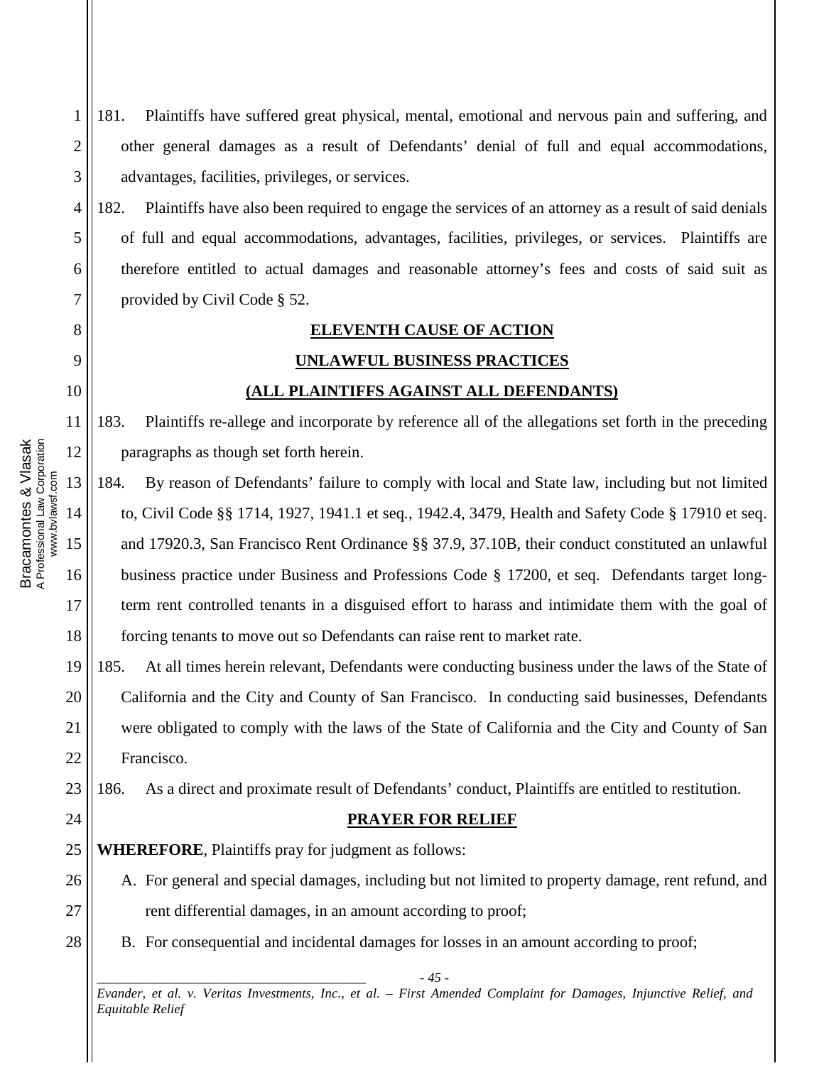181. Plaintiffs have suffered great physical, mental, emotional and nervous pain and suffering, and other general damages as a result of Defendants' denial of full and equal accommodations, advantages, facilities, privileges, or services.

182. Plaintiffs have also been required to engage the services of an attorney as a result of said denials of full and equal accommodations, advantages, facilities, privileges, or services. Plaintiffs are therefore entitled to actual damages and reasonable attorney's fees and costs of said suit as provided by Civil Code § 52.

**ELEVENTH CAUSE OF ACTION**

**UNLAWFUL BUSINESS PRACTICES**

**(ALL PLAINTIFFS AGAINST ALL DEFENDANTS)**

183. Plaintiffs re-allege and incorporate by reference all of the allegations set forth in the preceding paragraphs as though set forth herein.

184. By reason of Defendants' failure to comply with local and State law, including but not limited to, Civil Code §§ 1714, 1927, 1941.1 et seq., 1942.4, 3479, Health and Safety Code § 17910 et seq. and 17920.3, San Francisco Rent Ordinance §§ 37.9, 37.10B, their conduct constituted an unlawful business practice under Business and Professions Code § 17200, et seq. Defendants target long-term rent controlled tenants in a disguised effort to harass and intimidate them with the goal of forcing tenants to move out so Defendants can raise rent to market rate.

185. At all times herein relevant, Defendants were conducting business under the laws of the State of California and the City and County of San Francisco. In conducting said businesses, Defendants were obligated to comply with the laws of the State of California and the City and County of San Francisco.

186. As a direct and proximate result of Defendants' conduct, Plaintiffs are entitled to restitution.

**PRAYER FOR RELIEF**

**WHEREFORE**, Plaintiffs pray for judgment as follows:

A. For general and special damages, including but not limited to property damage, rent refund, and rent differential damages, in an amount according to proof;

B. For consequential and incidental damages for losses in an amount according to proof;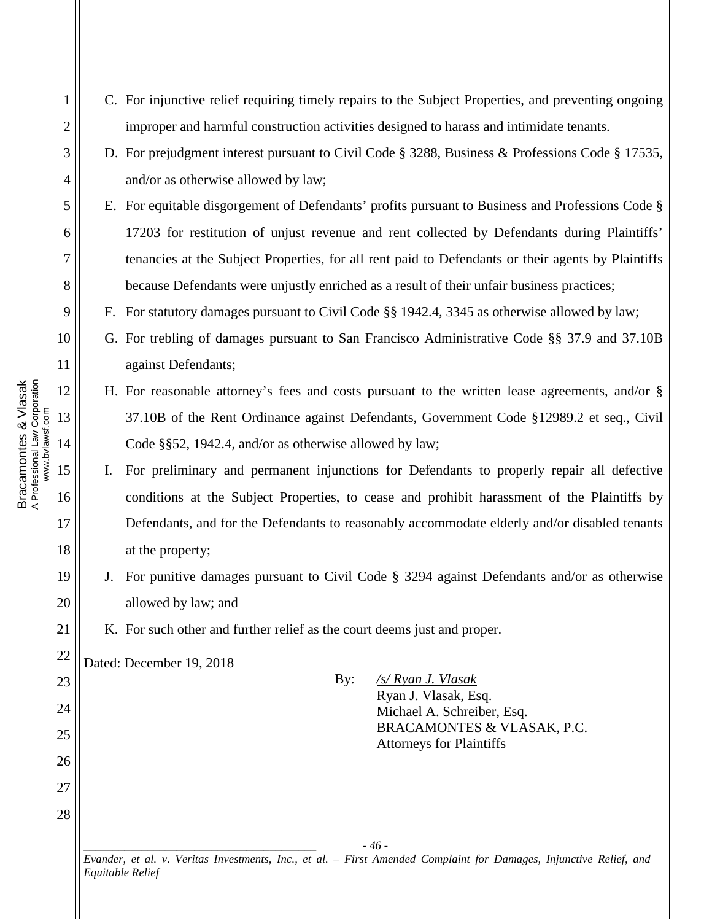C. For injunctive relief requiring timely repairs to the Subject Properties, and preventing ongoing improper and harmful construction activities designed to harass and intimidate tenants.

D. For prejudgment interest pursuant to Civil Code § 3288, Business & Professions Code § 17535, and/or as otherwise allowed by law;

E. For equitable disgorgement of Defendants' profits pursuant to Business and Professions Code § 17203 for restitution of unjust revenue and rent collected by Defendants during Plaintiffs' tenancies at the Subject Properties, for all rent paid to Defendants or their agents by Plaintiffs because Defendants were unjustly enriched as a result of their unfair business practices;

F. For statutory damages pursuant to Civil Code §§ 1942.4, 3345 as otherwise allowed by law;

G. For trebling of damages pursuant to San Francisco Administrative Code §§ 37.9 and 37.10B against Defendants;

H. For reasonable attorney's fees and costs pursuant to the written lease agreements, and/or § 37.10B of the Rent Ordinance against Defendants, Government Code §12989.2 et seq., Civil Code §§52, 1942.4, and/or as otherwise allowed by law;

I. For preliminary and permanent injunctions for Defendants to properly repair all defective conditions at the Subject Properties, to cease and prohibit harassment of the Plaintiffs by Defendants, and for the Defendants to reasonably accommodate elderly and/or disabled tenants at the property;

J. For punitive damages pursuant to Civil Code § 3294 against Defendants and/or as otherwise allowed by law; and

K. For such other and further relief as the court deems just and proper.

Dated: December 19, 2018

By: */s/ Ryan J. Vlasak*
Ryan J. Vlasak, Esq.
Michael A. Schreiber, Esq.
BRACAMONTES & VLASAK, P.C.
Attorneys for Plaintiffs